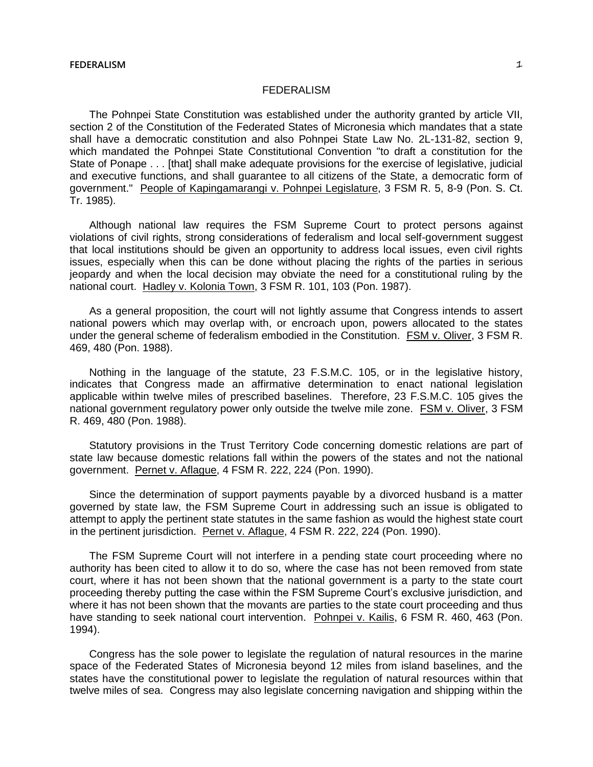# FEDERALISM

The Pohnpei State Constitution was established under the authority granted by article VII, section 2 of the Constitution of the Federated States of Micronesia which mandates that a state shall have a democratic constitution and also Pohnpei State Law No. 2L-131-82, section 9, which mandated the Pohnpei State Constitutional Convention "to draft a constitution for the State of Ponape . . . [that] shall make adequate provisions for the exercise of legislative, judicial and executive functions, and shall guarantee to all citizens of the State, a democratic form of government." People of Kapingamarangi v. Pohnpei Legislature, 3 FSM R. 5, 8-9 (Pon. S. Ct. Tr. 1985).

Although national law requires the FSM Supreme Court to protect persons against violations of civil rights, strong considerations of federalism and local self-government suggest that local institutions should be given an opportunity to address local issues, even civil rights issues, especially when this can be done without placing the rights of the parties in serious jeopardy and when the local decision may obviate the need for a constitutional ruling by the national court. Hadley v. Kolonia Town, 3 FSM R. 101, 103 (Pon. 1987).

As a general proposition, the court will not lightly assume that Congress intends to assert national powers which may overlap with, or encroach upon, powers allocated to the states under the general scheme of federalism embodied in the Constitution. FSM v. Oliver, 3 FSM R. 469, 480 (Pon. 1988).

Nothing in the language of the statute, 23 F.S.M.C. 105, or in the legislative history, indicates that Congress made an affirmative determination to enact national legislation applicable within twelve miles of prescribed baselines. Therefore, 23 F.S.M.C. 105 gives the national government regulatory power only outside the twelve mile zone. FSM v. Oliver, 3 FSM R. 469, 480 (Pon. 1988).

Statutory provisions in the Trust Territory Code concerning domestic relations are part of state law because domestic relations fall within the powers of the states and not the national government. Pernet v. Aflague, 4 FSM R. 222, 224 (Pon. 1990).

Since the determination of support payments payable by a divorced husband is a matter governed by state law, the FSM Supreme Court in addressing such an issue is obligated to attempt to apply the pertinent state statutes in the same fashion as would the highest state court in the pertinent jurisdiction. Pernet v. Aflague, 4 FSM R. 222, 224 (Pon. 1990).

The FSM Supreme Court will not interfere in a pending state court proceeding where no authority has been cited to allow it to do so, where the case has not been removed from state court, where it has not been shown that the national government is a party to the state court proceeding thereby putting the case within the FSM Supreme Court's exclusive jurisdiction, and where it has not been shown that the movants are parties to the state court proceeding and thus have standing to seek national court intervention. Pohnpei v. Kailis, 6 FSM R. 460, 463 (Pon. 1994).

Congress has the sole power to legislate the regulation of natural resources in the marine space of the Federated States of Micronesia beyond 12 miles from island baselines, and the states have the constitutional power to legislate the regulation of natural resources within that twelve miles of sea. Congress may also legislate concerning navigation and shipping within the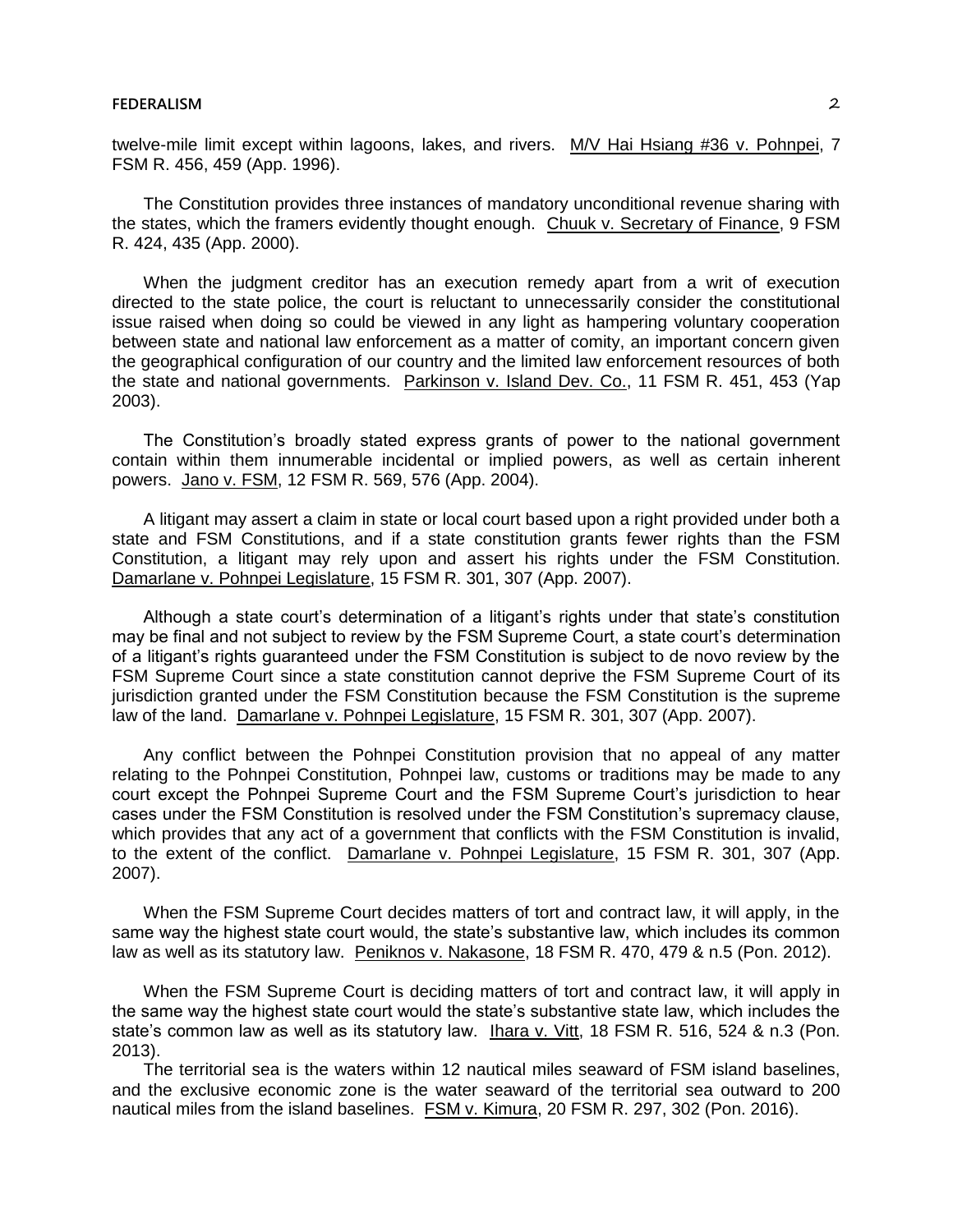twelve-mile limit except within lagoons, lakes, and rivers. M/V Hai Hsiang #36 v. Pohnpei, 7 FSM R. 456, 459 (App. 1996).

The Constitution provides three instances of mandatory unconditional revenue sharing with the states, which the framers evidently thought enough. Chuuk v. Secretary of Finance, 9 FSM R. 424, 435 (App. 2000).

When the judgment creditor has an execution remedy apart from a writ of execution directed to the state police, the court is reluctant to unnecessarily consider the constitutional issue raised when doing so could be viewed in any light as hampering voluntary cooperation between state and national law enforcement as a matter of comity, an important concern given the geographical configuration of our country and the limited law enforcement resources of both the state and national governments. Parkinson v. Island Dev. Co., 11 FSM R. 451, 453 (Yap 2003).

The Constitution's broadly stated express grants of power to the national government contain within them innumerable incidental or implied powers, as well as certain inherent powers. Jano v. FSM, 12 FSM R. 569, 576 (App. 2004).

A litigant may assert a claim in state or local court based upon a right provided under both a state and FSM Constitutions, and if a state constitution grants fewer rights than the FSM Constitution, a litigant may rely upon and assert his rights under the FSM Constitution. Damarlane v. Pohnpei Legislature, 15 FSM R. 301, 307 (App. 2007).

Although a state court's determination of a litigant's rights under that state's constitution may be final and not subject to review by the FSM Supreme Court, a state court's determination of a litigant's rights guaranteed under the FSM Constitution is subject to de novo review by the FSM Supreme Court since a state constitution cannot deprive the FSM Supreme Court of its jurisdiction granted under the FSM Constitution because the FSM Constitution is the supreme law of the land. Damarlane v. Pohnpei Legislature, 15 FSM R. 301, 307 (App. 2007).

Any conflict between the Pohnpei Constitution provision that no appeal of any matter relating to the Pohnpei Constitution, Pohnpei law, customs or traditions may be made to any court except the Pohnpei Supreme Court and the FSM Supreme Court's jurisdiction to hear cases under the FSM Constitution is resolved under the FSM Constitution's supremacy clause, which provides that any act of a government that conflicts with the FSM Constitution is invalid, to the extent of the conflict. Damarlane v. Pohnpei Legislature, 15 FSM R. 301, 307 (App. 2007).

When the FSM Supreme Court decides matters of tort and contract law, it will apply, in the same way the highest state court would, the state's substantive law, which includes its common law as well as its statutory law. Peniknos v. Nakasone, 18 FSM R. 470, 479 & n.5 (Pon. 2012).

When the FSM Supreme Court is deciding matters of tort and contract law, it will apply in the same way the highest state court would the state's substantive state law, which includes the state's common law as well as its statutory law. Ihara v. Vitt, 18 FSM R. 516, 524 & n.3 (Pon. 2013).

The territorial sea is the waters within 12 nautical miles seaward of FSM island baselines, and the exclusive economic zone is the water seaward of the territorial sea outward to 200 nautical miles from the island baselines. FSM v. Kimura, 20 FSM R. 297, 302 (Pon. 2016).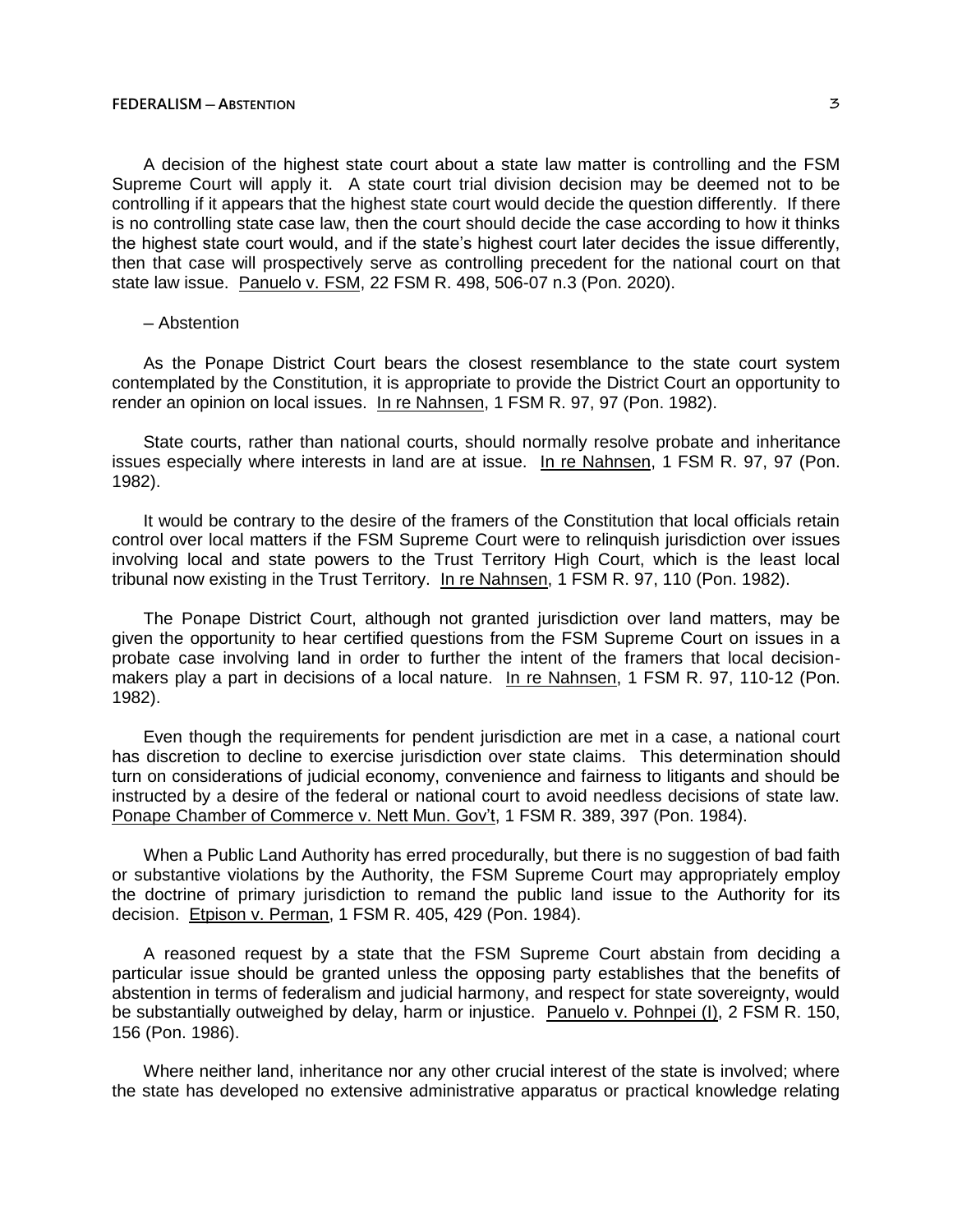A decision of the highest state court about a state law matter is controlling and the FSM Supreme Court will apply it. A state court trial division decision may be deemed not to be controlling if it appears that the highest state court would decide the question differently. If there is no controlling state case law, then the court should decide the case according to how it thinks the highest state court would, and if the state's highest court later decides the issue differently, then that case will prospectively serve as controlling precedent for the national court on that state law issue. Panuelo v. FSM, 22 FSM R. 498, 506-07 n.3 (Pon. 2020).

– Abstention

As the Ponape District Court bears the closest resemblance to the state court system contemplated by the Constitution, it is appropriate to provide the District Court an opportunity to render an opinion on local issues. In re Nahnsen, 1 FSM R. 97, 97 (Pon. 1982).

State courts, rather than national courts, should normally resolve probate and inheritance issues especially where interests in land are at issue. In re Nahnsen, 1 FSM R. 97, 97 (Pon. 1982).

It would be contrary to the desire of the framers of the Constitution that local officials retain control over local matters if the FSM Supreme Court were to relinquish jurisdiction over issues involving local and state powers to the Trust Territory High Court, which is the least local tribunal now existing in the Trust Territory. In re Nahnsen, 1 FSM R. 97, 110 (Pon. 1982).

The Ponape District Court, although not granted jurisdiction over land matters, may be given the opportunity to hear certified questions from the FSM Supreme Court on issues in a probate case involving land in order to further the intent of the framers that local decision-makers play a part in decisions of a local nature. In re Nahnsen, 1 FSM R. 97, 110-12 (Pon. 1982).

Even though the requirements for pendent jurisdiction are met in a case, a national court has discretion to decline to exercise jurisdiction over state claims. This determination should turn on considerations of judicial economy, convenience and fairness to litigants and should be instructed by a desire of the federal or national court to avoid needless decisions of state law. Ponape Chamber of Commerce v. Nett Mun. Gov't, 1 FSM R. 389, 397 (Pon. 1984).

When a Public Land Authority has erred procedurally, but there is no suggestion of bad faith or substantive violations by the Authority, the FSM Supreme Court may appropriately employ the doctrine of primary jurisdiction to remand the public land issue to the Authority for its decision. Etpison v. Perman, 1 FSM R. 405, 429 (Pon. 1984).

A reasoned request by a state that the FSM Supreme Court abstain from deciding a particular issue should be granted unless the opposing party establishes that the benefits of abstention in terms of federalism and judicial harmony, and respect for state sovereignty, would be substantially outweighed by delay, harm or injustice. Panuelo v. Pohnpei (I), 2 FSM R. 150, 156 (Pon. 1986).

Where neither land, inheritance nor any other crucial interest of the state is involved; where the state has developed no extensive administrative apparatus or practical knowledge relating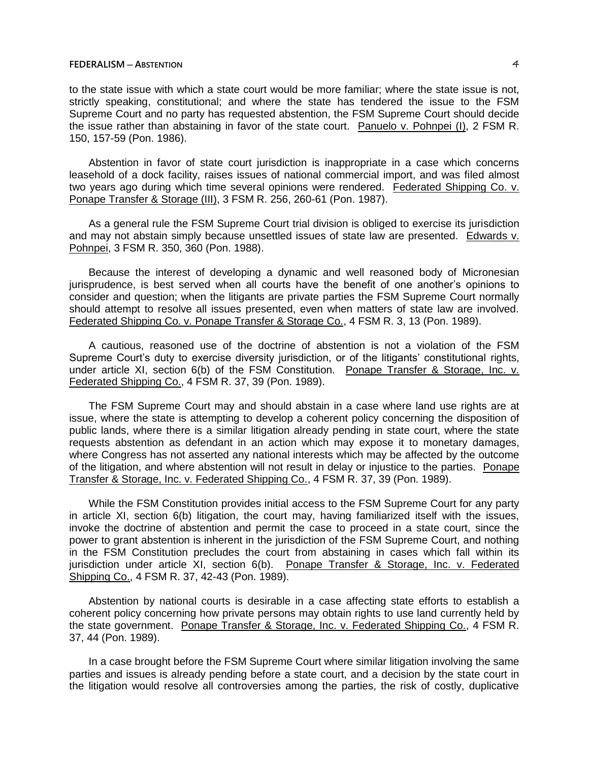to the state issue with which a state court would be more familiar; where the state issue is not, strictly speaking, constitutional; and where the state has tendered the issue to the FSM Supreme Court and no party has requested abstention, the FSM Supreme Court should decide the issue rather than abstaining in favor of the state court. Panuelo v. Pohnpei (I), 2 FSM R. 150, 157-59 (Pon. 1986).

Abstention in favor of state court jurisdiction is inappropriate in a case which concerns leasehold of a dock facility, raises issues of national commercial import, and was filed almost two years ago during which time several opinions were rendered. Federated Shipping Co. v. Ponape Transfer & Storage (III), 3 FSM R. 256, 260-61 (Pon. 1987).

As a general rule the FSM Supreme Court trial division is obliged to exercise its jurisdiction and may not abstain simply because unsettled issues of state law are presented. Edwards v. Pohnpei, 3 FSM R. 350, 360 (Pon. 1988).

Because the interest of developing a dynamic and well reasoned body of Micronesian jurisprudence, is best served when all courts have the benefit of one another's opinions to consider and question; when the litigants are private parties the FSM Supreme Court normally should attempt to resolve all issues presented, even when matters of state law are involved. Federated Shipping Co. v. Ponape Transfer & Storage Co., 4 FSM R. 3, 13 (Pon. 1989).

A cautious, reasoned use of the doctrine of abstention is not a violation of the FSM Supreme Court's duty to exercise diversity jurisdiction, or of the litigants' constitutional rights, under article XI, section 6(b) of the FSM Constitution. Ponape Transfer & Storage, Inc. v. Federated Shipping Co., 4 FSM R. 37, 39 (Pon. 1989).

The FSM Supreme Court may and should abstain in a case where land use rights are at issue, where the state is attempting to develop a coherent policy concerning the disposition of public lands, where there is a similar litigation already pending in state court, where the state requests abstention as defendant in an action which may expose it to monetary damages, where Congress has not asserted any national interests which may be affected by the outcome of the litigation, and where abstention will not result in delay or injustice to the parties. Ponape Transfer & Storage, Inc. v. Federated Shipping Co., 4 FSM R. 37, 39 (Pon. 1989).

While the FSM Constitution provides initial access to the FSM Supreme Court for any party in article XI, section 6(b) litigation, the court may, having familiarized itself with the issues, invoke the doctrine of abstention and permit the case to proceed in a state court, since the power to grant abstention is inherent in the jurisdiction of the FSM Supreme Court, and nothing in the FSM Constitution precludes the court from abstaining in cases which fall within its jurisdiction under article XI, section 6(b). Ponape Transfer & Storage, Inc. v. Federated Shipping Co., 4 FSM R. 37, 42-43 (Pon. 1989).

Abstention by national courts is desirable in a case affecting state efforts to establish a coherent policy concerning how private persons may obtain rights to use land currently held by the state government. Ponape Transfer & Storage, Inc. v. Federated Shipping Co., 4 FSM R. 37, 44 (Pon. 1989).

In a case brought before the FSM Supreme Court where similar litigation involving the same parties and issues is already pending before a state court, and a decision by the state court in the litigation would resolve all controversies among the parties, the risk of costly, duplicative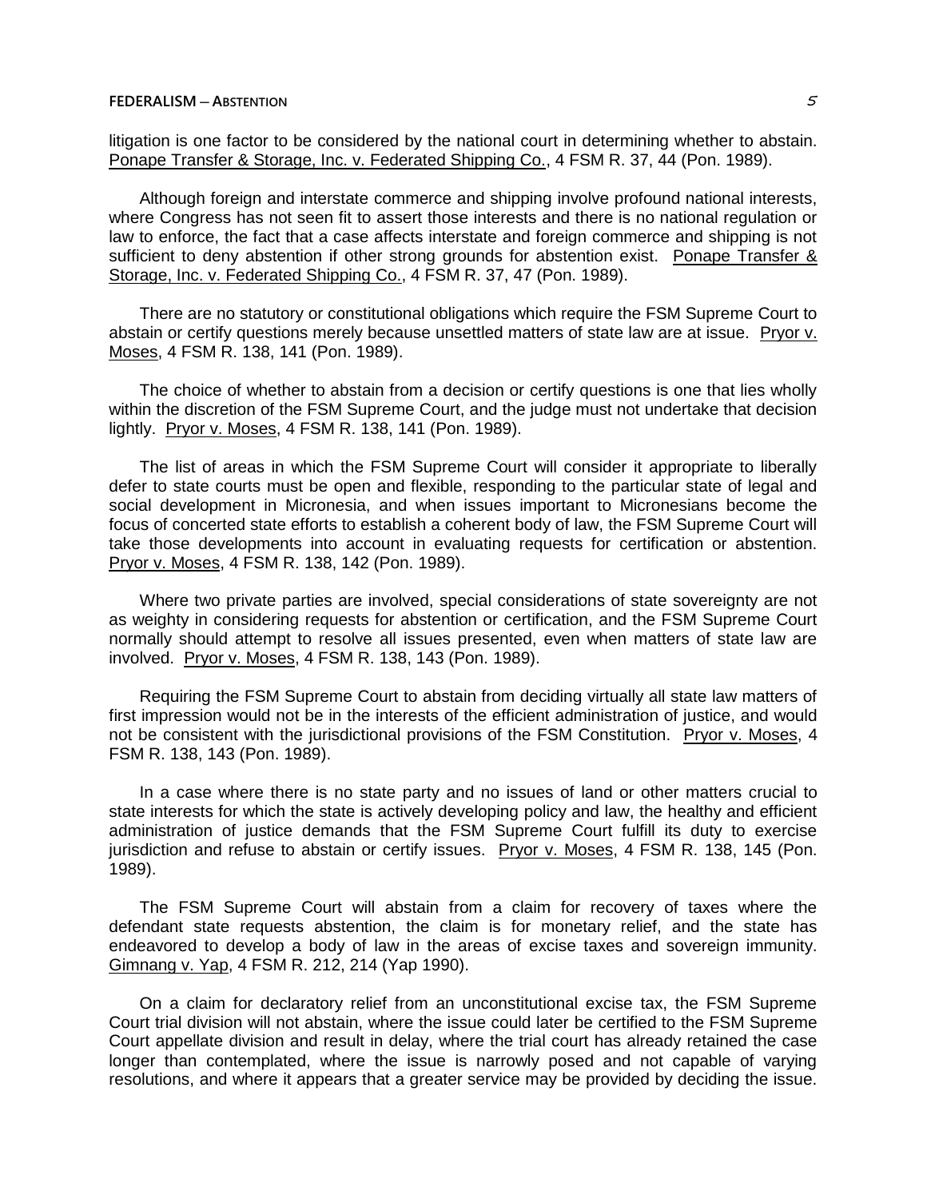litigation is one factor to be considered by the national court in determining whether to abstain. Ponape Transfer & Storage, Inc. v. Federated Shipping Co., 4 FSM R. 37, 44 (Pon. 1989).

Although foreign and interstate commerce and shipping involve profound national interests, where Congress has not seen fit to assert those interests and there is no national regulation or law to enforce, the fact that a case affects interstate and foreign commerce and shipping is not sufficient to deny abstention if other strong grounds for abstention exist. Ponape Transfer & Storage, Inc. v. Federated Shipping Co., 4 FSM R. 37, 47 (Pon. 1989).

There are no statutory or constitutional obligations which require the FSM Supreme Court to abstain or certify questions merely because unsettled matters of state law are at issue. Pryor v. Moses, 4 FSM R. 138, 141 (Pon. 1989).

The choice of whether to abstain from a decision or certify questions is one that lies wholly within the discretion of the FSM Supreme Court, and the judge must not undertake that decision lightly. Pryor v. Moses, 4 FSM R. 138, 141 (Pon. 1989).

The list of areas in which the FSM Supreme Court will consider it appropriate to liberally defer to state courts must be open and flexible, responding to the particular state of legal and social development in Micronesia, and when issues important to Micronesians become the focus of concerted state efforts to establish a coherent body of law, the FSM Supreme Court will take those developments into account in evaluating requests for certification or abstention. Pryor v. Moses, 4 FSM R. 138, 142 (Pon. 1989).

Where two private parties are involved, special considerations of state sovereignty are not as weighty in considering requests for abstention or certification, and the FSM Supreme Court normally should attempt to resolve all issues presented, even when matters of state law are involved. Pryor v. Moses, 4 FSM R. 138, 143 (Pon. 1989).

Requiring the FSM Supreme Court to abstain from deciding virtually all state law matters of first impression would not be in the interests of the efficient administration of justice, and would not be consistent with the jurisdictional provisions of the FSM Constitution. Pryor v. Moses, 4 FSM R. 138, 143 (Pon. 1989).

In a case where there is no state party and no issues of land or other matters crucial to state interests for which the state is actively developing policy and law, the healthy and efficient administration of justice demands that the FSM Supreme Court fulfill its duty to exercise jurisdiction and refuse to abstain or certify issues. Pryor v. Moses, 4 FSM R. 138, 145 (Pon. 1989).

The FSM Supreme Court will abstain from a claim for recovery of taxes where the defendant state requests abstention, the claim is for monetary relief, and the state has endeavored to develop a body of law in the areas of excise taxes and sovereign immunity. Gimnang v. Yap, 4 FSM R. 212, 214 (Yap 1990).

On a claim for declaratory relief from an unconstitutional excise tax, the FSM Supreme Court trial division will not abstain, where the issue could later be certified to the FSM Supreme Court appellate division and result in delay, where the trial court has already retained the case longer than contemplated, where the issue is narrowly posed and not capable of varying resolutions, and where it appears that a greater service may be provided by deciding the issue.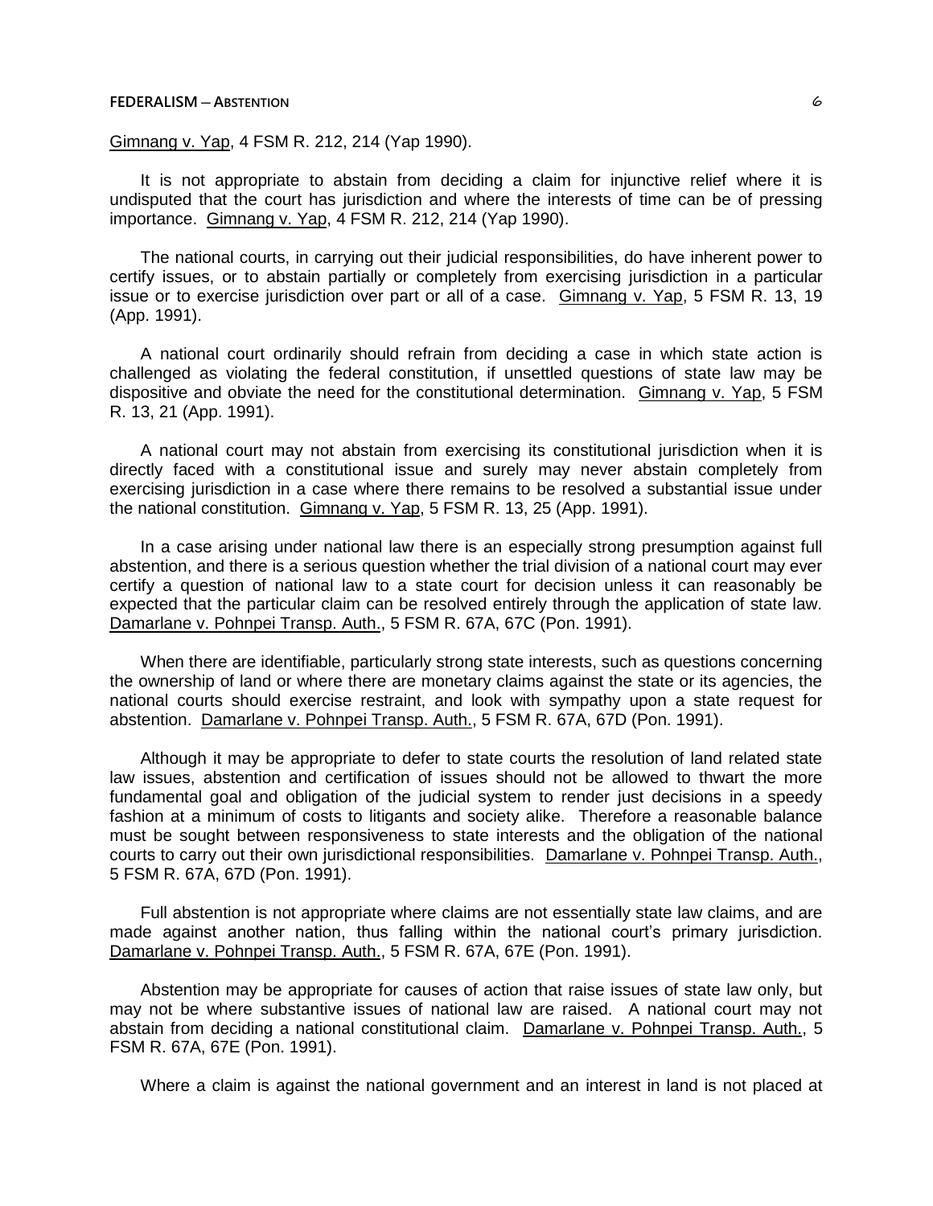Gimnang v. Yap, 4 FSM R. 212, 214 (Yap 1990).

It is not appropriate to abstain from deciding a claim for injunctive relief where it is undisputed that the court has jurisdiction and where the interests of time can be of pressing importance. Gimnang v. Yap, 4 FSM R. 212, 214 (Yap 1990).

The national courts, in carrying out their judicial responsibilities, do have inherent power to certify issues, or to abstain partially or completely from exercising jurisdiction in a particular issue or to exercise jurisdiction over part or all of a case. Gimnang v. Yap, 5 FSM R. 13, 19 (App. 1991).

A national court ordinarily should refrain from deciding a case in which state action is challenged as violating the federal constitution, if unsettled questions of state law may be dispositive and obviate the need for the constitutional determination. Gimnang v. Yap, 5 FSM R. 13, 21 (App. 1991).

A national court may not abstain from exercising its constitutional jurisdiction when it is directly faced with a constitutional issue and surely may never abstain completely from exercising jurisdiction in a case where there remains to be resolved a substantial issue under the national constitution. Gimnang v. Yap, 5 FSM R. 13, 25 (App. 1991).

In a case arising under national law there is an especially strong presumption against full abstention, and there is a serious question whether the trial division of a national court may ever certify a question of national law to a state court for decision unless it can reasonably be expected that the particular claim can be resolved entirely through the application of state law. Damarlane v. Pohnpei Transp. Auth., 5 FSM R. 67A, 67C (Pon. 1991).

When there are identifiable, particularly strong state interests, such as questions concerning the ownership of land or where there are monetary claims against the state or its agencies, the national courts should exercise restraint, and look with sympathy upon a state request for abstention. Damarlane v. Pohnpei Transp. Auth., 5 FSM R. 67A, 67D (Pon. 1991).

Although it may be appropriate to defer to state courts the resolution of land related state law issues, abstention and certification of issues should not be allowed to thwart the more fundamental goal and obligation of the judicial system to render just decisions in a speedy fashion at a minimum of costs to litigants and society alike. Therefore a reasonable balance must be sought between responsiveness to state interests and the obligation of the national courts to carry out their own jurisdictional responsibilities. Damarlane v. Pohnpei Transp. Auth., 5 FSM R. 67A, 67D (Pon. 1991).

Full abstention is not appropriate where claims are not essentially state law claims, and are made against another nation, thus falling within the national court's primary jurisdiction. Damarlane v. Pohnpei Transp. Auth., 5 FSM R. 67A, 67E (Pon. 1991).

Abstention may be appropriate for causes of action that raise issues of state law only, but may not be where substantive issues of national law are raised. A national court may not abstain from deciding a national constitutional claim. Damarlane v. Pohnpei Transp. Auth., 5 FSM R. 67A, 67E (Pon. 1991).

Where a claim is against the national government and an interest in land is not placed at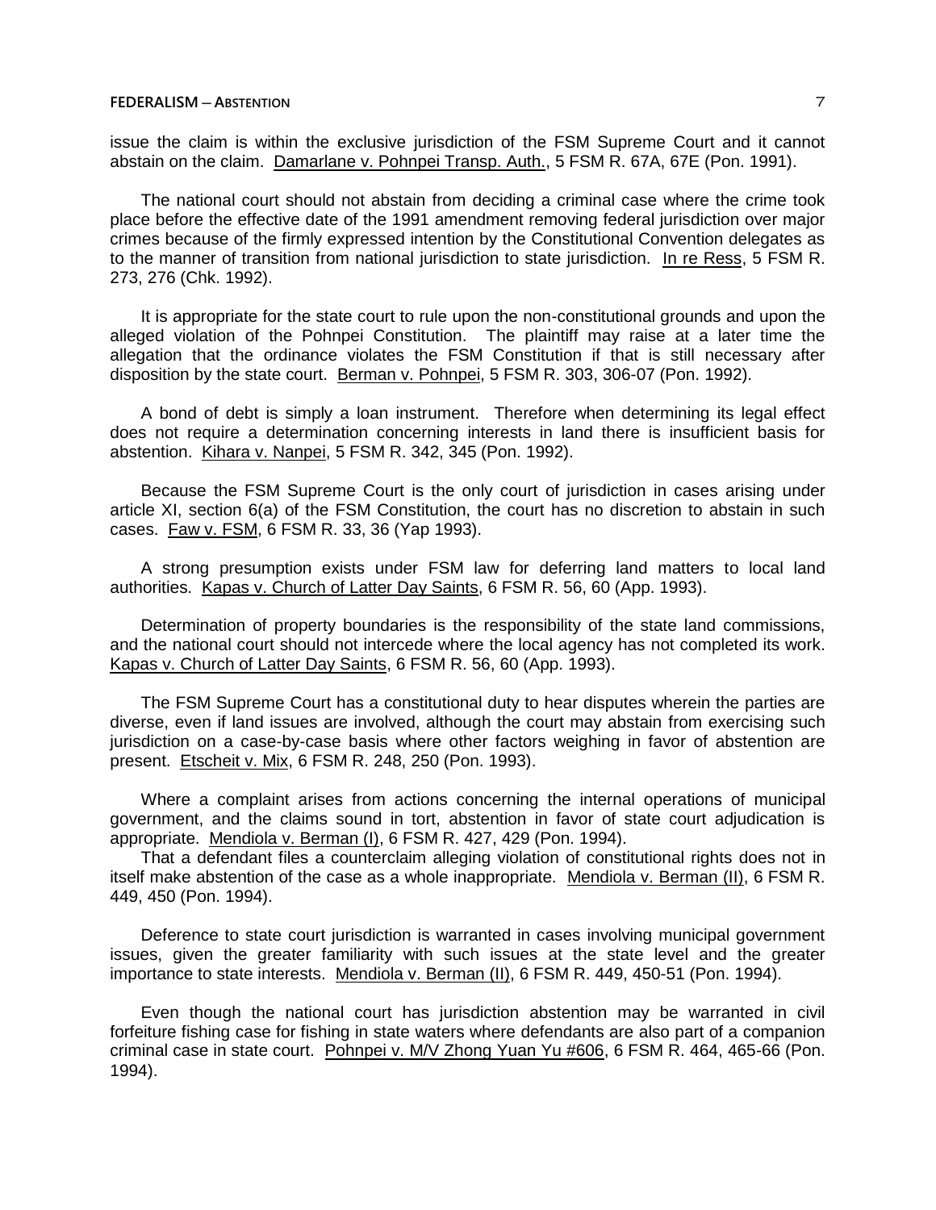issue the claim is within the exclusive jurisdiction of the FSM Supreme Court and it cannot abstain on the claim. Damarlane v. Pohnpei Transp. Auth., 5 FSM R. 67A, 67E (Pon. 1991).

The national court should not abstain from deciding a criminal case where the crime took place before the effective date of the 1991 amendment removing federal jurisdiction over major crimes because of the firmly expressed intention by the Constitutional Convention delegates as to the manner of transition from national jurisdiction to state jurisdiction. In re Ress, 5 FSM R. 273, 276 (Chk. 1992).

It is appropriate for the state court to rule upon the non-constitutional grounds and upon the alleged violation of the Pohnpei Constitution. The plaintiff may raise at a later time the allegation that the ordinance violates the FSM Constitution if that is still necessary after disposition by the state court. Berman v. Pohnpei, 5 FSM R. 303, 306-07 (Pon. 1992).

A bond of debt is simply a loan instrument. Therefore when determining its legal effect does not require a determination concerning interests in land there is insufficient basis for abstention. Kihara v. Nanpei, 5 FSM R. 342, 345 (Pon. 1992).

Because the FSM Supreme Court is the only court of jurisdiction in cases arising under article XI, section 6(a) of the FSM Constitution, the court has no discretion to abstain in such cases. Faw v. FSM, 6 FSM R. 33, 36 (Yap 1993).

A strong presumption exists under FSM law for deferring land matters to local land authorities. Kapas v. Church of Latter Day Saints, 6 FSM R. 56, 60 (App. 1993).

Determination of property boundaries is the responsibility of the state land commissions, and the national court should not intercede where the local agency has not completed its work. Kapas v. Church of Latter Day Saints, 6 FSM R. 56, 60 (App. 1993).

The FSM Supreme Court has a constitutional duty to hear disputes wherein the parties are diverse, even if land issues are involved, although the court may abstain from exercising such jurisdiction on a case-by-case basis where other factors weighing in favor of abstention are present. Etscheit v. Mix, 6 FSM R. 248, 250 (Pon. 1993).

Where a complaint arises from actions concerning the internal operations of municipal government, and the claims sound in tort, abstention in favor of state court adjudication is appropriate. Mendiola v. Berman (I), 6 FSM R. 427, 429 (Pon. 1994).

That a defendant files a counterclaim alleging violation of constitutional rights does not in itself make abstention of the case as a whole inappropriate. Mendiola v. Berman (II), 6 FSM R. 449, 450 (Pon. 1994).

Deference to state court jurisdiction is warranted in cases involving municipal government issues, given the greater familiarity with such issues at the state level and the greater importance to state interests. Mendiola v. Berman (II), 6 FSM R. 449, 450-51 (Pon. 1994).

Even though the national court has jurisdiction abstention may be warranted in civil forfeiture fishing case for fishing in state waters where defendants are also part of a companion criminal case in state court. Pohnpei v. M/V Zhong Yuan Yu #606, 6 FSM R. 464, 465-66 (Pon. 1994).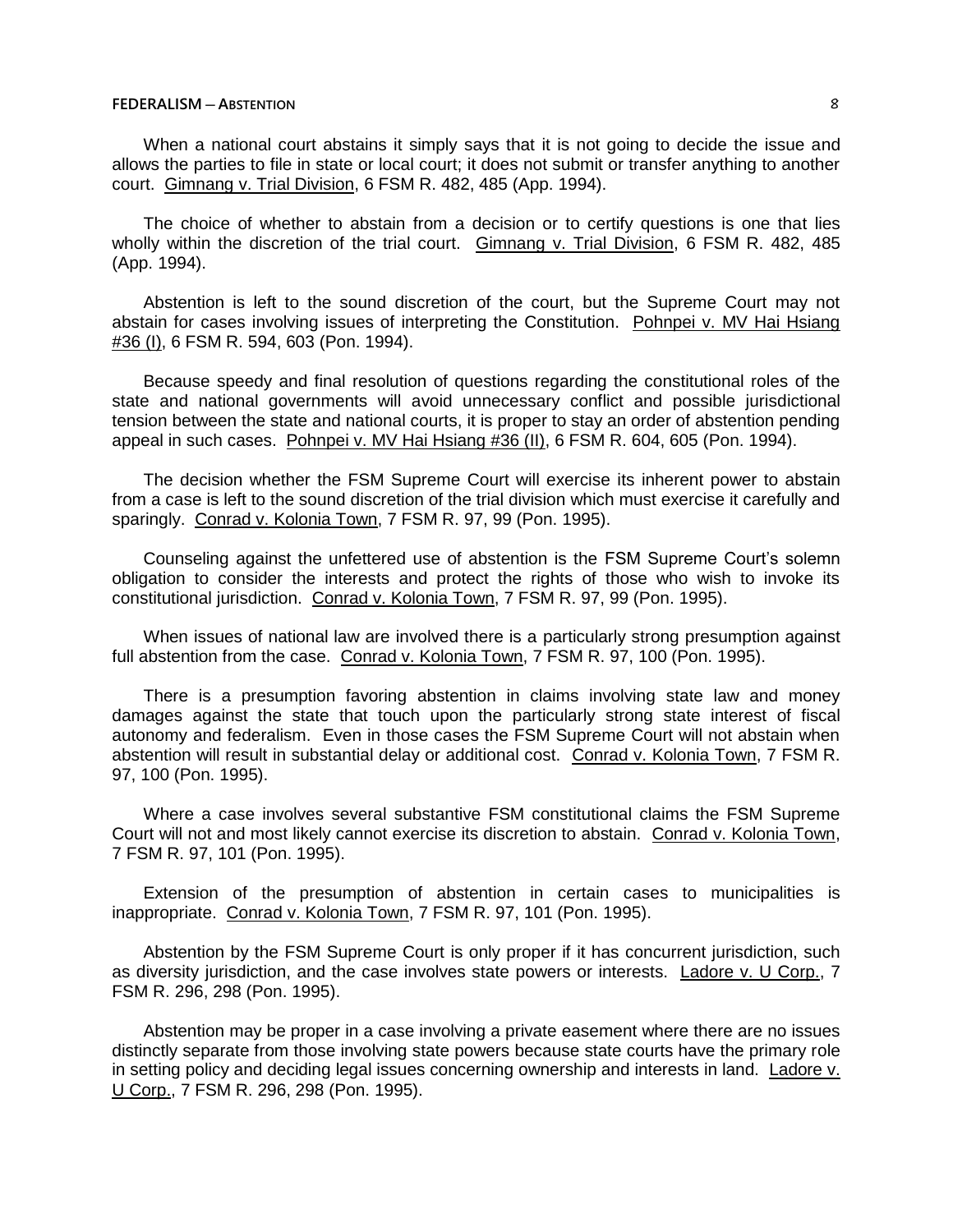When a national court abstains it simply says that it is not going to decide the issue and allows the parties to file in state or local court; it does not submit or transfer anything to another court. Gimnang v. Trial Division, 6 FSM R. 482, 485 (App. 1994).

The choice of whether to abstain from a decision or to certify questions is one that lies wholly within the discretion of the trial court. Gimnang v. Trial Division, 6 FSM R. 482, 485 (App. 1994).

Abstention is left to the sound discretion of the court, but the Supreme Court may not abstain for cases involving issues of interpreting the Constitution. Pohnpei v. MV Hai Hsiang #36 (I), 6 FSM R. 594, 603 (Pon. 1994).

Because speedy and final resolution of questions regarding the constitutional roles of the state and national governments will avoid unnecessary conflict and possible jurisdictional tension between the state and national courts, it is proper to stay an order of abstention pending appeal in such cases. Pohnpei v. MV Hai Hsiang #36 (II), 6 FSM R. 604, 605 (Pon. 1994).

The decision whether the FSM Supreme Court will exercise its inherent power to abstain from a case is left to the sound discretion of the trial division which must exercise it carefully and sparingly. Conrad v. Kolonia Town, 7 FSM R. 97, 99 (Pon. 1995).

Counseling against the unfettered use of abstention is the FSM Supreme Court's solemn obligation to consider the interests and protect the rights of those who wish to invoke its constitutional jurisdiction. Conrad v. Kolonia Town, 7 FSM R. 97, 99 (Pon. 1995).

When issues of national law are involved there is a particularly strong presumption against full abstention from the case. Conrad v. Kolonia Town, 7 FSM R. 97, 100 (Pon. 1995).

There is a presumption favoring abstention in claims involving state law and money damages against the state that touch upon the particularly strong state interest of fiscal autonomy and federalism. Even in those cases the FSM Supreme Court will not abstain when abstention will result in substantial delay or additional cost. Conrad v. Kolonia Town, 7 FSM R. 97, 100 (Pon. 1995).

Where a case involves several substantive FSM constitutional claims the FSM Supreme Court will not and most likely cannot exercise its discretion to abstain. Conrad v. Kolonia Town, 7 FSM R. 97, 101 (Pon. 1995).

Extension of the presumption of abstention in certain cases to municipalities is inappropriate. Conrad v. Kolonia Town, 7 FSM R. 97, 101 (Pon. 1995).

Abstention by the FSM Supreme Court is only proper if it has concurrent jurisdiction, such as diversity jurisdiction, and the case involves state powers or interests. Ladore v. U Corp., 7 FSM R. 296, 298 (Pon. 1995).

Abstention may be proper in a case involving a private easement where there are no issues distinctly separate from those involving state powers because state courts have the primary role in setting policy and deciding legal issues concerning ownership and interests in land. Ladore v. U Corp., 7 FSM R. 296, 298 (Pon. 1995).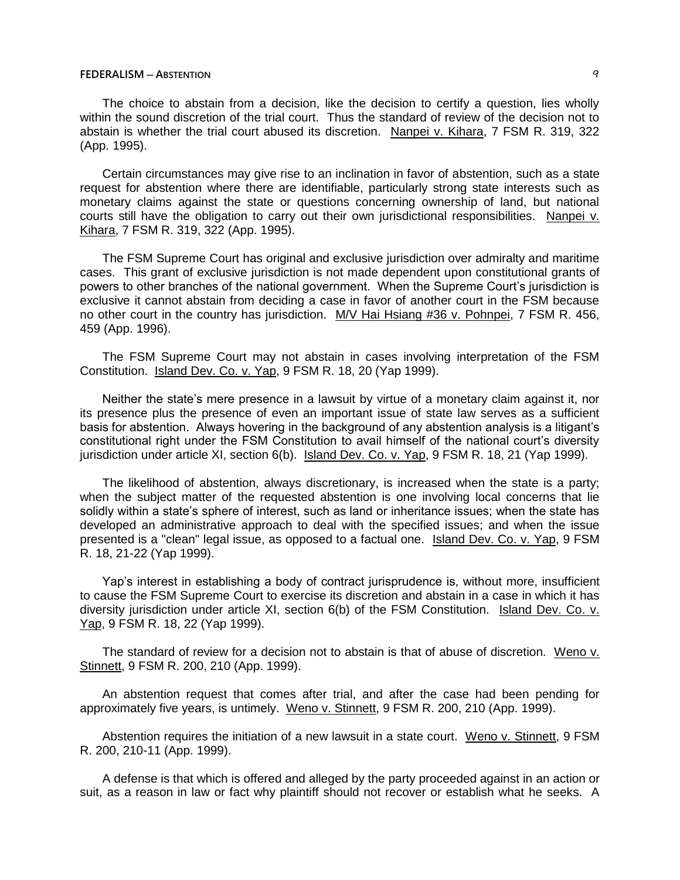The choice to abstain from a decision, like the decision to certify a question, lies wholly within the sound discretion of the trial court. Thus the standard of review of the decision not to abstain is whether the trial court abused its discretion. Nanpei v. Kihara, 7 FSM R. 319, 322 (App. 1995).

Certain circumstances may give rise to an inclination in favor of abstention, such as a state request for abstention where there are identifiable, particularly strong state interests such as monetary claims against the state or questions concerning ownership of land, but national courts still have the obligation to carry out their own jurisdictional responsibilities. Nanpei v. Kihara, 7 FSM R. 319, 322 (App. 1995).

The FSM Supreme Court has original and exclusive jurisdiction over admiralty and maritime cases. This grant of exclusive jurisdiction is not made dependent upon constitutional grants of powers to other branches of the national government. When the Supreme Court's jurisdiction is exclusive it cannot abstain from deciding a case in favor of another court in the FSM because no other court in the country has jurisdiction. M/V Hai Hsiang #36 v. Pohnpei, 7 FSM R. 456, 459 (App. 1996).

The FSM Supreme Court may not abstain in cases involving interpretation of the FSM Constitution. Island Dev. Co. v. Yap, 9 FSM R. 18, 20 (Yap 1999).

Neither the state's mere presence in a lawsuit by virtue of a monetary claim against it, nor its presence plus the presence of even an important issue of state law serves as a sufficient basis for abstention. Always hovering in the background of any abstention analysis is a litigant's constitutional right under the FSM Constitution to avail himself of the national court's diversity jurisdiction under article XI, section 6(b). Island Dev. Co. v. Yap, 9 FSM R. 18, 21 (Yap 1999).

The likelihood of abstention, always discretionary, is increased when the state is a party; when the subject matter of the requested abstention is one involving local concerns that lie solidly within a state's sphere of interest, such as land or inheritance issues; when the state has developed an administrative approach to deal with the specified issues; and when the issue presented is a "clean" legal issue, as opposed to a factual one. Island Dev. Co. v. Yap, 9 FSM R. 18, 21-22 (Yap 1999).

Yap's interest in establishing a body of contract jurisprudence is, without more, insufficient to cause the FSM Supreme Court to exercise its discretion and abstain in a case in which it has diversity jurisdiction under article XI, section 6(b) of the FSM Constitution. Island Dev. Co. v. Yap, 9 FSM R. 18, 22 (Yap 1999).

The standard of review for a decision not to abstain is that of abuse of discretion. Weno v. Stinnett, 9 FSM R. 200, 210 (App. 1999).

An abstention request that comes after trial, and after the case had been pending for approximately five years, is untimely. Weno v. Stinnett, 9 FSM R. 200, 210 (App. 1999).

Abstention requires the initiation of a new lawsuit in a state court. Weno v. Stinnett, 9 FSM R. 200, 210-11 (App. 1999).

A defense is that which is offered and alleged by the party proceeded against in an action or suit, as a reason in law or fact why plaintiff should not recover or establish what he seeks. A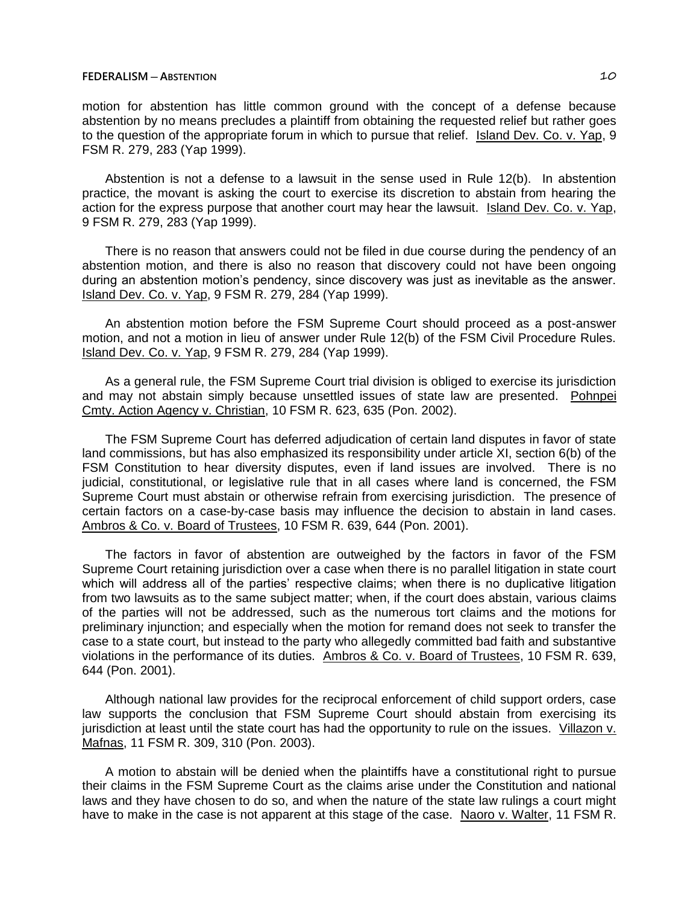motion for abstention has little common ground with the concept of a defense because abstention by no means precludes a plaintiff from obtaining the requested relief but rather goes to the question of the appropriate forum in which to pursue that relief. Island Dev. Co. v. Yap, 9 FSM R. 279, 283 (Yap 1999).

Abstention is not a defense to a lawsuit in the sense used in Rule 12(b). In abstention practice, the movant is asking the court to exercise its discretion to abstain from hearing the action for the express purpose that another court may hear the lawsuit. Island Dev. Co. v. Yap, 9 FSM R. 279, 283 (Yap 1999).

There is no reason that answers could not be filed in due course during the pendency of an abstention motion, and there is also no reason that discovery could not have been ongoing during an abstention motion's pendency, since discovery was just as inevitable as the answer. Island Dev. Co. v. Yap, 9 FSM R. 279, 284 (Yap 1999).

An abstention motion before the FSM Supreme Court should proceed as a post-answer motion, and not a motion in lieu of answer under Rule 12(b) of the FSM Civil Procedure Rules. Island Dev. Co. v. Yap, 9 FSM R. 279, 284 (Yap 1999).

As a general rule, the FSM Supreme Court trial division is obliged to exercise its jurisdiction and may not abstain simply because unsettled issues of state law are presented. Pohnpei Cmty. Action Agency v. Christian, 10 FSM R. 623, 635 (Pon. 2002).

The FSM Supreme Court has deferred adjudication of certain land disputes in favor of state land commissions, but has also emphasized its responsibility under article XI, section 6(b) of the FSM Constitution to hear diversity disputes, even if land issues are involved. There is no judicial, constitutional, or legislative rule that in all cases where land is concerned, the FSM Supreme Court must abstain or otherwise refrain from exercising jurisdiction. The presence of certain factors on a case-by-case basis may influence the decision to abstain in land cases. Ambros & Co. v. Board of Trustees, 10 FSM R. 639, 644 (Pon. 2001).

The factors in favor of abstention are outweighed by the factors in favor of the FSM Supreme Court retaining jurisdiction over a case when there is no parallel litigation in state court which will address all of the parties' respective claims; when there is no duplicative litigation from two lawsuits as to the same subject matter; when, if the court does abstain, various claims of the parties will not be addressed, such as the numerous tort claims and the motions for preliminary injunction; and especially when the motion for remand does not seek to transfer the case to a state court, but instead to the party who allegedly committed bad faith and substantive violations in the performance of its duties. Ambros & Co. v. Board of Trustees, 10 FSM R. 639, 644 (Pon. 2001).

Although national law provides for the reciprocal enforcement of child support orders, case law supports the conclusion that FSM Supreme Court should abstain from exercising its jurisdiction at least until the state court has had the opportunity to rule on the issues. Villazon v. Mafnas, 11 FSM R. 309, 310 (Pon. 2003).

A motion to abstain will be denied when the plaintiffs have a constitutional right to pursue their claims in the FSM Supreme Court as the claims arise under the Constitution and national laws and they have chosen to do so, and when the nature of the state law rulings a court might have to make in the case is not apparent at this stage of the case. Naoro v. Walter, 11 FSM R.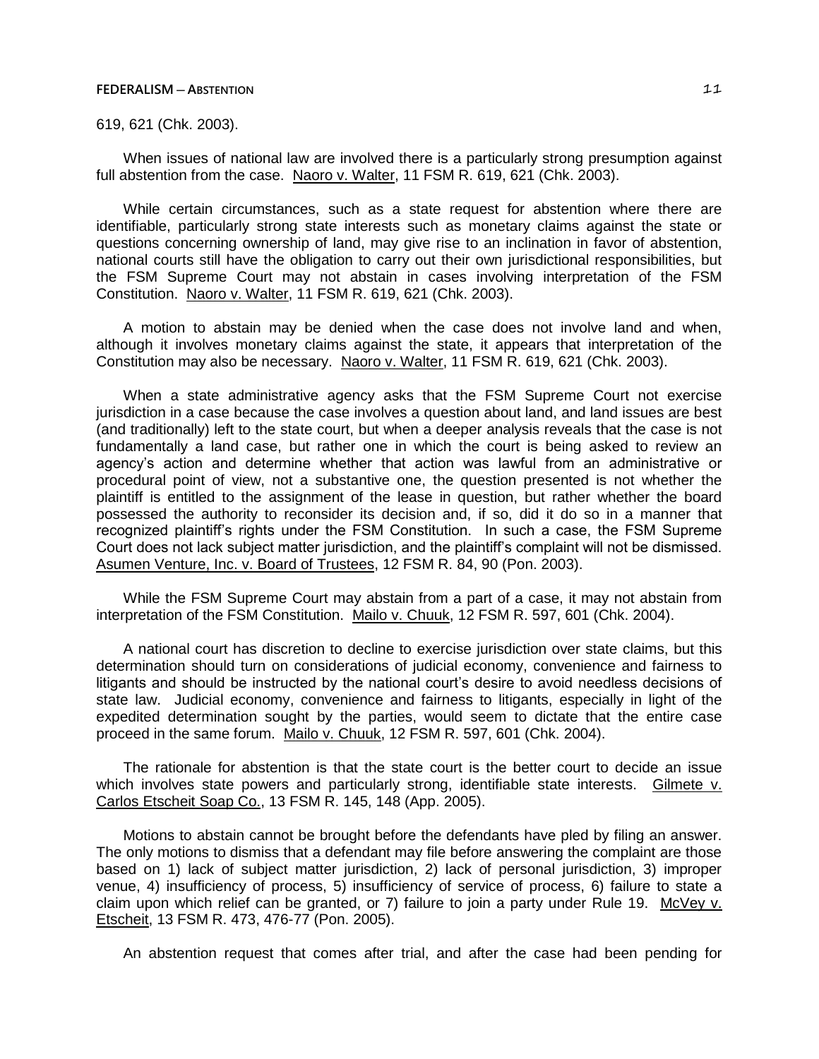619, 621 (Chk. 2003).

When issues of national law are involved there is a particularly strong presumption against full abstention from the case. Naoro v. Walter, 11 FSM R. 619, 621 (Chk. 2003).

While certain circumstances, such as a state request for abstention where there are identifiable, particularly strong state interests such as monetary claims against the state or questions concerning ownership of land, may give rise to an inclination in favor of abstention, national courts still have the obligation to carry out their own jurisdictional responsibilities, but the FSM Supreme Court may not abstain in cases involving interpretation of the FSM Constitution. Naoro v. Walter, 11 FSM R. 619, 621 (Chk. 2003).

A motion to abstain may be denied when the case does not involve land and when, although it involves monetary claims against the state, it appears that interpretation of the Constitution may also be necessary. Naoro v. Walter, 11 FSM R. 619, 621 (Chk. 2003).

When a state administrative agency asks that the FSM Supreme Court not exercise jurisdiction in a case because the case involves a question about land, and land issues are best (and traditionally) left to the state court, but when a deeper analysis reveals that the case is not fundamentally a land case, but rather one in which the court is being asked to review an agency's action and determine whether that action was lawful from an administrative or procedural point of view, not a substantive one, the question presented is not whether the plaintiff is entitled to the assignment of the lease in question, but rather whether the board possessed the authority to reconsider its decision and, if so, did it do so in a manner that recognized plaintiff's rights under the FSM Constitution. In such a case, the FSM Supreme Court does not lack subject matter jurisdiction, and the plaintiff's complaint will not be dismissed. Asumen Venture, Inc. v. Board of Trustees, 12 FSM R. 84, 90 (Pon. 2003).

While the FSM Supreme Court may abstain from a part of a case, it may not abstain from interpretation of the FSM Constitution. Mailo v. Chuuk, 12 FSM R. 597, 601 (Chk. 2004).

A national court has discretion to decline to exercise jurisdiction over state claims, but this determination should turn on considerations of judicial economy, convenience and fairness to litigants and should be instructed by the national court's desire to avoid needless decisions of state law. Judicial economy, convenience and fairness to litigants, especially in light of the expedited determination sought by the parties, would seem to dictate that the entire case proceed in the same forum. Mailo v. Chuuk, 12 FSM R. 597, 601 (Chk. 2004).

The rationale for abstention is that the state court is the better court to decide an issue which involves state powers and particularly strong, identifiable state interests. Gilmete v. Carlos Etscheit Soap Co., 13 FSM R. 145, 148 (App. 2005).

Motions to abstain cannot be brought before the defendants have pled by filing an answer. The only motions to dismiss that a defendant may file before answering the complaint are those based on 1) lack of subject matter jurisdiction, 2) lack of personal jurisdiction, 3) improper venue, 4) insufficiency of process, 5) insufficiency of service of process, 6) failure to state a claim upon which relief can be granted, or 7) failure to join a party under Rule 19. McVey v. Etscheit, 13 FSM R. 473, 476-77 (Pon. 2005).

An abstention request that comes after trial, and after the case had been pending for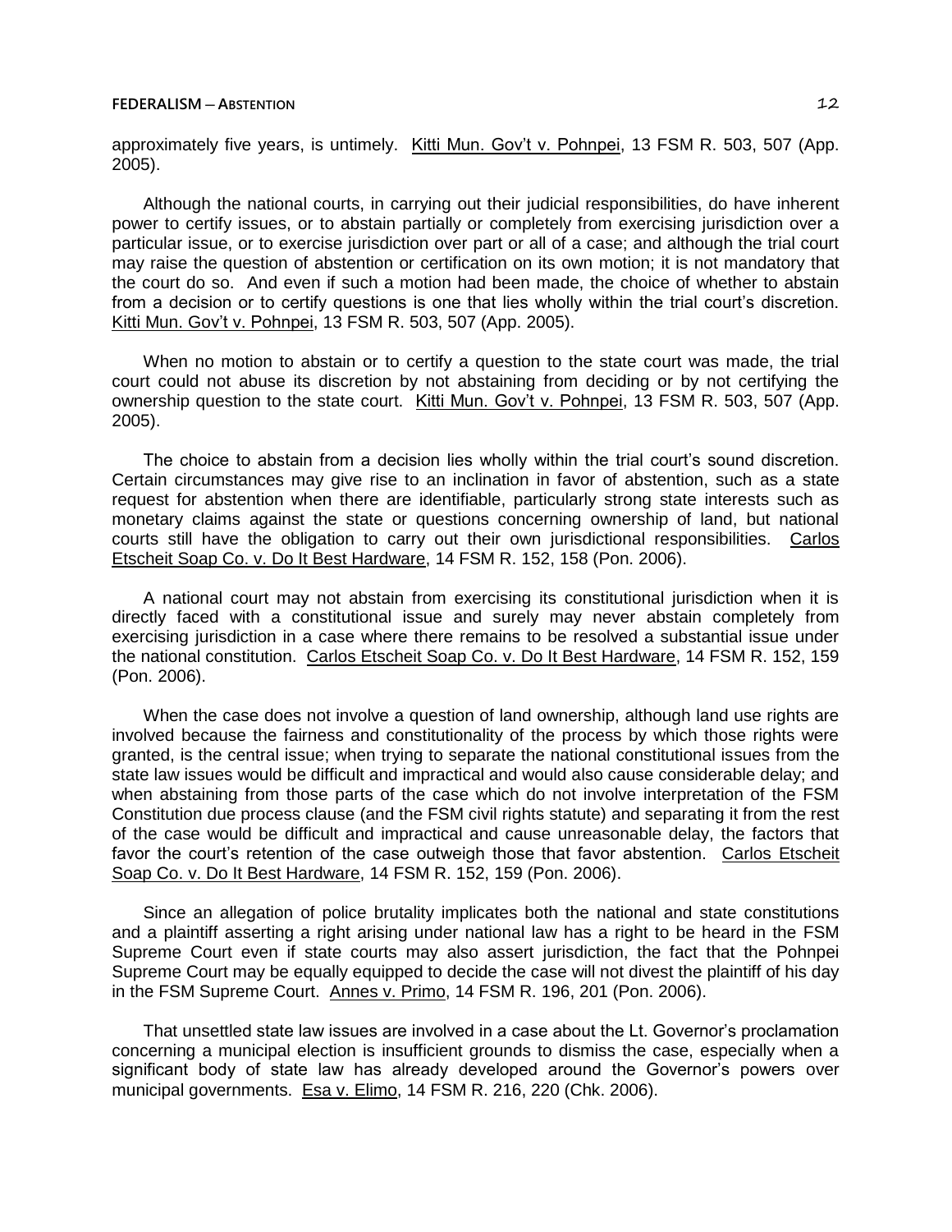approximately five years, is untimely. Kitti Mun. Gov't v. Pohnpei, 13 FSM R. 503, 507 (App. 2005).

Although the national courts, in carrying out their judicial responsibilities, do have inherent power to certify issues, or to abstain partially or completely from exercising jurisdiction over a particular issue, or to exercise jurisdiction over part or all of a case; and although the trial court may raise the question of abstention or certification on its own motion; it is not mandatory that the court do so. And even if such a motion had been made, the choice of whether to abstain from a decision or to certify questions is one that lies wholly within the trial court's discretion. Kitti Mun. Gov't v. Pohnpei, 13 FSM R. 503, 507 (App. 2005).

When no motion to abstain or to certify a question to the state court was made, the trial court could not abuse its discretion by not abstaining from deciding or by not certifying the ownership question to the state court. Kitti Mun. Gov't v. Pohnpei, 13 FSM R. 503, 507 (App. 2005).

The choice to abstain from a decision lies wholly within the trial court's sound discretion. Certain circumstances may give rise to an inclination in favor of abstention, such as a state request for abstention when there are identifiable, particularly strong state interests such as monetary claims against the state or questions concerning ownership of land, but national courts still have the obligation to carry out their own jurisdictional responsibilities. Carlos Etscheit Soap Co. v. Do It Best Hardware, 14 FSM R. 152, 158 (Pon. 2006).

A national court may not abstain from exercising its constitutional jurisdiction when it is directly faced with a constitutional issue and surely may never abstain completely from exercising jurisdiction in a case where there remains to be resolved a substantial issue under the national constitution. Carlos Etscheit Soap Co. v. Do It Best Hardware, 14 FSM R. 152, 159 (Pon. 2006).

When the case does not involve a question of land ownership, although land use rights are involved because the fairness and constitutionality of the process by which those rights were granted, is the central issue; when trying to separate the national constitutional issues from the state law issues would be difficult and impractical and would also cause considerable delay; and when abstaining from those parts of the case which do not involve interpretation of the FSM Constitution due process clause (and the FSM civil rights statute) and separating it from the rest of the case would be difficult and impractical and cause unreasonable delay, the factors that favor the court's retention of the case outweigh those that favor abstention. Carlos Etscheit Soap Co. v. Do It Best Hardware, 14 FSM R. 152, 159 (Pon. 2006).

Since an allegation of police brutality implicates both the national and state constitutions and a plaintiff asserting a right arising under national law has a right to be heard in the FSM Supreme Court even if state courts may also assert jurisdiction, the fact that the Pohnpei Supreme Court may be equally equipped to decide the case will not divest the plaintiff of his day in the FSM Supreme Court. Annes v. Primo, 14 FSM R. 196, 201 (Pon. 2006).

That unsettled state law issues are involved in a case about the Lt. Governor's proclamation concerning a municipal election is insufficient grounds to dismiss the case, especially when a significant body of state law has already developed around the Governor's powers over municipal governments. Esa v. Elimo, 14 FSM R. 216, 220 (Chk. 2006).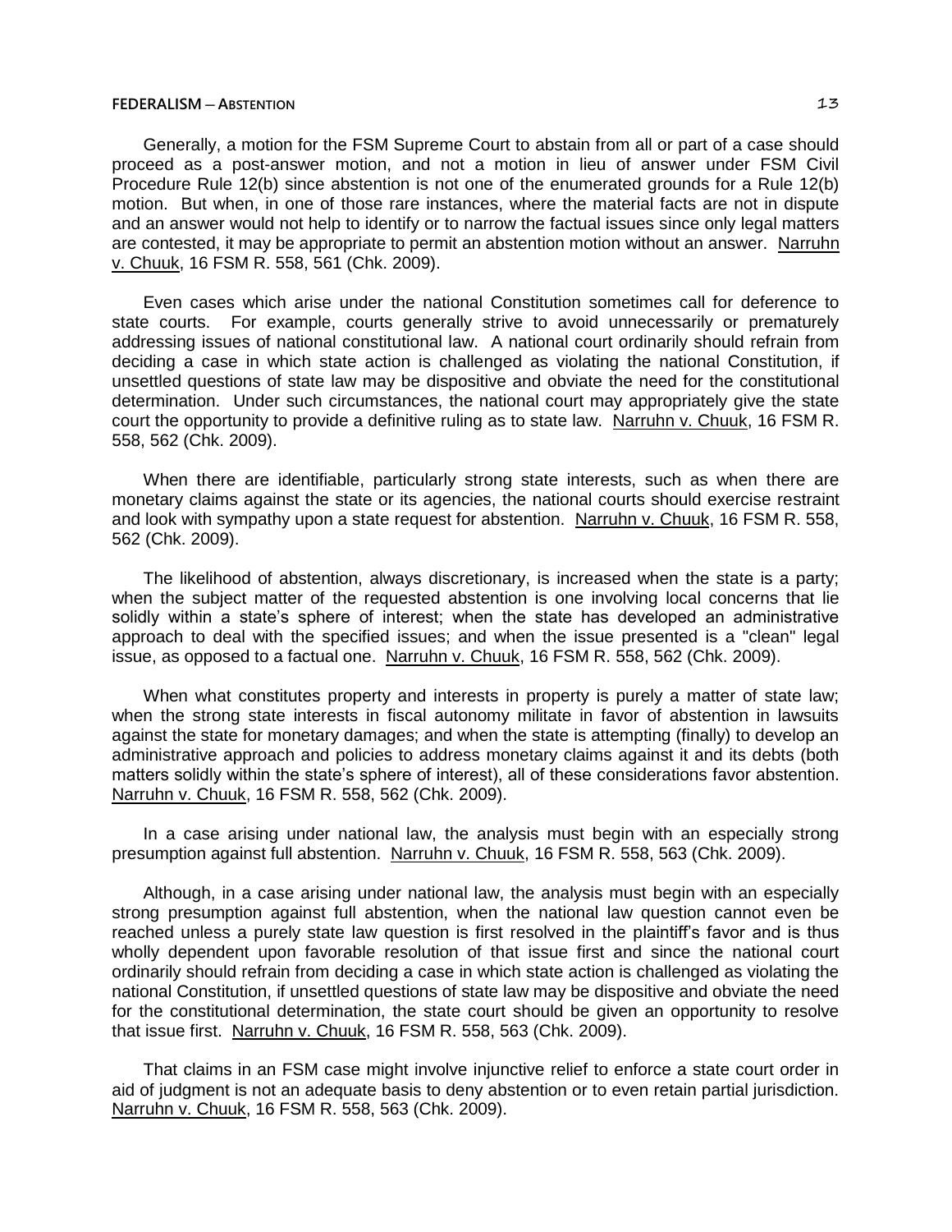Generally, a motion for the FSM Supreme Court to abstain from all or part of a case should proceed as a post-answer motion, and not a motion in lieu of answer under FSM Civil Procedure Rule 12(b) since abstention is not one of the enumerated grounds for a Rule 12(b) motion. But when, in one of those rare instances, where the material facts are not in dispute and an answer would not help to identify or to narrow the factual issues since only legal matters are contested, it may be appropriate to permit an abstention motion without an answer. Narruhn v. Chuuk, 16 FSM R. 558, 561 (Chk. 2009).

Even cases which arise under the national Constitution sometimes call for deference to state courts. For example, courts generally strive to avoid unnecessarily or prematurely addressing issues of national constitutional law. A national court ordinarily should refrain from deciding a case in which state action is challenged as violating the national Constitution, if unsettled questions of state law may be dispositive and obviate the need for the constitutional determination. Under such circumstances, the national court may appropriately give the state court the opportunity to provide a definitive ruling as to state law. Narruhn v. Chuuk, 16 FSM R. 558, 562 (Chk. 2009).

When there are identifiable, particularly strong state interests, such as when there are monetary claims against the state or its agencies, the national courts should exercise restraint and look with sympathy upon a state request for abstention. Narruhn v. Chuuk, 16 FSM R. 558, 562 (Chk. 2009).

The likelihood of abstention, always discretionary, is increased when the state is a party; when the subject matter of the requested abstention is one involving local concerns that lie solidly within a state's sphere of interest; when the state has developed an administrative approach to deal with the specified issues; and when the issue presented is a "clean" legal issue, as opposed to a factual one. Narruhn v. Chuuk, 16 FSM R. 558, 562 (Chk. 2009).

When what constitutes property and interests in property is purely a matter of state law; when the strong state interests in fiscal autonomy militate in favor of abstention in lawsuits against the state for monetary damages; and when the state is attempting (finally) to develop an administrative approach and policies to address monetary claims against it and its debts (both matters solidly within the state's sphere of interest), all of these considerations favor abstention. Narruhn v. Chuuk, 16 FSM R. 558, 562 (Chk. 2009).

In a case arising under national law, the analysis must begin with an especially strong presumption against full abstention. Narruhn v. Chuuk, 16 FSM R. 558, 563 (Chk. 2009).

Although, in a case arising under national law, the analysis must begin with an especially strong presumption against full abstention, when the national law question cannot even be reached unless a purely state law question is first resolved in the plaintiff's favor and is thus wholly dependent upon favorable resolution of that issue first and since the national court ordinarily should refrain from deciding a case in which state action is challenged as violating the national Constitution, if unsettled questions of state law may be dispositive and obviate the need for the constitutional determination, the state court should be given an opportunity to resolve that issue first. Narruhn v. Chuuk, 16 FSM R. 558, 563 (Chk. 2009).

That claims in an FSM case might involve injunctive relief to enforce a state court order in aid of judgment is not an adequate basis to deny abstention or to even retain partial jurisdiction. Narruhn v. Chuuk, 16 FSM R. 558, 563 (Chk. 2009).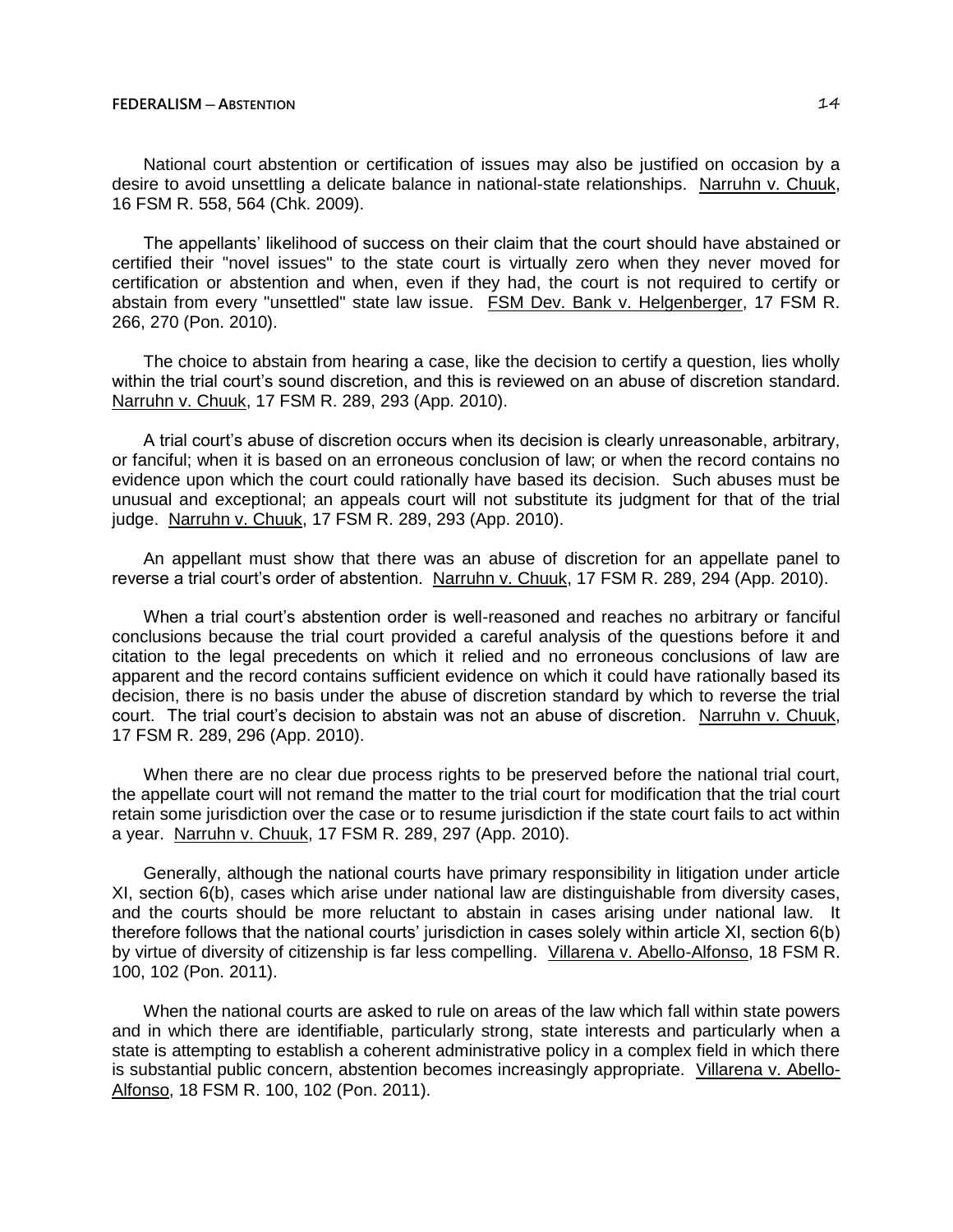National court abstention or certification of issues may also be justified on occasion by a desire to avoid unsettling a delicate balance in national-state relationships. Narruhn v. Chuuk, 16 FSM R. 558, 564 (Chk. 2009).

The appellants' likelihood of success on their claim that the court should have abstained or certified their "novel issues" to the state court is virtually zero when they never moved for certification or abstention and when, even if they had, the court is not required to certify or abstain from every "unsettled" state law issue. FSM Dev. Bank v. Helgenberger, 17 FSM R. 266, 270 (Pon. 2010).

The choice to abstain from hearing a case, like the decision to certify a question, lies wholly within the trial court's sound discretion, and this is reviewed on an abuse of discretion standard. Narruhn v. Chuuk, 17 FSM R. 289, 293 (App. 2010).

A trial court's abuse of discretion occurs when its decision is clearly unreasonable, arbitrary, or fanciful; when it is based on an erroneous conclusion of law; or when the record contains no evidence upon which the court could rationally have based its decision. Such abuses must be unusual and exceptional; an appeals court will not substitute its judgment for that of the trial judge. Narruhn v. Chuuk, 17 FSM R. 289, 293 (App. 2010).

An appellant must show that there was an abuse of discretion for an appellate panel to reverse a trial court's order of abstention. Narruhn v. Chuuk, 17 FSM R. 289, 294 (App. 2010).

When a trial court's abstention order is well-reasoned and reaches no arbitrary or fanciful conclusions because the trial court provided a careful analysis of the questions before it and citation to the legal precedents on which it relied and no erroneous conclusions of law are apparent and the record contains sufficient evidence on which it could have rationally based its decision, there is no basis under the abuse of discretion standard by which to reverse the trial court. The trial court's decision to abstain was not an abuse of discretion. Narruhn v. Chuuk, 17 FSM R. 289, 296 (App. 2010).

When there are no clear due process rights to be preserved before the national trial court, the appellate court will not remand the matter to the trial court for modification that the trial court retain some jurisdiction over the case or to resume jurisdiction if the state court fails to act within a year. Narruhn v. Chuuk, 17 FSM R. 289, 297 (App. 2010).

Generally, although the national courts have primary responsibility in litigation under article XI, section 6(b), cases which arise under national law are distinguishable from diversity cases, and the courts should be more reluctant to abstain in cases arising under national law. It therefore follows that the national courts' jurisdiction in cases solely within article XI, section 6(b) by virtue of diversity of citizenship is far less compelling. Villarena v. Abello-Alfonso, 18 FSM R. 100, 102 (Pon. 2011).

When the national courts are asked to rule on areas of the law which fall within state powers and in which there are identifiable, particularly strong, state interests and particularly when a state is attempting to establish a coherent administrative policy in a complex field in which there is substantial public concern, abstention becomes increasingly appropriate. Villarena v. Abello-Alfonso, 18 FSM R. 100, 102 (Pon. 2011).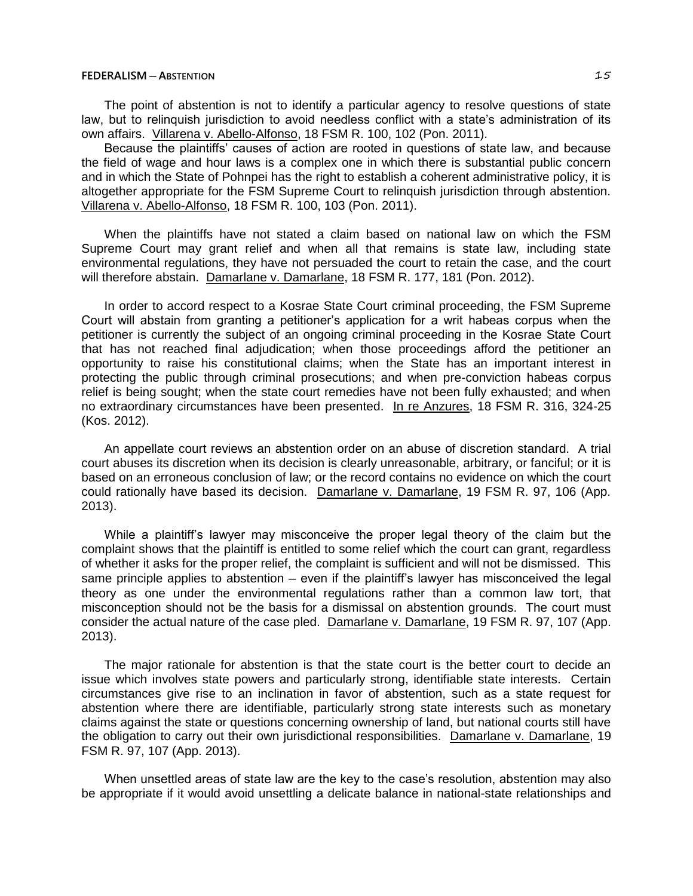The point of abstention is not to identify a particular agency to resolve questions of state law, but to relinquish jurisdiction to avoid needless conflict with a state's administration of its own affairs. Villarena v. Abello-Alfonso, 18 FSM R. 100, 102 (Pon. 2011).

Because the plaintiffs' causes of action are rooted in questions of state law, and because the field of wage and hour laws is a complex one in which there is substantial public concern and in which the State of Pohnpei has the right to establish a coherent administrative policy, it is altogether appropriate for the FSM Supreme Court to relinquish jurisdiction through abstention. Villarena v. Abello-Alfonso, 18 FSM R. 100, 103 (Pon. 2011).

When the plaintiffs have not stated a claim based on national law on which the FSM Supreme Court may grant relief and when all that remains is state law, including state environmental regulations, they have not persuaded the court to retain the case, and the court will therefore abstain. Damarlane v. Damarlane, 18 FSM R. 177, 181 (Pon. 2012).

In order to accord respect to a Kosrae State Court criminal proceeding, the FSM Supreme Court will abstain from granting a petitioner's application for a writ habeas corpus when the petitioner is currently the subject of an ongoing criminal proceeding in the Kosrae State Court that has not reached final adjudication; when those proceedings afford the petitioner an opportunity to raise his constitutional claims; when the State has an important interest in protecting the public through criminal prosecutions; and when pre-conviction habeas corpus relief is being sought; when the state court remedies have not been fully exhausted; and when no extraordinary circumstances have been presented. In re Anzures, 18 FSM R. 316, 324-25 (Kos. 2012).

An appellate court reviews an abstention order on an abuse of discretion standard. A trial court abuses its discretion when its decision is clearly unreasonable, arbitrary, or fanciful; or it is based on an erroneous conclusion of law; or the record contains no evidence on which the court could rationally have based its decision. Damarlane v. Damarlane, 19 FSM R. 97, 106 (App. 2013).

While a plaintiff's lawyer may misconceive the proper legal theory of the claim but the complaint shows that the plaintiff is entitled to some relief which the court can grant, regardless of whether it asks for the proper relief, the complaint is sufficient and will not be dismissed. This same principle applies to abstention – even if the plaintiff's lawyer has misconceived the legal theory as one under the environmental regulations rather than a common law tort, that misconception should not be the basis for a dismissal on abstention grounds. The court must consider the actual nature of the case pled. Damarlane v. Damarlane, 19 FSM R. 97, 107 (App. 2013).

The major rationale for abstention is that the state court is the better court to decide an issue which involves state powers and particularly strong, identifiable state interests. Certain circumstances give rise to an inclination in favor of abstention, such as a state request for abstention where there are identifiable, particularly strong state interests such as monetary claims against the state or questions concerning ownership of land, but national courts still have the obligation to carry out their own jurisdictional responsibilities. Damarlane v. Damarlane, 19 FSM R. 97, 107 (App. 2013).

When unsettled areas of state law are the key to the case's resolution, abstention may also be appropriate if it would avoid unsettling a delicate balance in national-state relationships and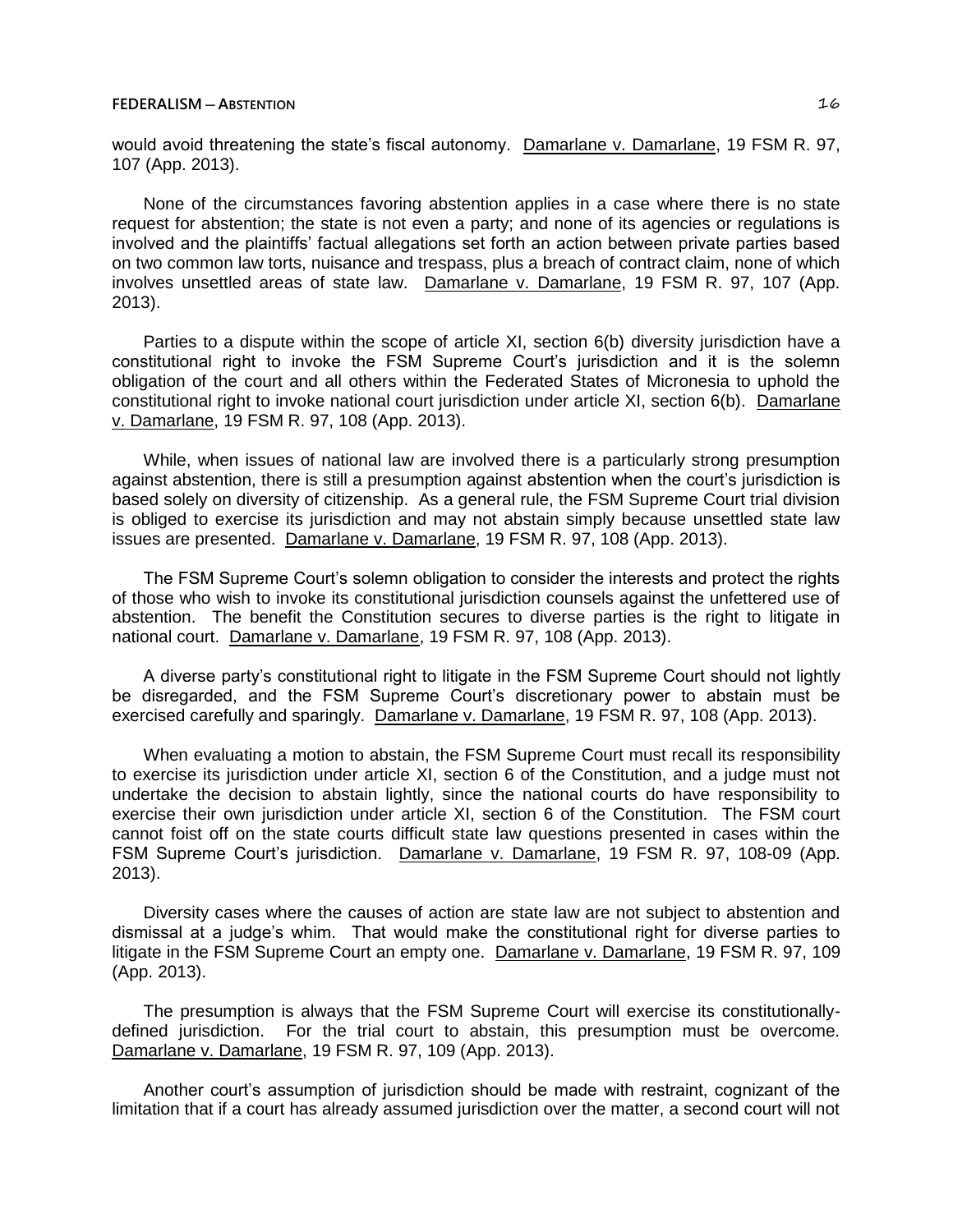would avoid threatening the state's fiscal autonomy. Damarlane v. Damarlane, 19 FSM R. 97, 107 (App. 2013).

None of the circumstances favoring abstention applies in a case where there is no state request for abstention; the state is not even a party; and none of its agencies or regulations is involved and the plaintiffs' factual allegations set forth an action between private parties based on two common law torts, nuisance and trespass, plus a breach of contract claim, none of which involves unsettled areas of state law. Damarlane v. Damarlane, 19 FSM R. 97, 107 (App. 2013).

Parties to a dispute within the scope of article XI, section 6(b) diversity jurisdiction have a constitutional right to invoke the FSM Supreme Court's jurisdiction and it is the solemn obligation of the court and all others within the Federated States of Micronesia to uphold the constitutional right to invoke national court jurisdiction under article XI, section 6(b). Damarlane v. Damarlane, 19 FSM R. 97, 108 (App. 2013).

While, when issues of national law are involved there is a particularly strong presumption against abstention, there is still a presumption against abstention when the court's jurisdiction is based solely on diversity of citizenship. As a general rule, the FSM Supreme Court trial division is obliged to exercise its jurisdiction and may not abstain simply because unsettled state law issues are presented. Damarlane v. Damarlane, 19 FSM R. 97, 108 (App. 2013).

The FSM Supreme Court's solemn obligation to consider the interests and protect the rights of those who wish to invoke its constitutional jurisdiction counsels against the unfettered use of abstention. The benefit the Constitution secures to diverse parties is the right to litigate in national court. Damarlane v. Damarlane, 19 FSM R. 97, 108 (App. 2013).

A diverse party's constitutional right to litigate in the FSM Supreme Court should not lightly be disregarded, and the FSM Supreme Court's discretionary power to abstain must be exercised carefully and sparingly. Damarlane v. Damarlane, 19 FSM R. 97, 108 (App. 2013).

When evaluating a motion to abstain, the FSM Supreme Court must recall its responsibility to exercise its jurisdiction under article XI, section 6 of the Constitution, and a judge must not undertake the decision to abstain lightly, since the national courts do have responsibility to exercise their own jurisdiction under article XI, section 6 of the Constitution. The FSM court cannot foist off on the state courts difficult state law questions presented in cases within the FSM Supreme Court's jurisdiction. Damarlane v. Damarlane, 19 FSM R. 97, 108-09 (App. 2013).

Diversity cases where the causes of action are state law are not subject to abstention and dismissal at a judge's whim. That would make the constitutional right for diverse parties to litigate in the FSM Supreme Court an empty one. Damarlane v. Damarlane, 19 FSM R. 97, 109 (App. 2013).

The presumption is always that the FSM Supreme Court will exercise its constitutionally-defined jurisdiction. For the trial court to abstain, this presumption must be overcome. Damarlane v. Damarlane, 19 FSM R. 97, 109 (App. 2013).

Another court's assumption of jurisdiction should be made with restraint, cognizant of the limitation that if a court has already assumed jurisdiction over the matter, a second court will not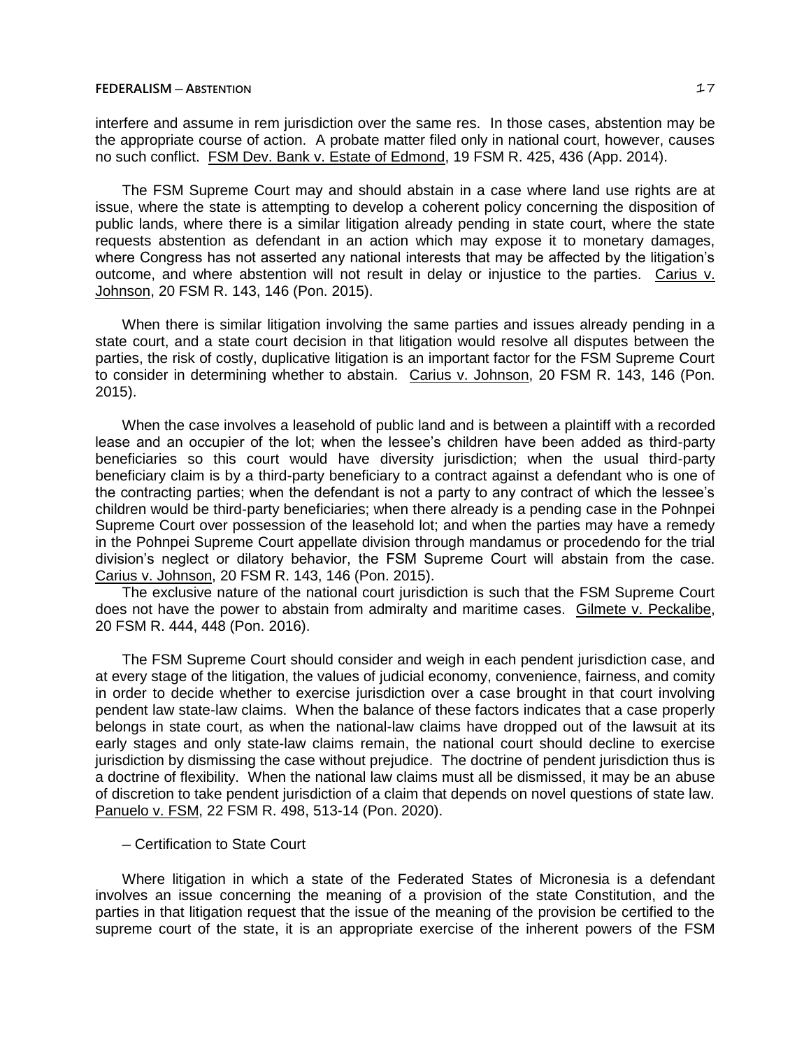interfere and assume in rem jurisdiction over the same res. In those cases, abstention may be the appropriate course of action. A probate matter filed only in national court, however, causes no such conflict. FSM Dev. Bank v. Estate of Edmond, 19 FSM R. 425, 436 (App. 2014).

The FSM Supreme Court may and should abstain in a case where land use rights are at issue, where the state is attempting to develop a coherent policy concerning the disposition of public lands, where there is a similar litigation already pending in state court, where the state requests abstention as defendant in an action which may expose it to monetary damages, where Congress has not asserted any national interests that may be affected by the litigation's outcome, and where abstention will not result in delay or injustice to the parties. Carius v. Johnson, 20 FSM R. 143, 146 (Pon. 2015).

When there is similar litigation involving the same parties and issues already pending in a state court, and a state court decision in that litigation would resolve all disputes between the parties, the risk of costly, duplicative litigation is an important factor for the FSM Supreme Court to consider in determining whether to abstain. Carius v. Johnson, 20 FSM R. 143, 146 (Pon. 2015).

When the case involves a leasehold of public land and is between a plaintiff with a recorded lease and an occupier of the lot; when the lessee's children have been added as third-party beneficiaries so this court would have diversity jurisdiction; when the usual third-party beneficiary claim is by a third-party beneficiary to a contract against a defendant who is one of the contracting parties; when the defendant is not a party to any contract of which the lessee's children would be third-party beneficiaries; when there already is a pending case in the Pohnpei Supreme Court over possession of the leasehold lot; and when the parties may have a remedy in the Pohnpei Supreme Court appellate division through mandamus or procedendo for the trial division's neglect or dilatory behavior, the FSM Supreme Court will abstain from the case. Carius v. Johnson, 20 FSM R. 143, 146 (Pon. 2015).

The exclusive nature of the national court jurisdiction is such that the FSM Supreme Court does not have the power to abstain from admiralty and maritime cases. Gilmete v. Peckalibe, 20 FSM R. 444, 448 (Pon. 2016).

The FSM Supreme Court should consider and weigh in each pendent jurisdiction case, and at every stage of the litigation, the values of judicial economy, convenience, fairness, and comity in order to decide whether to exercise jurisdiction over a case brought in that court involving pendent law state-law claims. When the balance of these factors indicates that a case properly belongs in state court, as when the national-law claims have dropped out of the lawsuit at its early stages and only state-law claims remain, the national court should decline to exercise jurisdiction by dismissing the case without prejudice. The doctrine of pendent jurisdiction thus is a doctrine of flexibility. When the national law claims must all be dismissed, it may be an abuse of discretion to take pendent jurisdiction of a claim that depends on novel questions of state law. Panuelo v. FSM, 22 FSM R. 498, 513-14 (Pon. 2020).

– Certification to State Court

Where litigation in which a state of the Federated States of Micronesia is a defendant involves an issue concerning the meaning of a provision of the state Constitution, and the parties in that litigation request that the issue of the meaning of the provision be certified to the supreme court of the state, it is an appropriate exercise of the inherent powers of the FSM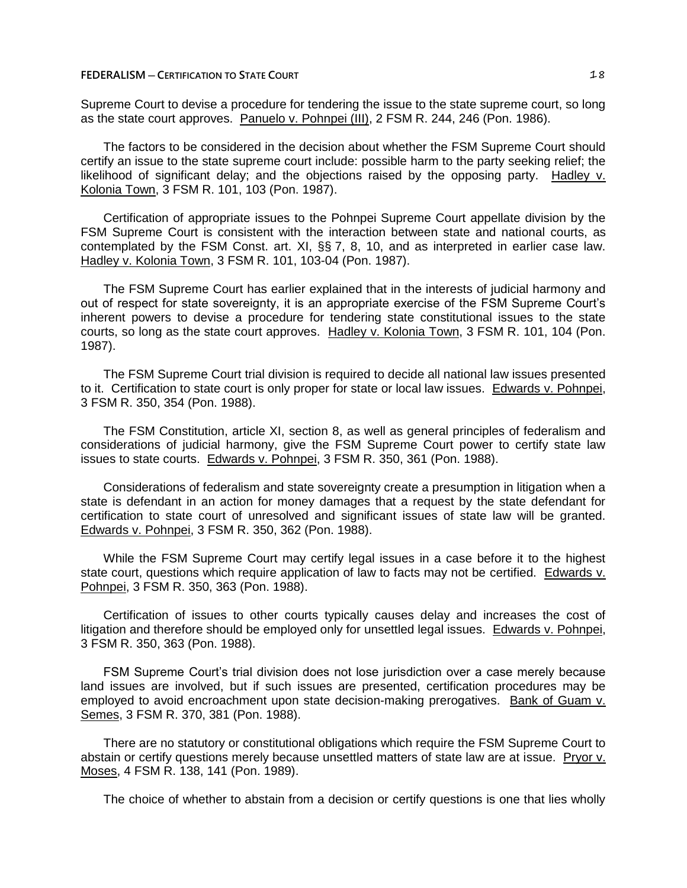Supreme Court to devise a procedure for tendering the issue to the state supreme court, so long as the state court approves. Panuelo v. Pohnpei (III), 2 FSM R. 244, 246 (Pon. 1986).

The factors to be considered in the decision about whether the FSM Supreme Court should certify an issue to the state supreme court include: possible harm to the party seeking relief; the likelihood of significant delay; and the objections raised by the opposing party. Hadley v. Kolonia Town, 3 FSM R. 101, 103 (Pon. 1987).

Certification of appropriate issues to the Pohnpei Supreme Court appellate division by the FSM Supreme Court is consistent with the interaction between state and national courts, as contemplated by the FSM Const. art. XI, §§ 7, 8, 10, and as interpreted in earlier case law. Hadley v. Kolonia Town, 3 FSM R. 101, 103-04 (Pon. 1987).

The FSM Supreme Court has earlier explained that in the interests of judicial harmony and out of respect for state sovereignty, it is an appropriate exercise of the FSM Supreme Court's inherent powers to devise a procedure for tendering state constitutional issues to the state courts, so long as the state court approves. Hadley v. Kolonia Town, 3 FSM R. 101, 104 (Pon. 1987).

The FSM Supreme Court trial division is required to decide all national law issues presented to it. Certification to state court is only proper for state or local law issues. Edwards v. Pohnpei, 3 FSM R. 350, 354 (Pon. 1988).

The FSM Constitution, article XI, section 8, as well as general principles of federalism and considerations of judicial harmony, give the FSM Supreme Court power to certify state law issues to state courts. Edwards v. Pohnpei, 3 FSM R. 350, 361 (Pon. 1988).

Considerations of federalism and state sovereignty create a presumption in litigation when a state is defendant in an action for money damages that a request by the state defendant for certification to state court of unresolved and significant issues of state law will be granted. Edwards v. Pohnpei, 3 FSM R. 350, 362 (Pon. 1988).

While the FSM Supreme Court may certify legal issues in a case before it to the highest state court, questions which require application of law to facts may not be certified. Edwards v. Pohnpei, 3 FSM R. 350, 363 (Pon. 1988).

Certification of issues to other courts typically causes delay and increases the cost of litigation and therefore should be employed only for unsettled legal issues. Edwards v. Pohnpei, 3 FSM R. 350, 363 (Pon. 1988).

FSM Supreme Court's trial division does not lose jurisdiction over a case merely because land issues are involved, but if such issues are presented, certification procedures may be employed to avoid encroachment upon state decision-making prerogatives. Bank of Guam v. Semes, 3 FSM R. 370, 381 (Pon. 1988).

There are no statutory or constitutional obligations which require the FSM Supreme Court to abstain or certify questions merely because unsettled matters of state law are at issue. Pryor v. Moses, 4 FSM R. 138, 141 (Pon. 1989).

The choice of whether to abstain from a decision or certify questions is one that lies wholly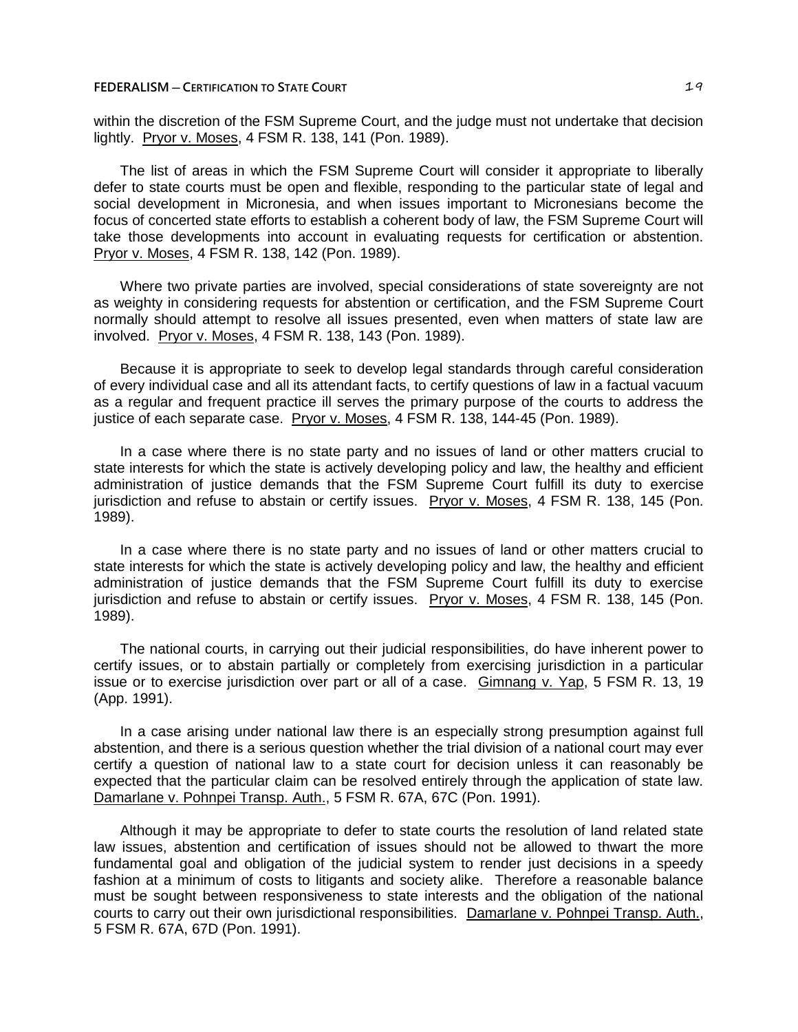within the discretion of the FSM Supreme Court, and the judge must not undertake that decision lightly. Pryor v. Moses, 4 FSM R. 138, 141 (Pon. 1989).

The list of areas in which the FSM Supreme Court will consider it appropriate to liberally defer to state courts must be open and flexible, responding to the particular state of legal and social development in Micronesia, and when issues important to Micronesians become the focus of concerted state efforts to establish a coherent body of law, the FSM Supreme Court will take those developments into account in evaluating requests for certification or abstention. Pryor v. Moses, 4 FSM R. 138, 142 (Pon. 1989).

Where two private parties are involved, special considerations of state sovereignty are not as weighty in considering requests for abstention or certification, and the FSM Supreme Court normally should attempt to resolve all issues presented, even when matters of state law are involved. Pryor v. Moses, 4 FSM R. 138, 143 (Pon. 1989).

Because it is appropriate to seek to develop legal standards through careful consideration of every individual case and all its attendant facts, to certify questions of law in a factual vacuum as a regular and frequent practice ill serves the primary purpose of the courts to address the justice of each separate case. Pryor v. Moses, 4 FSM R. 138, 144-45 (Pon. 1989).

In a case where there is no state party and no issues of land or other matters crucial to state interests for which the state is actively developing policy and law, the healthy and efficient administration of justice demands that the FSM Supreme Court fulfill its duty to exercise jurisdiction and refuse to abstain or certify issues. Pryor v. Moses, 4 FSM R. 138, 145 (Pon. 1989).

In a case where there is no state party and no issues of land or other matters crucial to state interests for which the state is actively developing policy and law, the healthy and efficient administration of justice demands that the FSM Supreme Court fulfill its duty to exercise jurisdiction and refuse to abstain or certify issues. Pryor v. Moses, 4 FSM R. 138, 145 (Pon. 1989).

The national courts, in carrying out their judicial responsibilities, do have inherent power to certify issues, or to abstain partially or completely from exercising jurisdiction in a particular issue or to exercise jurisdiction over part or all of a case. Gimnang v. Yap, 5 FSM R. 13, 19 (App. 1991).

In a case arising under national law there is an especially strong presumption against full abstention, and there is a serious question whether the trial division of a national court may ever certify a question of national law to a state court for decision unless it can reasonably be expected that the particular claim can be resolved entirely through the application of state law. Damarlane v. Pohnpei Transp. Auth., 5 FSM R. 67A, 67C (Pon. 1991).

Although it may be appropriate to defer to state courts the resolution of land related state law issues, abstention and certification of issues should not be allowed to thwart the more fundamental goal and obligation of the judicial system to render just decisions in a speedy fashion at a minimum of costs to litigants and society alike. Therefore a reasonable balance must be sought between responsiveness to state interests and the obligation of the national courts to carry out their own jurisdictional responsibilities. Damarlane v. Pohnpei Transp. Auth., 5 FSM R. 67A, 67D (Pon. 1991).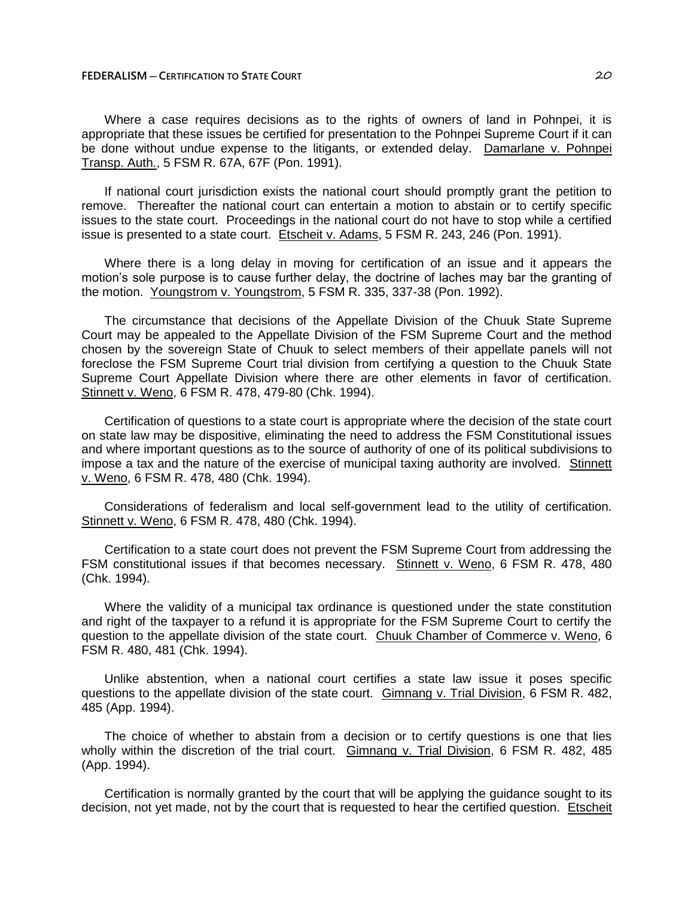Where a case requires decisions as to the rights of owners of land in Pohnpei, it is appropriate that these issues be certified for presentation to the Pohnpei Supreme Court if it can be done without undue expense to the litigants, or extended delay. Damarlane v. Pohnpei Transp. Auth., 5 FSM R. 67A, 67F (Pon. 1991).

If national court jurisdiction exists the national court should promptly grant the petition to remove. Thereafter the national court can entertain a motion to abstain or to certify specific issues to the state court. Proceedings in the national court do not have to stop while a certified issue is presented to a state court. Etscheit v. Adams, 5 FSM R. 243, 246 (Pon. 1991).

Where there is a long delay in moving for certification of an issue and it appears the motion's sole purpose is to cause further delay, the doctrine of laches may bar the granting of the motion. Youngstrom v. Youngstrom, 5 FSM R. 335, 337-38 (Pon. 1992).

The circumstance that decisions of the Appellate Division of the Chuuk State Supreme Court may be appealed to the Appellate Division of the FSM Supreme Court and the method chosen by the sovereign State of Chuuk to select members of their appellate panels will not foreclose the FSM Supreme Court trial division from certifying a question to the Chuuk State Supreme Court Appellate Division where there are other elements in favor of certification. Stinnett v. Weno, 6 FSM R. 478, 479-80 (Chk. 1994).

Certification of questions to a state court is appropriate where the decision of the state court on state law may be dispositive, eliminating the need to address the FSM Constitutional issues and where important questions as to the source of authority of one of its political subdivisions to impose a tax and the nature of the exercise of municipal taxing authority are involved. Stinnett v. Weno, 6 FSM R. 478, 480 (Chk. 1994).

Considerations of federalism and local self-government lead to the utility of certification. Stinnett v. Weno, 6 FSM R. 478, 480 (Chk. 1994).

Certification to a state court does not prevent the FSM Supreme Court from addressing the FSM constitutional issues if that becomes necessary. Stinnett v. Weno, 6 FSM R. 478, 480 (Chk. 1994).

Where the validity of a municipal tax ordinance is questioned under the state constitution and right of the taxpayer to a refund it is appropriate for the FSM Supreme Court to certify the question to the appellate division of the state court. Chuuk Chamber of Commerce v. Weno, 6 FSM R. 480, 481 (Chk. 1994).

Unlike abstention, when a national court certifies a state law issue it poses specific questions to the appellate division of the state court. Gimnang v. Trial Division, 6 FSM R. 482, 485 (App. 1994).

The choice of whether to abstain from a decision or to certify questions is one that lies wholly within the discretion of the trial court. Gimnang v. Trial Division, 6 FSM R. 482, 485 (App. 1994).

Certification is normally granted by the court that will be applying the guidance sought to its decision, not yet made, not by the court that is requested to hear the certified question. Etscheit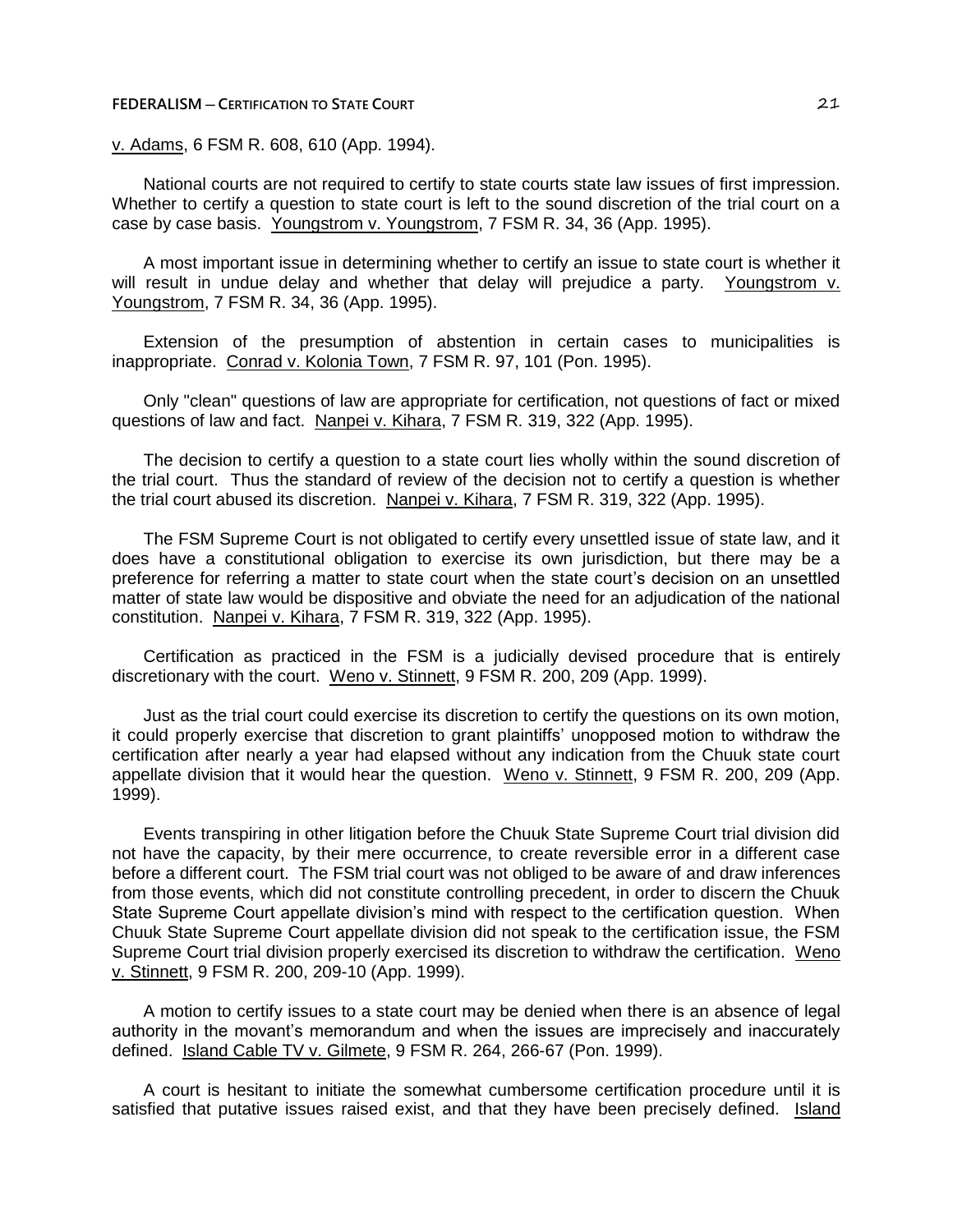v. Adams, 6 FSM R. 608, 610 (App. 1994).

National courts are not required to certify to state courts state law issues of first impression. Whether to certify a question to state court is left to the sound discretion of the trial court on a case by case basis. Youngstrom v. Youngstrom, 7 FSM R. 34, 36 (App. 1995).

A most important issue in determining whether to certify an issue to state court is whether it will result in undue delay and whether that delay will prejudice a party. Youngstrom v. Youngstrom, 7 FSM R. 34, 36 (App. 1995).

Extension of the presumption of abstention in certain cases to municipalities is inappropriate. Conrad v. Kolonia Town, 7 FSM R. 97, 101 (Pon. 1995).

Only "clean" questions of law are appropriate for certification, not questions of fact or mixed questions of law and fact. Nanpei v. Kihara, 7 FSM R. 319, 322 (App. 1995).

The decision to certify a question to a state court lies wholly within the sound discretion of the trial court. Thus the standard of review of the decision not to certify a question is whether the trial court abused its discretion. Nanpei v. Kihara, 7 FSM R. 319, 322 (App. 1995).

The FSM Supreme Court is not obligated to certify every unsettled issue of state law, and it does have a constitutional obligation to exercise its own jurisdiction, but there may be a preference for referring a matter to state court when the state court's decision on an unsettled matter of state law would be dispositive and obviate the need for an adjudication of the national constitution. Nanpei v. Kihara, 7 FSM R. 319, 322 (App. 1995).

Certification as practiced in the FSM is a judicially devised procedure that is entirely discretionary with the court. Weno v. Stinnett, 9 FSM R. 200, 209 (App. 1999).

Just as the trial court could exercise its discretion to certify the questions on its own motion, it could properly exercise that discretion to grant plaintiffs' unopposed motion to withdraw the certification after nearly a year had elapsed without any indication from the Chuuk state court appellate division that it would hear the question. Weno v. Stinnett, 9 FSM R. 200, 209 (App. 1999).

Events transpiring in other litigation before the Chuuk State Supreme Court trial division did not have the capacity, by their mere occurrence, to create reversible error in a different case before a different court. The FSM trial court was not obliged to be aware of and draw inferences from those events, which did not constitute controlling precedent, in order to discern the Chuuk State Supreme Court appellate division's mind with respect to the certification question. When Chuuk State Supreme Court appellate division did not speak to the certification issue, the FSM Supreme Court trial division properly exercised its discretion to withdraw the certification. Weno v. Stinnett, 9 FSM R. 200, 209-10 (App. 1999).

A motion to certify issues to a state court may be denied when there is an absence of legal authority in the movant's memorandum and when the issues are imprecisely and inaccurately defined. Island Cable TV v. Gilmete, 9 FSM R. 264, 266-67 (Pon. 1999).

A court is hesitant to initiate the somewhat cumbersome certification procedure until it is satisfied that putative issues raised exist, and that they have been precisely defined. Island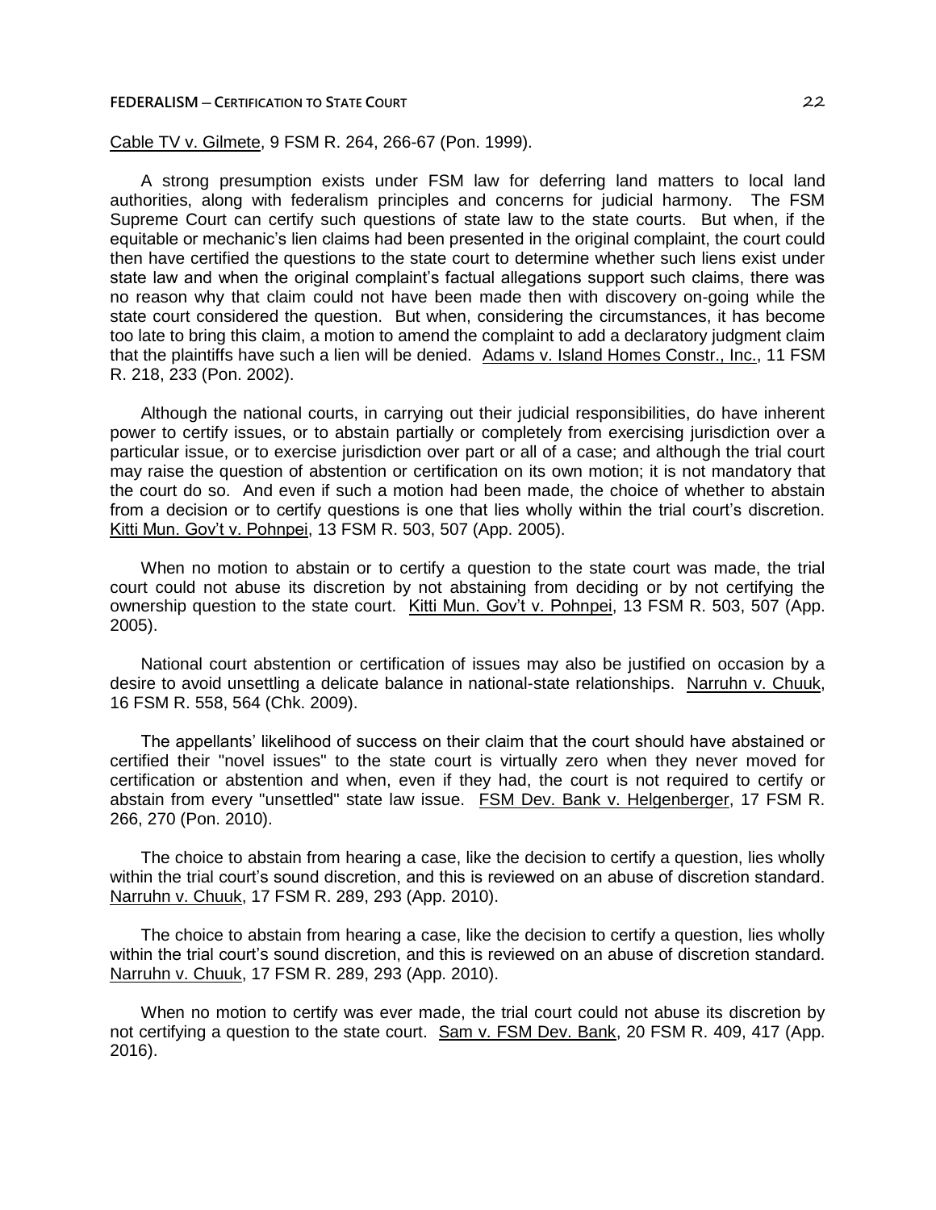Cable TV v. Gilmete, 9 FSM R. 264, 266-67 (Pon. 1999).

A strong presumption exists under FSM law for deferring land matters to local land authorities, along with federalism principles and concerns for judicial harmony. The FSM Supreme Court can certify such questions of state law to the state courts. But when, if the equitable or mechanic's lien claims had been presented in the original complaint, the court could then have certified the questions to the state court to determine whether such liens exist under state law and when the original complaint's factual allegations support such claims, there was no reason why that claim could not have been made then with discovery on-going while the state court considered the question. But when, considering the circumstances, it has become too late to bring this claim, a motion to amend the complaint to add a declaratory judgment claim that the plaintiffs have such a lien will be denied. Adams v. Island Homes Constr., Inc., 11 FSM R. 218, 233 (Pon. 2002).

Although the national courts, in carrying out their judicial responsibilities, do have inherent power to certify issues, or to abstain partially or completely from exercising jurisdiction over a particular issue, or to exercise jurisdiction over part or all of a case; and although the trial court may raise the question of abstention or certification on its own motion; it is not mandatory that the court do so. And even if such a motion had been made, the choice of whether to abstain from a decision or to certify questions is one that lies wholly within the trial court's discretion. Kitti Mun. Gov't v. Pohnpei, 13 FSM R. 503, 507 (App. 2005).

When no motion to abstain or to certify a question to the state court was made, the trial court could not abuse its discretion by not abstaining from deciding or by not certifying the ownership question to the state court. Kitti Mun. Gov't v. Pohnpei, 13 FSM R. 503, 507 (App. 2005).

National court abstention or certification of issues may also be justified on occasion by a desire to avoid unsettling a delicate balance in national-state relationships. Narruhn v. Chuuk, 16 FSM R. 558, 564 (Chk. 2009).

The appellants' likelihood of success on their claim that the court should have abstained or certified their "novel issues" to the state court is virtually zero when they never moved for certification or abstention and when, even if they had, the court is not required to certify or abstain from every "unsettled" state law issue. FSM Dev. Bank v. Helgenberger, 17 FSM R. 266, 270 (Pon. 2010).

The choice to abstain from hearing a case, like the decision to certify a question, lies wholly within the trial court's sound discretion, and this is reviewed on an abuse of discretion standard. Narruhn v. Chuuk, 17 FSM R. 289, 293 (App. 2010).

The choice to abstain from hearing a case, like the decision to certify a question, lies wholly within the trial court's sound discretion, and this is reviewed on an abuse of discretion standard. Narruhn v. Chuuk, 17 FSM R. 289, 293 (App. 2010).

When no motion to certify was ever made, the trial court could not abuse its discretion by not certifying a question to the state court. Sam v. FSM Dev. Bank, 20 FSM R. 409, 417 (App. 2016).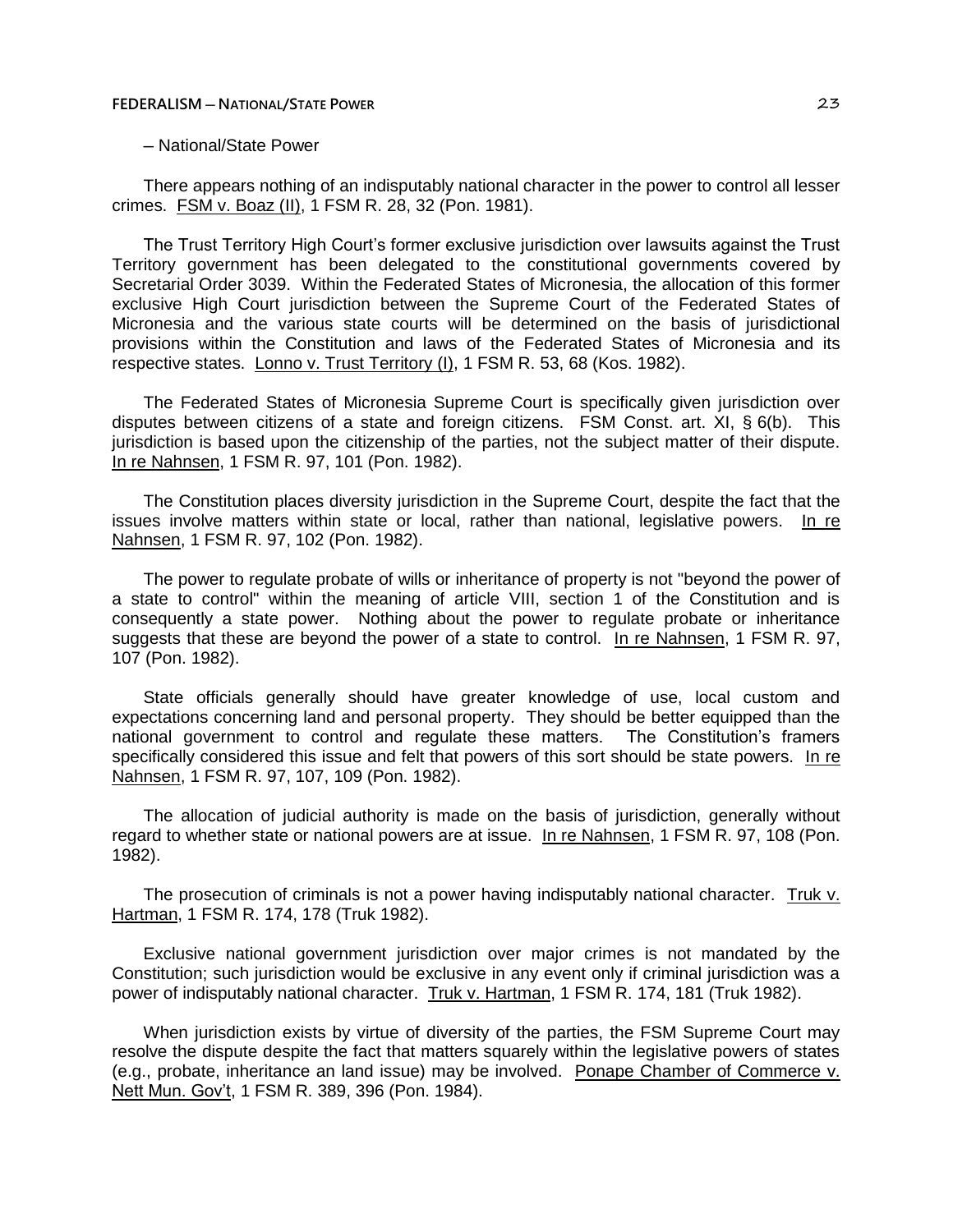– National/State Power

There appears nothing of an indisputably national character in the power to control all lesser crimes. FSM v. Boaz (II), 1 FSM R. 28, 32 (Pon. 1981).

The Trust Territory High Court's former exclusive jurisdiction over lawsuits against the Trust Territory government has been delegated to the constitutional governments covered by Secretarial Order 3039. Within the Federated States of Micronesia, the allocation of this former exclusive High Court jurisdiction between the Supreme Court of the Federated States of Micronesia and the various state courts will be determined on the basis of jurisdictional provisions within the Constitution and laws of the Federated States of Micronesia and its respective states. Lonno v. Trust Territory (I), 1 FSM R. 53, 68 (Kos. 1982).

The Federated States of Micronesia Supreme Court is specifically given jurisdiction over disputes between citizens of a state and foreign citizens. FSM Const. art. XI, § 6(b). This jurisdiction is based upon the citizenship of the parties, not the subject matter of their dispute. In re Nahnsen, 1 FSM R. 97, 101 (Pon. 1982).

The Constitution places diversity jurisdiction in the Supreme Court, despite the fact that the issues involve matters within state or local, rather than national, legislative powers. In re Nahnsen, 1 FSM R. 97, 102 (Pon. 1982).

The power to regulate probate of wills or inheritance of property is not "beyond the power of a state to control" within the meaning of article VIII, section 1 of the Constitution and is consequently a state power. Nothing about the power to regulate probate or inheritance suggests that these are beyond the power of a state to control. In re Nahnsen, 1 FSM R. 97, 107 (Pon. 1982).

State officials generally should have greater knowledge of use, local custom and expectations concerning land and personal property. They should be better equipped than the national government to control and regulate these matters. The Constitution's framers specifically considered this issue and felt that powers of this sort should be state powers. In re Nahnsen, 1 FSM R. 97, 107, 109 (Pon. 1982).

The allocation of judicial authority is made on the basis of jurisdiction, generally without regard to whether state or national powers are at issue. In re Nahnsen, 1 FSM R. 97, 108 (Pon. 1982).

The prosecution of criminals is not a power having indisputably national character. Truk v. Hartman, 1 FSM R. 174, 178 (Truk 1982).

Exclusive national government jurisdiction over major crimes is not mandated by the Constitution; such jurisdiction would be exclusive in any event only if criminal jurisdiction was a power of indisputably national character. Truk v. Hartman, 1 FSM R. 174, 181 (Truk 1982).

When jurisdiction exists by virtue of diversity of the parties, the FSM Supreme Court may resolve the dispute despite the fact that matters squarely within the legislative powers of states (e.g., probate, inheritance an land issue) may be involved. Ponape Chamber of Commerce v. Nett Mun. Gov't, 1 FSM R. 389, 396 (Pon. 1984).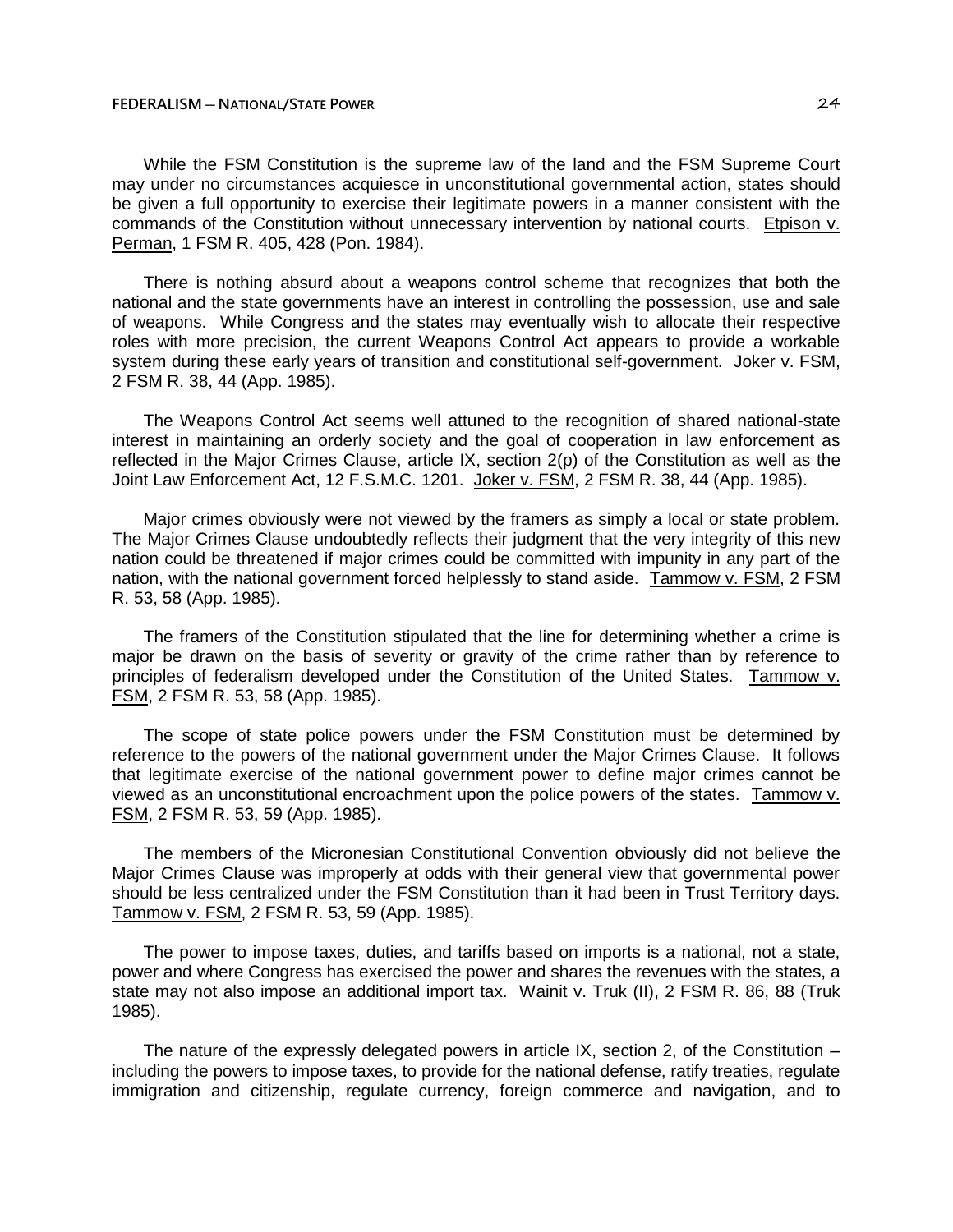While the FSM Constitution is the supreme law of the land and the FSM Supreme Court may under no circumstances acquiesce in unconstitutional governmental action, states should be given a full opportunity to exercise their legitimate powers in a manner consistent with the commands of the Constitution without unnecessary intervention by national courts. Etpison v. Perman, 1 FSM R. 405, 428 (Pon. 1984).

There is nothing absurd about a weapons control scheme that recognizes that both the national and the state governments have an interest in controlling the possession, use and sale of weapons. While Congress and the states may eventually wish to allocate their respective roles with more precision, the current Weapons Control Act appears to provide a workable system during these early years of transition and constitutional self-government. Joker v. FSM, 2 FSM R. 38, 44 (App. 1985).

The Weapons Control Act seems well attuned to the recognition of shared national-state interest in maintaining an orderly society and the goal of cooperation in law enforcement as reflected in the Major Crimes Clause, article IX, section 2(p) of the Constitution as well as the Joint Law Enforcement Act, 12 F.S.M.C. 1201. Joker v. FSM, 2 FSM R. 38, 44 (App. 1985).

Major crimes obviously were not viewed by the framers as simply a local or state problem. The Major Crimes Clause undoubtedly reflects their judgment that the very integrity of this new nation could be threatened if major crimes could be committed with impunity in any part of the nation, with the national government forced helplessly to stand aside. Tammow v. FSM, 2 FSM R. 53, 58 (App. 1985).

The framers of the Constitution stipulated that the line for determining whether a crime is major be drawn on the basis of severity or gravity of the crime rather than by reference to principles of federalism developed under the Constitution of the United States. Tammow v. FSM, 2 FSM R. 53, 58 (App. 1985).

The scope of state police powers under the FSM Constitution must be determined by reference to the powers of the national government under the Major Crimes Clause. It follows that legitimate exercise of the national government power to define major crimes cannot be viewed as an unconstitutional encroachment upon the police powers of the states. Tammow v. FSM, 2 FSM R. 53, 59 (App. 1985).

The members of the Micronesian Constitutional Convention obviously did not believe the Major Crimes Clause was improperly at odds with their general view that governmental power should be less centralized under the FSM Constitution than it had been in Trust Territory days. Tammow v. FSM, 2 FSM R. 53, 59 (App. 1985).

The power to impose taxes, duties, and tariffs based on imports is a national, not a state, power and where Congress has exercised the power and shares the revenues with the states, a state may not also impose an additional import tax. Wainit v. Truk (II), 2 FSM R. 86, 88 (Truk 1985).

The nature of the expressly delegated powers in article IX, section 2, of the Constitution – including the powers to impose taxes, to provide for the national defense, ratify treaties, regulate immigration and citizenship, regulate currency, foreign commerce and navigation, and to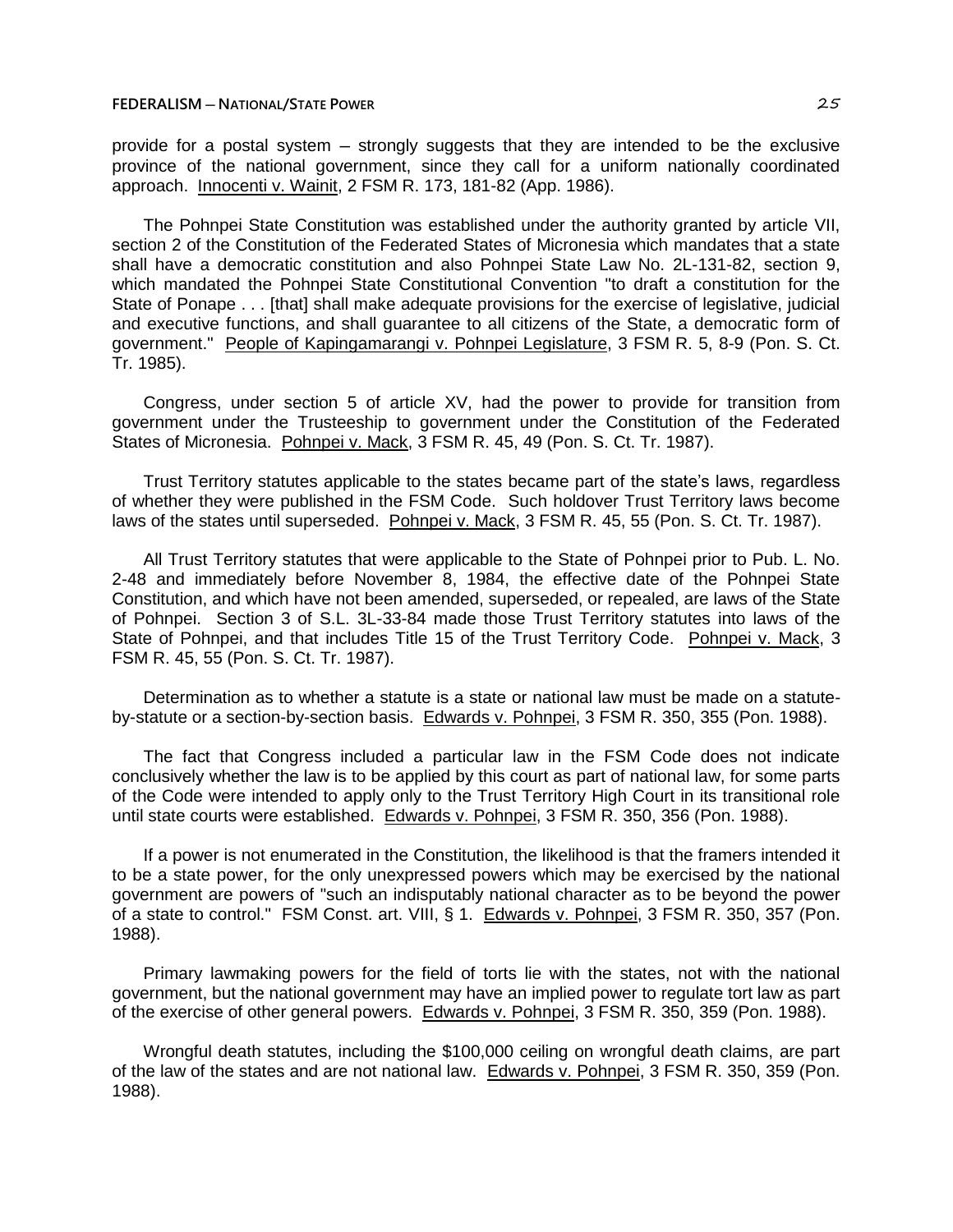provide for a postal system – strongly suggests that they are intended to be the exclusive province of the national government, since they call for a uniform nationally coordinated approach. Innocenti v. Wainit, 2 FSM R. 173, 181-82 (App. 1986).

The Pohnpei State Constitution was established under the authority granted by article VII, section 2 of the Constitution of the Federated States of Micronesia which mandates that a state shall have a democratic constitution and also Pohnpei State Law No. 2L-131-82, section 9, which mandated the Pohnpei State Constitutional Convention "to draft a constitution for the State of Ponape . . . [that] shall make adequate provisions for the exercise of legislative, judicial and executive functions, and shall guarantee to all citizens of the State, a democratic form of government." People of Kapingamarangi v. Pohnpei Legislature, 3 FSM R. 5, 8-9 (Pon. S. Ct. Tr. 1985).

Congress, under section 5 of article XV, had the power to provide for transition from government under the Trusteeship to government under the Constitution of the Federated States of Micronesia. Pohnpei v. Mack, 3 FSM R. 45, 49 (Pon. S. Ct. Tr. 1987).

Trust Territory statutes applicable to the states became part of the state's laws, regardless of whether they were published in the FSM Code. Such holdover Trust Territory laws become laws of the states until superseded. Pohnpei v. Mack, 3 FSM R. 45, 55 (Pon. S. Ct. Tr. 1987).

All Trust Territory statutes that were applicable to the State of Pohnpei prior to Pub. L. No. 2-48 and immediately before November 8, 1984, the effective date of the Pohnpei State Constitution, and which have not been amended, superseded, or repealed, are laws of the State of Pohnpei. Section 3 of S.L. 3L-33-84 made those Trust Territory statutes into laws of the State of Pohnpei, and that includes Title 15 of the Trust Territory Code. Pohnpei v. Mack, 3 FSM R. 45, 55 (Pon. S. Ct. Tr. 1987).

Determination as to whether a statute is a state or national law must be made on a statute-by-statute or a section-by-section basis. Edwards v. Pohnpei, 3 FSM R. 350, 355 (Pon. 1988).

The fact that Congress included a particular law in the FSM Code does not indicate conclusively whether the law is to be applied by this court as part of national law, for some parts of the Code were intended to apply only to the Trust Territory High Court in its transitional role until state courts were established. Edwards v. Pohnpei, 3 FSM R. 350, 356 (Pon. 1988).

If a power is not enumerated in the Constitution, the likelihood is that the framers intended it to be a state power, for the only unexpressed powers which may be exercised by the national government are powers of "such an indisputably national character as to be beyond the power of a state to control." FSM Const. art. VIII, § 1. Edwards v. Pohnpei, 3 FSM R. 350, 357 (Pon. 1988).

Primary lawmaking powers for the field of torts lie with the states, not with the national government, but the national government may have an implied power to regulate tort law as part of the exercise of other general powers. Edwards v. Pohnpei, 3 FSM R. 350, 359 (Pon. 1988).

Wrongful death statutes, including the $100,000 ceiling on wrongful death claims, are part of the law of the states and are not national law. Edwards v. Pohnpei, 3 FSM R. 350, 359 (Pon. 1988).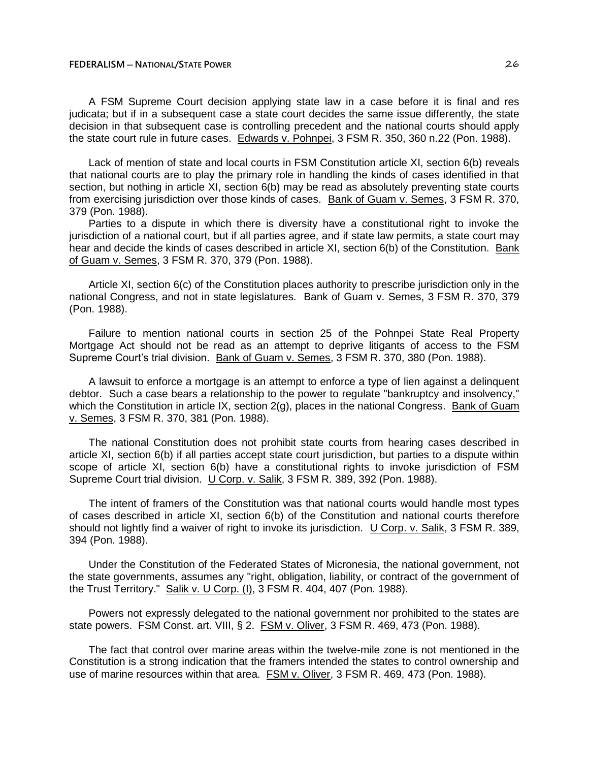A FSM Supreme Court decision applying state law in a case before it is final and res judicata; but if in a subsequent case a state court decides the same issue differently, the state decision in that subsequent case is controlling precedent and the national courts should apply the state court rule in future cases. Edwards v. Pohnpei, 3 FSM R. 350, 360 n.22 (Pon. 1988).

Lack of mention of state and local courts in FSM Constitution article XI, section 6(b) reveals that national courts are to play the primary role in handling the kinds of cases identified in that section, but nothing in article XI, section 6(b) may be read as absolutely preventing state courts from exercising jurisdiction over those kinds of cases. Bank of Guam v. Semes, 3 FSM R. 370, 379 (Pon. 1988).

Parties to a dispute in which there is diversity have a constitutional right to invoke the jurisdiction of a national court, but if all parties agree, and if state law permits, a state court may hear and decide the kinds of cases described in article XI, section 6(b) of the Constitution. Bank of Guam v. Semes, 3 FSM R. 370, 379 (Pon. 1988).

Article XI, section 6(c) of the Constitution places authority to prescribe jurisdiction only in the national Congress, and not in state legislatures. Bank of Guam v. Semes, 3 FSM R. 370, 379 (Pon. 1988).

Failure to mention national courts in section 25 of the Pohnpei State Real Property Mortgage Act should not be read as an attempt to deprive litigants of access to the FSM Supreme Court's trial division. Bank of Guam v. Semes, 3 FSM R. 370, 380 (Pon. 1988).

A lawsuit to enforce a mortgage is an attempt to enforce a type of lien against a delinquent debtor. Such a case bears a relationship to the power to regulate "bankruptcy and insolvency," which the Constitution in article IX, section 2(g), places in the national Congress. Bank of Guam v. Semes, 3 FSM R. 370, 381 (Pon. 1988).

The national Constitution does not prohibit state courts from hearing cases described in article XI, section 6(b) if all parties accept state court jurisdiction, but parties to a dispute within scope of article XI, section 6(b) have a constitutional rights to invoke jurisdiction of FSM Supreme Court trial division. U Corp. v. Salik, 3 FSM R. 389, 392 (Pon. 1988).

The intent of framers of the Constitution was that national courts would handle most types of cases described in article XI, section 6(b) of the Constitution and national courts therefore should not lightly find a waiver of right to invoke its jurisdiction. U Corp. v. Salik, 3 FSM R. 389, 394 (Pon. 1988).

Under the Constitution of the Federated States of Micronesia, the national government, not the state governments, assumes any "right, obligation, liability, or contract of the government of the Trust Territory." Salik v. U Corp. (I), 3 FSM R. 404, 407 (Pon. 1988).

Powers not expressly delegated to the national government nor prohibited to the states are state powers. FSM Const. art. VIII, § 2. FSM v. Oliver, 3 FSM R. 469, 473 (Pon. 1988).

The fact that control over marine areas within the twelve-mile zone is not mentioned in the Constitution is a strong indication that the framers intended the states to control ownership and use of marine resources within that area. FSM v. Oliver, 3 FSM R. 469, 473 (Pon. 1988).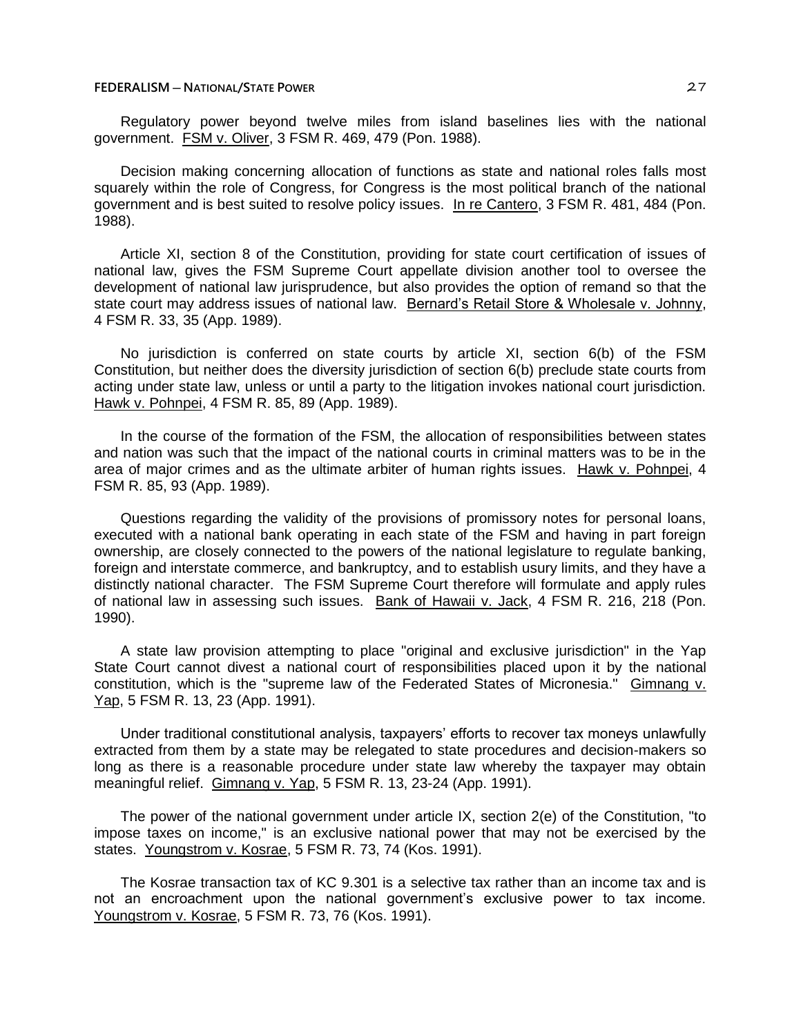Regulatory power beyond twelve miles from island baselines lies with the national government. FSM v. Oliver, 3 FSM R. 469, 479 (Pon. 1988).

Decision making concerning allocation of functions as state and national roles falls most squarely within the role of Congress, for Congress is the most political branch of the national government and is best suited to resolve policy issues. In re Cantero, 3 FSM R. 481, 484 (Pon. 1988).

Article XI, section 8 of the Constitution, providing for state court certification of issues of national law, gives the FSM Supreme Court appellate division another tool to oversee the development of national law jurisprudence, but also provides the option of remand so that the state court may address issues of national law. Bernard's Retail Store & Wholesale v. Johnny, 4 FSM R. 33, 35 (App. 1989).

No jurisdiction is conferred on state courts by article XI, section 6(b) of the FSM Constitution, but neither does the diversity jurisdiction of section 6(b) preclude state courts from acting under state law, unless or until a party to the litigation invokes national court jurisdiction. Hawk v. Pohnpei, 4 FSM R. 85, 89 (App. 1989).

In the course of the formation of the FSM, the allocation of responsibilities between states and nation was such that the impact of the national courts in criminal matters was to be in the area of major crimes and as the ultimate arbiter of human rights issues. Hawk v. Pohnpei, 4 FSM R. 85, 93 (App. 1989).

Questions regarding the validity of the provisions of promissory notes for personal loans, executed with a national bank operating in each state of the FSM and having in part foreign ownership, are closely connected to the powers of the national legislature to regulate banking, foreign and interstate commerce, and bankruptcy, and to establish usury limits, and they have a distinctly national character. The FSM Supreme Court therefore will formulate and apply rules of national law in assessing such issues. Bank of Hawaii v. Jack, 4 FSM R. 216, 218 (Pon. 1990).

A state law provision attempting to place "original and exclusive jurisdiction" in the Yap State Court cannot divest a national court of responsibilities placed upon it by the national constitution, which is the "supreme law of the Federated States of Micronesia." Gimnang v. Yap, 5 FSM R. 13, 23 (App. 1991).

Under traditional constitutional analysis, taxpayers' efforts to recover tax moneys unlawfully extracted from them by a state may be relegated to state procedures and decision-makers so long as there is a reasonable procedure under state law whereby the taxpayer may obtain meaningful relief. Gimnang v. Yap, 5 FSM R. 13, 23-24 (App. 1991).

The power of the national government under article IX, section 2(e) of the Constitution, "to impose taxes on income," is an exclusive national power that may not be exercised by the states. Youngstrom v. Kosrae, 5 FSM R. 73, 74 (Kos. 1991).

The Kosrae transaction tax of KC 9.301 is a selective tax rather than an income tax and is not an encroachment upon the national government's exclusive power to tax income. Youngstrom v. Kosrae, 5 FSM R. 73, 76 (Kos. 1991).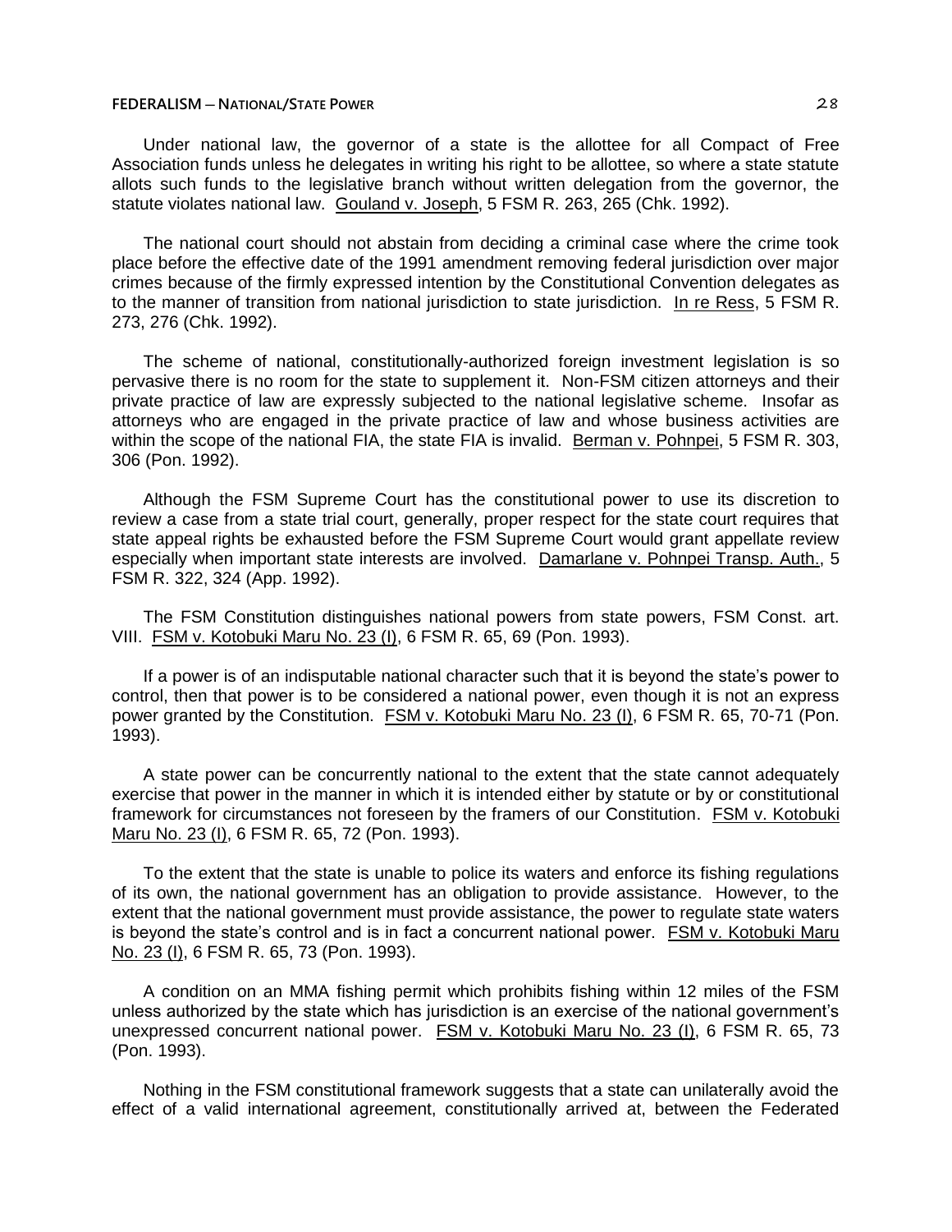Under national law, the governor of a state is the allottee for all Compact of Free Association funds unless he delegates in writing his right to be allottee, so where a state statute allots such funds to the legislative branch without written delegation from the governor, the statute violates national law. Gouland v. Joseph, 5 FSM R. 263, 265 (Chk. 1992).

The national court should not abstain from deciding a criminal case where the crime took place before the effective date of the 1991 amendment removing federal jurisdiction over major crimes because of the firmly expressed intention by the Constitutional Convention delegates as to the manner of transition from national jurisdiction to state jurisdiction. In re Ress, 5 FSM R. 273, 276 (Chk. 1992).

The scheme of national, constitutionally-authorized foreign investment legislation is so pervasive there is no room for the state to supplement it. Non-FSM citizen attorneys and their private practice of law are expressly subjected to the national legislative scheme. Insofar as attorneys who are engaged in the private practice of law and whose business activities are within the scope of the national FIA, the state FIA is invalid. Berman v. Pohnpei, 5 FSM R. 303, 306 (Pon. 1992).

Although the FSM Supreme Court has the constitutional power to use its discretion to review a case from a state trial court, generally, proper respect for the state court requires that state appeal rights be exhausted before the FSM Supreme Court would grant appellate review especially when important state interests are involved. Damarlane v. Pohnpei Transp. Auth., 5 FSM R. 322, 324 (App. 1992).

The FSM Constitution distinguishes national powers from state powers, FSM Const. art. VIII. FSM v. Kotobuki Maru No. 23 (I), 6 FSM R. 65, 69 (Pon. 1993).

If a power is of an indisputable national character such that it is beyond the state's power to control, then that power is to be considered a national power, even though it is not an express power granted by the Constitution. FSM v. Kotobuki Maru No. 23 (I), 6 FSM R. 65, 70-71 (Pon. 1993).

A state power can be concurrently national to the extent that the state cannot adequately exercise that power in the manner in which it is intended either by statute or by or constitutional framework for circumstances not foreseen by the framers of our Constitution. FSM v. Kotobuki Maru No. 23 (I), 6 FSM R. 65, 72 (Pon. 1993).

To the extent that the state is unable to police its waters and enforce its fishing regulations of its own, the national government has an obligation to provide assistance. However, to the extent that the national government must provide assistance, the power to regulate state waters is beyond the state's control and is in fact a concurrent national power. FSM v. Kotobuki Maru No. 23 (I), 6 FSM R. 65, 73 (Pon. 1993).

A condition on an MMA fishing permit which prohibits fishing within 12 miles of the FSM unless authorized by the state which has jurisdiction is an exercise of the national government's unexpressed concurrent national power. FSM v. Kotobuki Maru No. 23 (I), 6 FSM R. 65, 73 (Pon. 1993).

Nothing in the FSM constitutional framework suggests that a state can unilaterally avoid the effect of a valid international agreement, constitutionally arrived at, between the Federated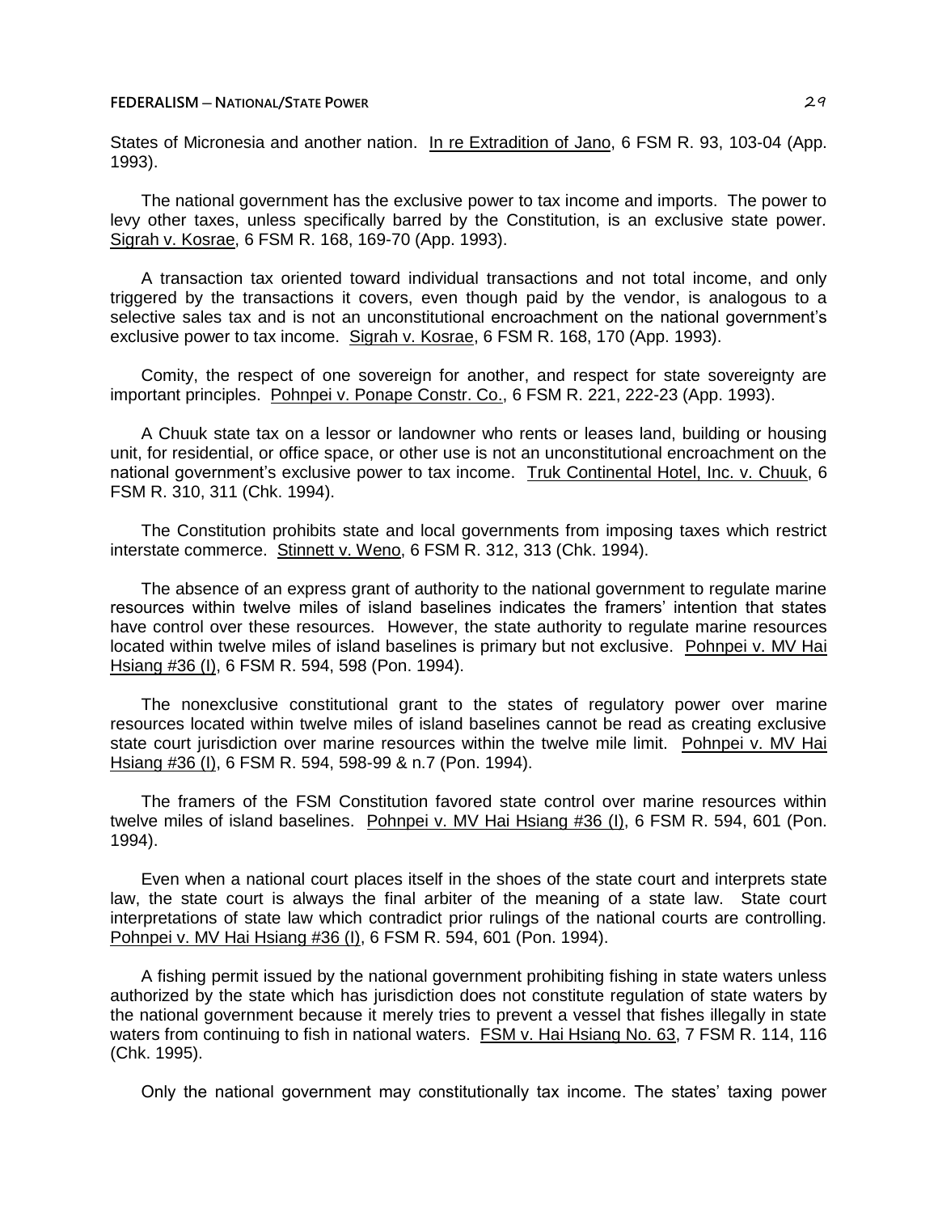States of Micronesia and another nation. In re Extradition of Jano, 6 FSM R. 93, 103-04 (App. 1993).

The national government has the exclusive power to tax income and imports. The power to levy other taxes, unless specifically barred by the Constitution, is an exclusive state power. Sigrah v. Kosrae, 6 FSM R. 168, 169-70 (App. 1993).

A transaction tax oriented toward individual transactions and not total income, and only triggered by the transactions it covers, even though paid by the vendor, is analogous to a selective sales tax and is not an unconstitutional encroachment on the national government's exclusive power to tax income. Sigrah v. Kosrae, 6 FSM R. 168, 170 (App. 1993).

Comity, the respect of one sovereign for another, and respect for state sovereignty are important principles. Pohnpei v. Ponape Constr. Co., 6 FSM R. 221, 222-23 (App. 1993).

A Chuuk state tax on a lessor or landowner who rents or leases land, building or housing unit, for residential, or office space, or other use is not an unconstitutional encroachment on the national government's exclusive power to tax income. Truk Continental Hotel, Inc. v. Chuuk, 6 FSM R. 310, 311 (Chk. 1994).

The Constitution prohibits state and local governments from imposing taxes which restrict interstate commerce. Stinnett v. Weno, 6 FSM R. 312, 313 (Chk. 1994).

The absence of an express grant of authority to the national government to regulate marine resources within twelve miles of island baselines indicates the framers' intention that states have control over these resources. However, the state authority to regulate marine resources located within twelve miles of island baselines is primary but not exclusive. Pohnpei v. MV Hai Hsiang #36 (I), 6 FSM R. 594, 598 (Pon. 1994).

The nonexclusive constitutional grant to the states of regulatory power over marine resources located within twelve miles of island baselines cannot be read as creating exclusive state court jurisdiction over marine resources within the twelve mile limit. Pohnpei v. MV Hai Hsiang #36 (I), 6 FSM R. 594, 598-99 & n.7 (Pon. 1994).

The framers of the FSM Constitution favored state control over marine resources within twelve miles of island baselines. Pohnpei v. MV Hai Hsiang #36 (I), 6 FSM R. 594, 601 (Pon. 1994).

Even when a national court places itself in the shoes of the state court and interprets state law, the state court is always the final arbiter of the meaning of a state law. State court interpretations of state law which contradict prior rulings of the national courts are controlling. Pohnpei v. MV Hai Hsiang #36 (I), 6 FSM R. 594, 601 (Pon. 1994).

A fishing permit issued by the national government prohibiting fishing in state waters unless authorized by the state which has jurisdiction does not constitute regulation of state waters by the national government because it merely tries to prevent a vessel that fishes illegally in state waters from continuing to fish in national waters. FSM v. Hai Hsiang No. 63, 7 FSM R. 114, 116 (Chk. 1995).

Only the national government may constitutionally tax income. The states' taxing power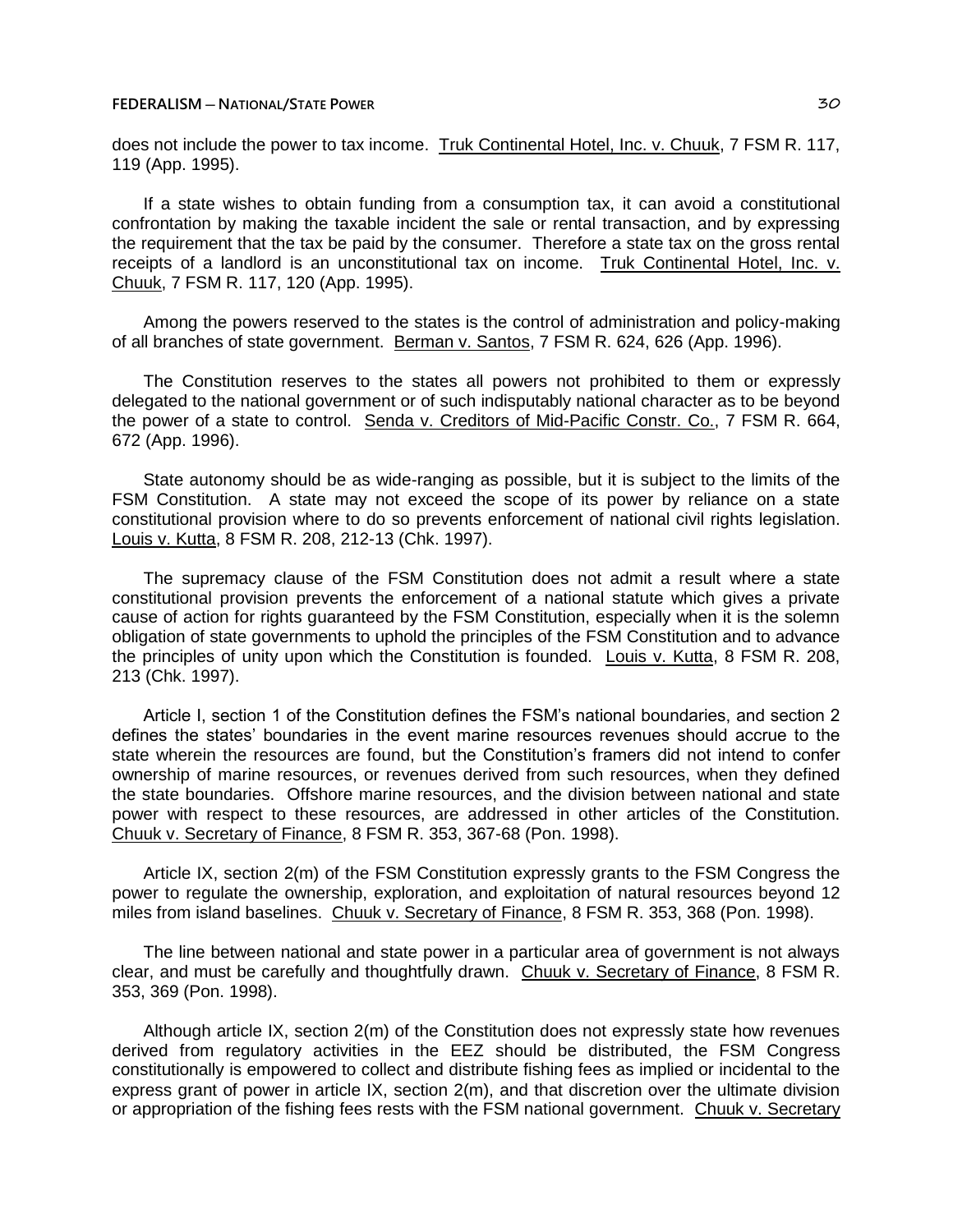does not include the power to tax income. Truk Continental Hotel, Inc. v. Chuuk, 7 FSM R. 117, 119 (App. 1995).

If a state wishes to obtain funding from a consumption tax, it can avoid a constitutional confrontation by making the taxable incident the sale or rental transaction, and by expressing the requirement that the tax be paid by the consumer. Therefore a state tax on the gross rental receipts of a landlord is an unconstitutional tax on income. Truk Continental Hotel, Inc. v. Chuuk, 7 FSM R. 117, 120 (App. 1995).

Among the powers reserved to the states is the control of administration and policy-making of all branches of state government. Berman v. Santos, 7 FSM R. 624, 626 (App. 1996).

The Constitution reserves to the states all powers not prohibited to them or expressly delegated to the national government or of such indisputably national character as to be beyond the power of a state to control. Senda v. Creditors of Mid-Pacific Constr. Co., 7 FSM R. 664, 672 (App. 1996).

State autonomy should be as wide-ranging as possible, but it is subject to the limits of the FSM Constitution. A state may not exceed the scope of its power by reliance on a state constitutional provision where to do so prevents enforcement of national civil rights legislation. Louis v. Kutta, 8 FSM R. 208, 212-13 (Chk. 1997).

The supremacy clause of the FSM Constitution does not admit a result where a state constitutional provision prevents the enforcement of a national statute which gives a private cause of action for rights guaranteed by the FSM Constitution, especially when it is the solemn obligation of state governments to uphold the principles of the FSM Constitution and to advance the principles of unity upon which the Constitution is founded. Louis v. Kutta, 8 FSM R. 208, 213 (Chk. 1997).

Article I, section 1 of the Constitution defines the FSM's national boundaries, and section 2 defines the states' boundaries in the event marine resources revenues should accrue to the state wherein the resources are found, but the Constitution's framers did not intend to confer ownership of marine resources, or revenues derived from such resources, when they defined the state boundaries. Offshore marine resources, and the division between national and state power with respect to these resources, are addressed in other articles of the Constitution. Chuuk v. Secretary of Finance, 8 FSM R. 353, 367-68 (Pon. 1998).

Article IX, section 2(m) of the FSM Constitution expressly grants to the FSM Congress the power to regulate the ownership, exploration, and exploitation of natural resources beyond 12 miles from island baselines. Chuuk v. Secretary of Finance, 8 FSM R. 353, 368 (Pon. 1998).

The line between national and state power in a particular area of government is not always clear, and must be carefully and thoughtfully drawn. Chuuk v. Secretary of Finance, 8 FSM R. 353, 369 (Pon. 1998).

Although article IX, section 2(m) of the Constitution does not expressly state how revenues derived from regulatory activities in the EEZ should be distributed, the FSM Congress constitutionally is empowered to collect and distribute fishing fees as implied or incidental to the express grant of power in article IX, section 2(m), and that discretion over the ultimate division or appropriation of the fishing fees rests with the FSM national government. Chuuk v. Secretary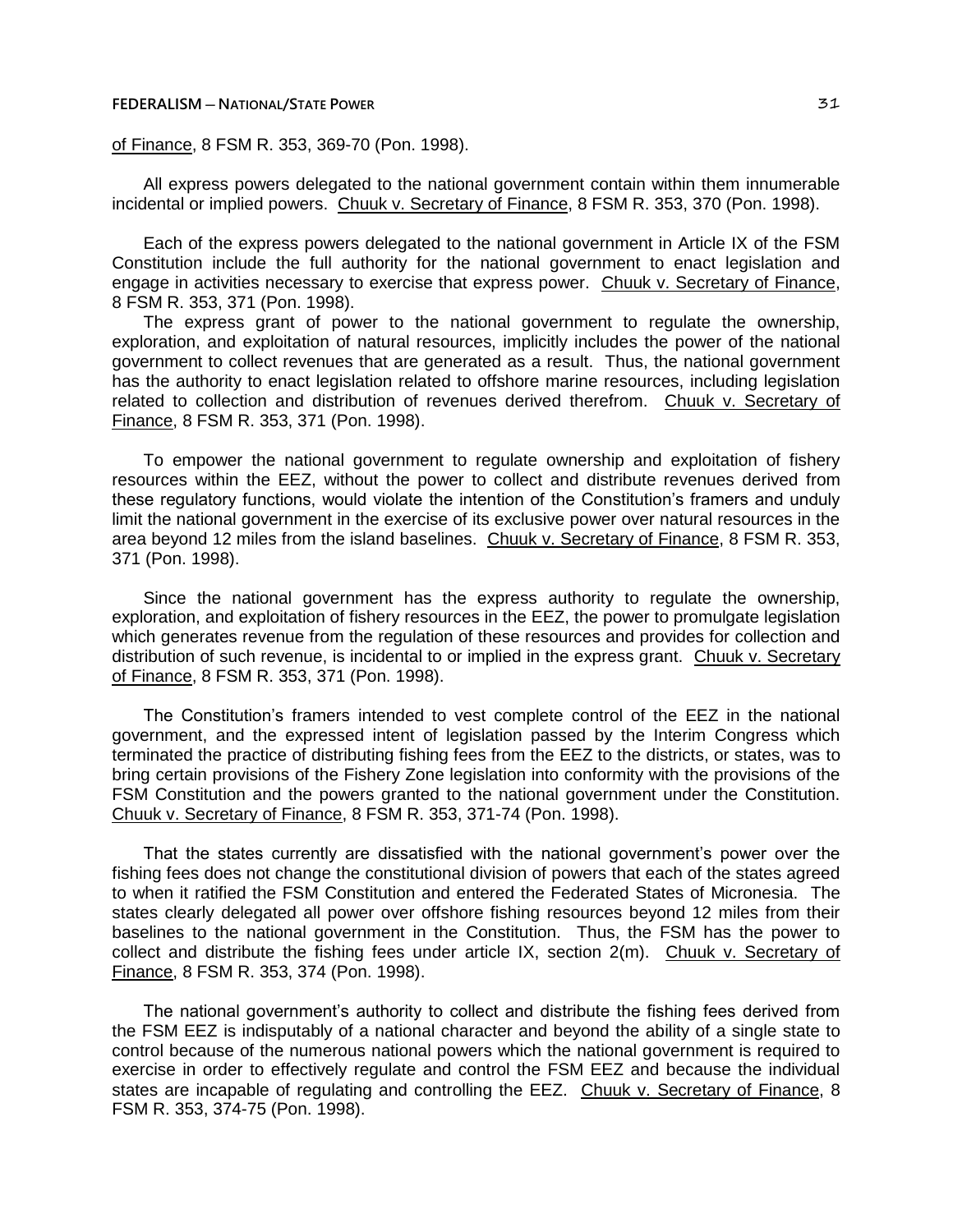of Finance, 8 FSM R. 353, 369-70 (Pon. 1998).

All express powers delegated to the national government contain within them innumerable incidental or implied powers. Chuuk v. Secretary of Finance, 8 FSM R. 353, 370 (Pon. 1998).

Each of the express powers delegated to the national government in Article IX of the FSM Constitution include the full authority for the national government to enact legislation and engage in activities necessary to exercise that express power. Chuuk v. Secretary of Finance, 8 FSM R. 353, 371 (Pon. 1998).

The express grant of power to the national government to regulate the ownership, exploration, and exploitation of natural resources, implicitly includes the power of the national government to collect revenues that are generated as a result. Thus, the national government has the authority to enact legislation related to offshore marine resources, including legislation related to collection and distribution of revenues derived therefrom. Chuuk v. Secretary of Finance, 8 FSM R. 353, 371 (Pon. 1998).

To empower the national government to regulate ownership and exploitation of fishery resources within the EEZ, without the power to collect and distribute revenues derived from these regulatory functions, would violate the intention of the Constitution's framers and unduly limit the national government in the exercise of its exclusive power over natural resources in the area beyond 12 miles from the island baselines. Chuuk v. Secretary of Finance, 8 FSM R. 353, 371 (Pon. 1998).

Since the national government has the express authority to regulate the ownership, exploration, and exploitation of fishery resources in the EEZ, the power to promulgate legislation which generates revenue from the regulation of these resources and provides for collection and distribution of such revenue, is incidental to or implied in the express grant. Chuuk v. Secretary of Finance, 8 FSM R. 353, 371 (Pon. 1998).

The Constitution's framers intended to vest complete control of the EEZ in the national government, and the expressed intent of legislation passed by the Interim Congress which terminated the practice of distributing fishing fees from the EEZ to the districts, or states, was to bring certain provisions of the Fishery Zone legislation into conformity with the provisions of the FSM Constitution and the powers granted to the national government under the Constitution. Chuuk v. Secretary of Finance, 8 FSM R. 353, 371-74 (Pon. 1998).

That the states currently are dissatisfied with the national government's power over the fishing fees does not change the constitutional division of powers that each of the states agreed to when it ratified the FSM Constitution and entered the Federated States of Micronesia. The states clearly delegated all power over offshore fishing resources beyond 12 miles from their baselines to the national government in the Constitution. Thus, the FSM has the power to collect and distribute the fishing fees under article IX, section 2(m). Chuuk v. Secretary of Finance, 8 FSM R. 353, 374 (Pon. 1998).

The national government's authority to collect and distribute the fishing fees derived from the FSM EEZ is indisputably of a national character and beyond the ability of a single state to control because of the numerous national powers which the national government is required to exercise in order to effectively regulate and control the FSM EEZ and because the individual states are incapable of regulating and controlling the EEZ. Chuuk v. Secretary of Finance, 8 FSM R. 353, 374-75 (Pon. 1998).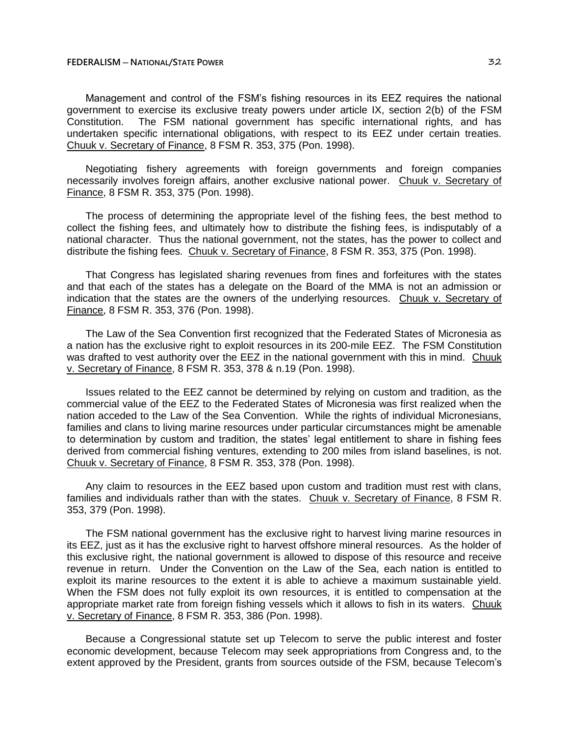Management and control of the FSM's fishing resources in its EEZ requires the national government to exercise its exclusive treaty powers under article IX, section 2(b) of the FSM Constitution. The FSM national government has specific international rights, and has undertaken specific international obligations, with respect to its EEZ under certain treaties. Chuuk v. Secretary of Finance, 8 FSM R. 353, 375 (Pon. 1998).

Negotiating fishery agreements with foreign governments and foreign companies necessarily involves foreign affairs, another exclusive national power. Chuuk v. Secretary of Finance, 8 FSM R. 353, 375 (Pon. 1998).

The process of determining the appropriate level of the fishing fees, the best method to collect the fishing fees, and ultimately how to distribute the fishing fees, is indisputably of a national character. Thus the national government, not the states, has the power to collect and distribute the fishing fees. Chuuk v. Secretary of Finance, 8 FSM R. 353, 375 (Pon. 1998).

That Congress has legislated sharing revenues from fines and forfeitures with the states and that each of the states has a delegate on the Board of the MMA is not an admission or indication that the states are the owners of the underlying resources. Chuuk v. Secretary of Finance, 8 FSM R. 353, 376 (Pon. 1998).

The Law of the Sea Convention first recognized that the Federated States of Micronesia as a nation has the exclusive right to exploit resources in its 200-mile EEZ. The FSM Constitution was drafted to vest authority over the EEZ in the national government with this in mind. Chuuk v. Secretary of Finance, 8 FSM R. 353, 378 & n.19 (Pon. 1998).

Issues related to the EEZ cannot be determined by relying on custom and tradition, as the commercial value of the EEZ to the Federated States of Micronesia was first realized when the nation acceded to the Law of the Sea Convention. While the rights of individual Micronesians, families and clans to living marine resources under particular circumstances might be amenable to determination by custom and tradition, the states' legal entitlement to share in fishing fees derived from commercial fishing ventures, extending to 200 miles from island baselines, is not. Chuuk v. Secretary of Finance, 8 FSM R. 353, 378 (Pon. 1998).

Any claim to resources in the EEZ based upon custom and tradition must rest with clans, families and individuals rather than with the states. Chuuk v. Secretary of Finance, 8 FSM R. 353, 379 (Pon. 1998).

The FSM national government has the exclusive right to harvest living marine resources in its EEZ, just as it has the exclusive right to harvest offshore mineral resources. As the holder of this exclusive right, the national government is allowed to dispose of this resource and receive revenue in return. Under the Convention on the Law of the Sea, each nation is entitled to exploit its marine resources to the extent it is able to achieve a maximum sustainable yield. When the FSM does not fully exploit its own resources, it is entitled to compensation at the appropriate market rate from foreign fishing vessels which it allows to fish in its waters. Chuuk v. Secretary of Finance, 8 FSM R. 353, 386 (Pon. 1998).

Because a Congressional statute set up Telecom to serve the public interest and foster economic development, because Telecom may seek appropriations from Congress and, to the extent approved by the President, grants from sources outside of the FSM, because Telecom's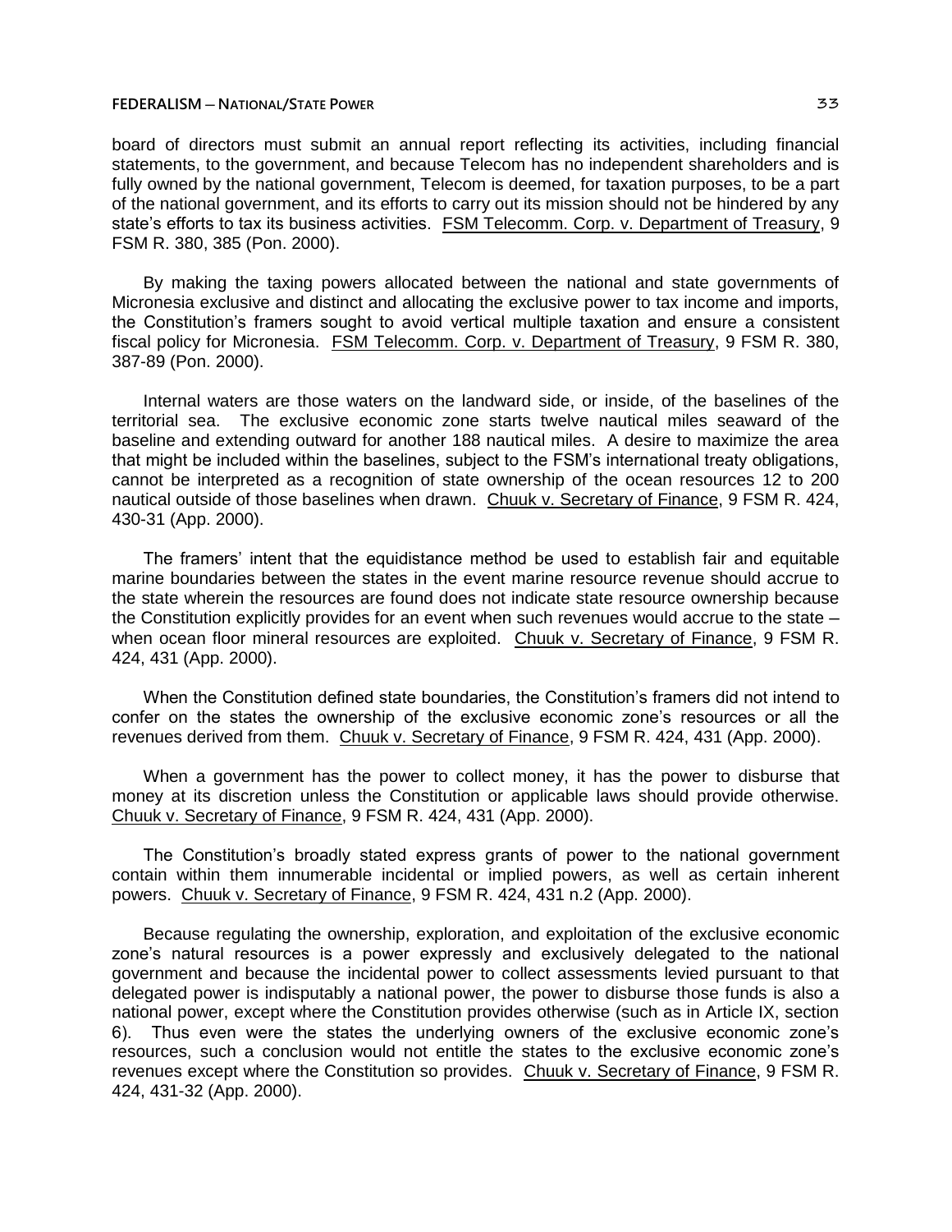board of directors must submit an annual report reflecting its activities, including financial statements, to the government, and because Telecom has no independent shareholders and is fully owned by the national government, Telecom is deemed, for taxation purposes, to be a part of the national government, and its efforts to carry out its mission should not be hindered by any state's efforts to tax its business activities. FSM Telecomm. Corp. v. Department of Treasury, 9 FSM R. 380, 385 (Pon. 2000).

By making the taxing powers allocated between the national and state governments of Micronesia exclusive and distinct and allocating the exclusive power to tax income and imports, the Constitution's framers sought to avoid vertical multiple taxation and ensure a consistent fiscal policy for Micronesia. FSM Telecomm. Corp. v. Department of Treasury, 9 FSM R. 380, 387-89 (Pon. 2000).

Internal waters are those waters on the landward side, or inside, of the baselines of the territorial sea. The exclusive economic zone starts twelve nautical miles seaward of the baseline and extending outward for another 188 nautical miles. A desire to maximize the area that might be included within the baselines, subject to the FSM's international treaty obligations, cannot be interpreted as a recognition of state ownership of the ocean resources 12 to 200 nautical outside of those baselines when drawn. Chuuk v. Secretary of Finance, 9 FSM R. 424, 430-31 (App. 2000).

The framers' intent that the equidistance method be used to establish fair and equitable marine boundaries between the states in the event marine resource revenue should accrue to the state wherein the resources are found does not indicate state resource ownership because the Constitution explicitly provides for an event when such revenues would accrue to the state – when ocean floor mineral resources are exploited. Chuuk v. Secretary of Finance, 9 FSM R. 424, 431 (App. 2000).

When the Constitution defined state boundaries, the Constitution's framers did not intend to confer on the states the ownership of the exclusive economic zone's resources or all the revenues derived from them. Chuuk v. Secretary of Finance, 9 FSM R. 424, 431 (App. 2000).

When a government has the power to collect money, it has the power to disburse that money at its discretion unless the Constitution or applicable laws should provide otherwise. Chuuk v. Secretary of Finance, 9 FSM R. 424, 431 (App. 2000).

The Constitution's broadly stated express grants of power to the national government contain within them innumerable incidental or implied powers, as well as certain inherent powers. Chuuk v. Secretary of Finance, 9 FSM R. 424, 431 n.2 (App. 2000).

Because regulating the ownership, exploration, and exploitation of the exclusive economic zone's natural resources is a power expressly and exclusively delegated to the national government and because the incidental power to collect assessments levied pursuant to that delegated power is indisputably a national power, the power to disburse those funds is also a national power, except where the Constitution provides otherwise (such as in Article IX, section 6). Thus even were the states the underlying owners of the exclusive economic zone's resources, such a conclusion would not entitle the states to the exclusive economic zone's revenues except where the Constitution so provides. Chuuk v. Secretary of Finance, 9 FSM R. 424, 431-32 (App. 2000).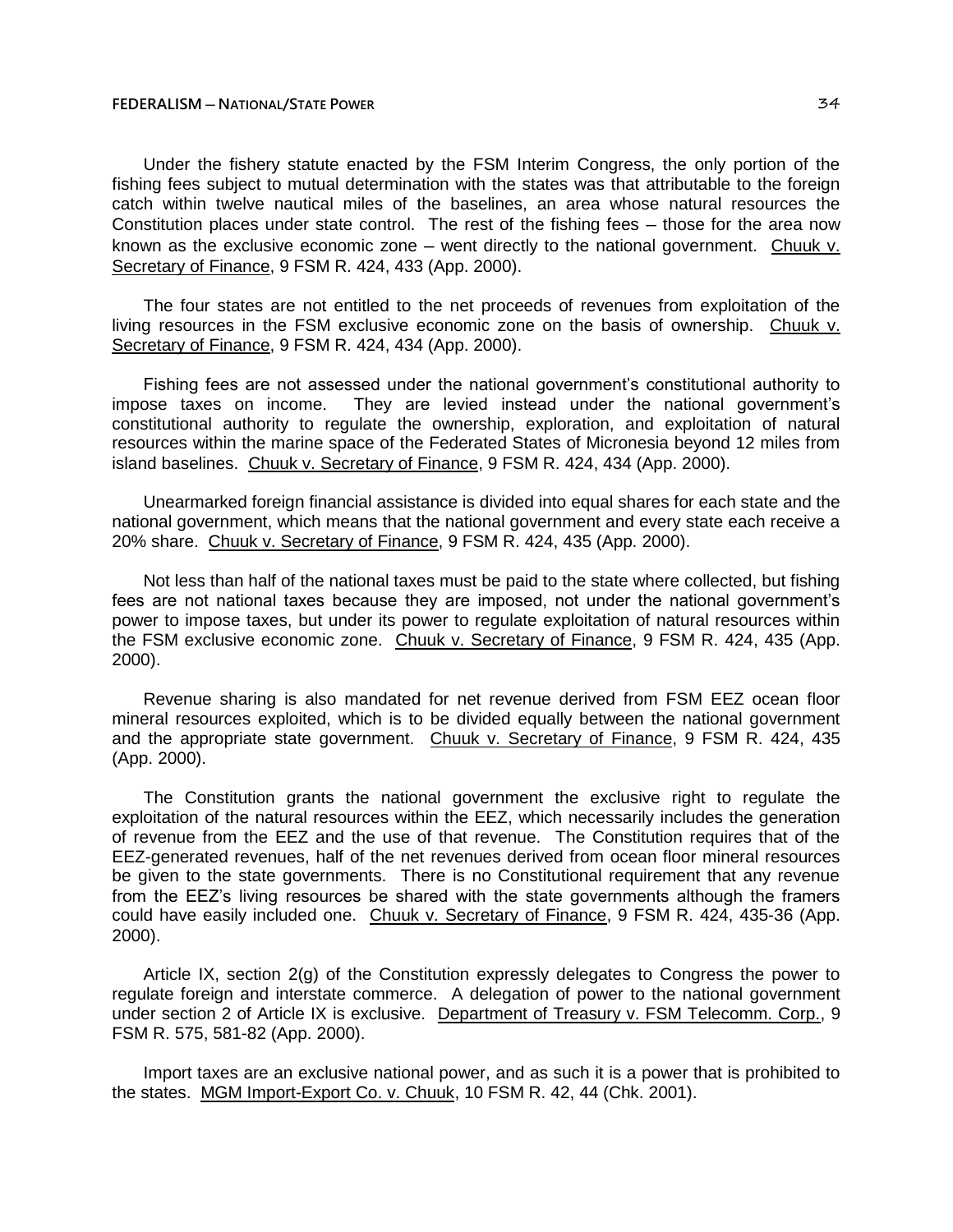Under the fishery statute enacted by the FSM Interim Congress, the only portion of the fishing fees subject to mutual determination with the states was that attributable to the foreign catch within twelve nautical miles of the baselines, an area whose natural resources the Constitution places under state control. The rest of the fishing fees – those for the area now known as the exclusive economic zone – went directly to the national government. Chuuk v. Secretary of Finance, 9 FSM R. 424, 433 (App. 2000).

The four states are not entitled to the net proceeds of revenues from exploitation of the living resources in the FSM exclusive economic zone on the basis of ownership. Chuuk v. Secretary of Finance, 9 FSM R. 424, 434 (App. 2000).

Fishing fees are not assessed under the national government's constitutional authority to impose taxes on income. They are levied instead under the national government's constitutional authority to regulate the ownership, exploration, and exploitation of natural resources within the marine space of the Federated States of Micronesia beyond 12 miles from island baselines. Chuuk v. Secretary of Finance, 9 FSM R. 424, 434 (App. 2000).

Unearmarked foreign financial assistance is divided into equal shares for each state and the national government, which means that the national government and every state each receive a 20% share. Chuuk v. Secretary of Finance, 9 FSM R. 424, 435 (App. 2000).

Not less than half of the national taxes must be paid to the state where collected, but fishing fees are not national taxes because they are imposed, not under the national government's power to impose taxes, but under its power to regulate exploitation of natural resources within the FSM exclusive economic zone. Chuuk v. Secretary of Finance, 9 FSM R. 424, 435 (App. 2000).

Revenue sharing is also mandated for net revenue derived from FSM EEZ ocean floor mineral resources exploited, which is to be divided equally between the national government and the appropriate state government. Chuuk v. Secretary of Finance, 9 FSM R. 424, 435 (App. 2000).

The Constitution grants the national government the exclusive right to regulate the exploitation of the natural resources within the EEZ, which necessarily includes the generation of revenue from the EEZ and the use of that revenue. The Constitution requires that of the EEZ-generated revenues, half of the net revenues derived from ocean floor mineral resources be given to the state governments. There is no Constitutional requirement that any revenue from the EEZ's living resources be shared with the state governments although the framers could have easily included one. Chuuk v. Secretary of Finance, 9 FSM R. 424, 435-36 (App. 2000).

Article IX, section 2(g) of the Constitution expressly delegates to Congress the power to regulate foreign and interstate commerce. A delegation of power to the national government under section 2 of Article IX is exclusive. Department of Treasury v. FSM Telecomm. Corp., 9 FSM R. 575, 581-82 (App. 2000).

Import taxes are an exclusive national power, and as such it is a power that is prohibited to the states. MGM Import-Export Co. v. Chuuk, 10 FSM R. 42, 44 (Chk. 2001).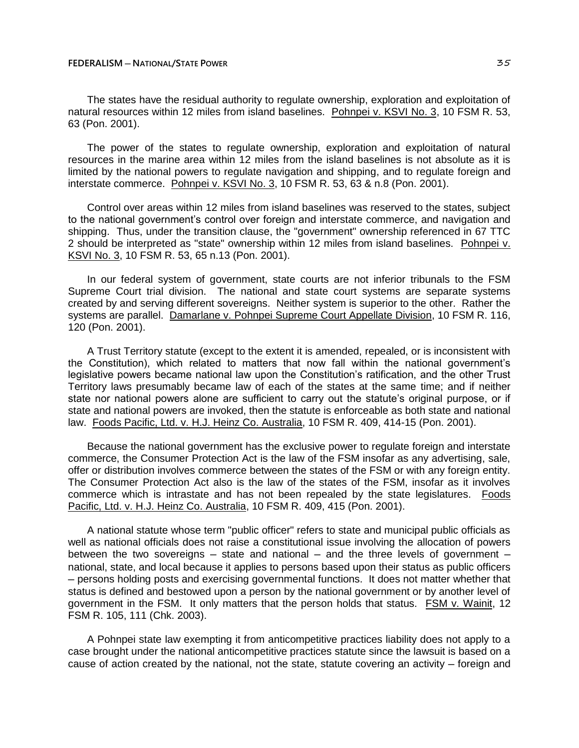The states have the residual authority to regulate ownership, exploration and exploitation of natural resources within 12 miles from island baselines. Pohnpei v. KSVI No. 3, 10 FSM R. 53, 63 (Pon. 2001).

The power of the states to regulate ownership, exploration and exploitation of natural resources in the marine area within 12 miles from the island baselines is not absolute as it is limited by the national powers to regulate navigation and shipping, and to regulate foreign and interstate commerce. Pohnpei v. KSVI No. 3, 10 FSM R. 53, 63 & n.8 (Pon. 2001).

Control over areas within 12 miles from island baselines was reserved to the states, subject to the national government's control over foreign and interstate commerce, and navigation and shipping. Thus, under the transition clause, the "government" ownership referenced in 67 TTC 2 should be interpreted as "state" ownership within 12 miles from island baselines. Pohnpei v. KSVI No. 3, 10 FSM R. 53, 65 n.13 (Pon. 2001).

In our federal system of government, state courts are not inferior tribunals to the FSM Supreme Court trial division. The national and state court systems are separate systems created by and serving different sovereigns. Neither system is superior to the other. Rather the systems are parallel. Damarlane v. Pohnpei Supreme Court Appellate Division, 10 FSM R. 116, 120 (Pon. 2001).

A Trust Territory statute (except to the extent it is amended, repealed, or is inconsistent with the Constitution), which related to matters that now fall within the national government's legislative powers became national law upon the Constitution's ratification, and the other Trust Territory laws presumably became law of each of the states at the same time; and if neither state nor national powers alone are sufficient to carry out the statute's original purpose, or if state and national powers are invoked, then the statute is enforceable as both state and national law. Foods Pacific, Ltd. v. H.J. Heinz Co. Australia, 10 FSM R. 409, 414-15 (Pon. 2001).

Because the national government has the exclusive power to regulate foreign and interstate commerce, the Consumer Protection Act is the law of the FSM insofar as any advertising, sale, offer or distribution involves commerce between the states of the FSM or with any foreign entity. The Consumer Protection Act also is the law of the states of the FSM, insofar as it involves commerce which is intrastate and has not been repealed by the state legislatures. Foods Pacific, Ltd. v. H.J. Heinz Co. Australia, 10 FSM R. 409, 415 (Pon. 2001).

A national statute whose term "public officer" refers to state and municipal public officials as well as national officials does not raise a constitutional issue involving the allocation of powers between the two sovereigns – state and national – and the three levels of government – national, state, and local because it applies to persons based upon their status as public officers – persons holding posts and exercising governmental functions. It does not matter whether that status is defined and bestowed upon a person by the national government or by another level of government in the FSM. It only matters that the person holds that status. FSM v. Wainit, 12 FSM R. 105, 111 (Chk. 2003).

A Pohnpei state law exempting it from anticompetitive practices liability does not apply to a case brought under the national anticompetitive practices statute since the lawsuit is based on a cause of action created by the national, not the state, statute covering an activity – foreign and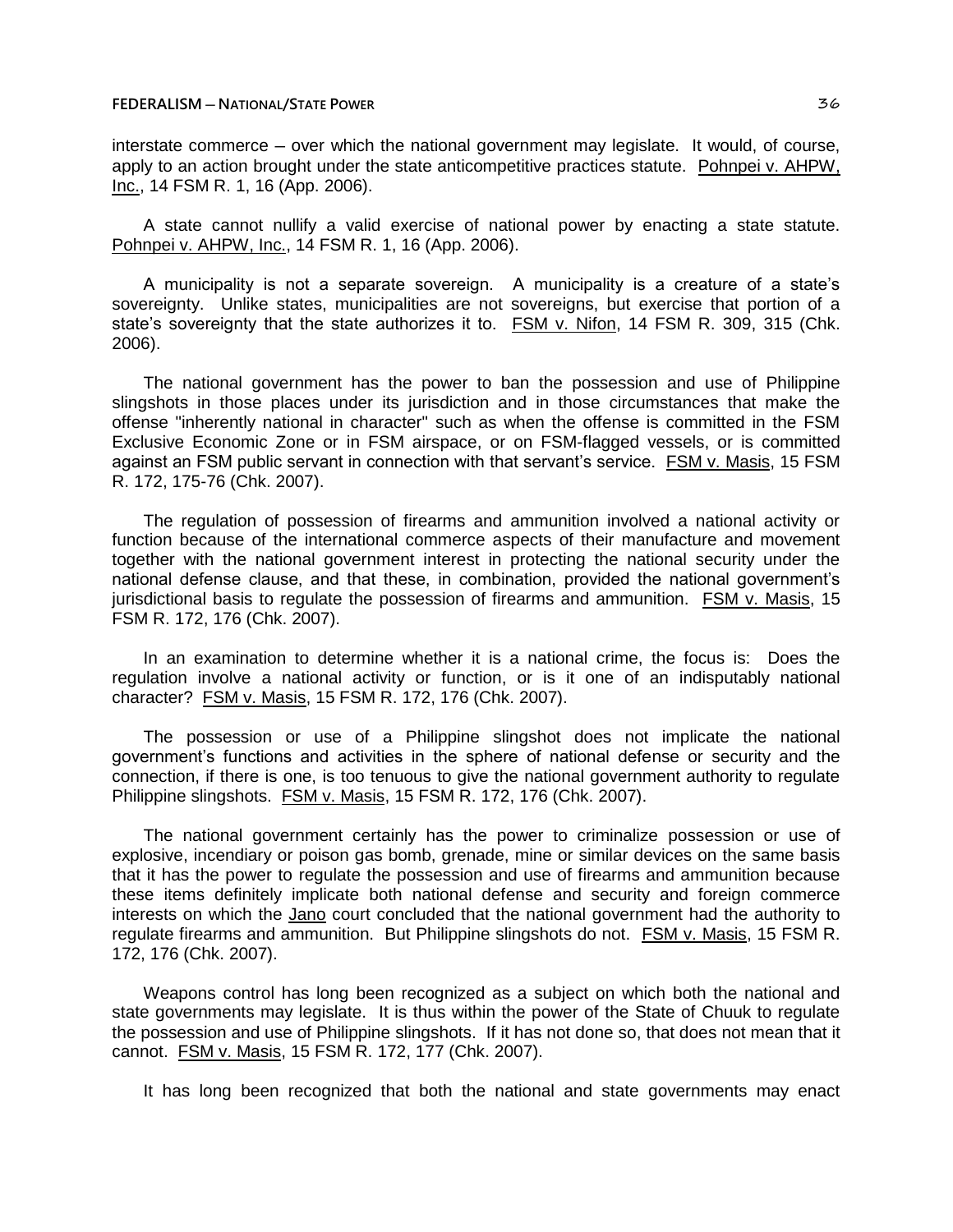interstate commerce – over which the national government may legislate. It would, of course, apply to an action brought under the state anticompetitive practices statute. Pohnpei v. AHPW, Inc., 14 FSM R. 1, 16 (App. 2006).

A state cannot nullify a valid exercise of national power by enacting a state statute. Pohnpei v. AHPW, Inc., 14 FSM R. 1, 16 (App. 2006).

A municipality is not a separate sovereign. A municipality is a creature of a state's sovereignty. Unlike states, municipalities are not sovereigns, but exercise that portion of a state's sovereignty that the state authorizes it to. FSM v. Nifon, 14 FSM R. 309, 315 (Chk. 2006).

The national government has the power to ban the possession and use of Philippine slingshots in those places under its jurisdiction and in those circumstances that make the offense "inherently national in character" such as when the offense is committed in the FSM Exclusive Economic Zone or in FSM airspace, or on FSM-flagged vessels, or is committed against an FSM public servant in connection with that servant's service. FSM v. Masis, 15 FSM R. 172, 175-76 (Chk. 2007).

The regulation of possession of firearms and ammunition involved a national activity or function because of the international commerce aspects of their manufacture and movement together with the national government interest in protecting the national security under the national defense clause, and that these, in combination, provided the national government's jurisdictional basis to regulate the possession of firearms and ammunition. FSM v. Masis, 15 FSM R. 172, 176 (Chk. 2007).

In an examination to determine whether it is a national crime, the focus is: Does the regulation involve a national activity or function, or is it one of an indisputably national character? FSM v. Masis, 15 FSM R. 172, 176 (Chk. 2007).

The possession or use of a Philippine slingshot does not implicate the national government's functions and activities in the sphere of national defense or security and the connection, if there is one, is too tenuous to give the national government authority to regulate Philippine slingshots. FSM v. Masis, 15 FSM R. 172, 176 (Chk. 2007).

The national government certainly has the power to criminalize possession or use of explosive, incendiary or poison gas bomb, grenade, mine or similar devices on the same basis that it has the power to regulate the possession and use of firearms and ammunition because these items definitely implicate both national defense and security and foreign commerce interests on which the Jano court concluded that the national government had the authority to regulate firearms and ammunition. But Philippine slingshots do not. FSM v. Masis, 15 FSM R. 172, 176 (Chk. 2007).

Weapons control has long been recognized as a subject on which both the national and state governments may legislate. It is thus within the power of the State of Chuuk to regulate the possession and use of Philippine slingshots. If it has not done so, that does not mean that it cannot. FSM v. Masis, 15 FSM R. 172, 177 (Chk. 2007).

It has long been recognized that both the national and state governments may enact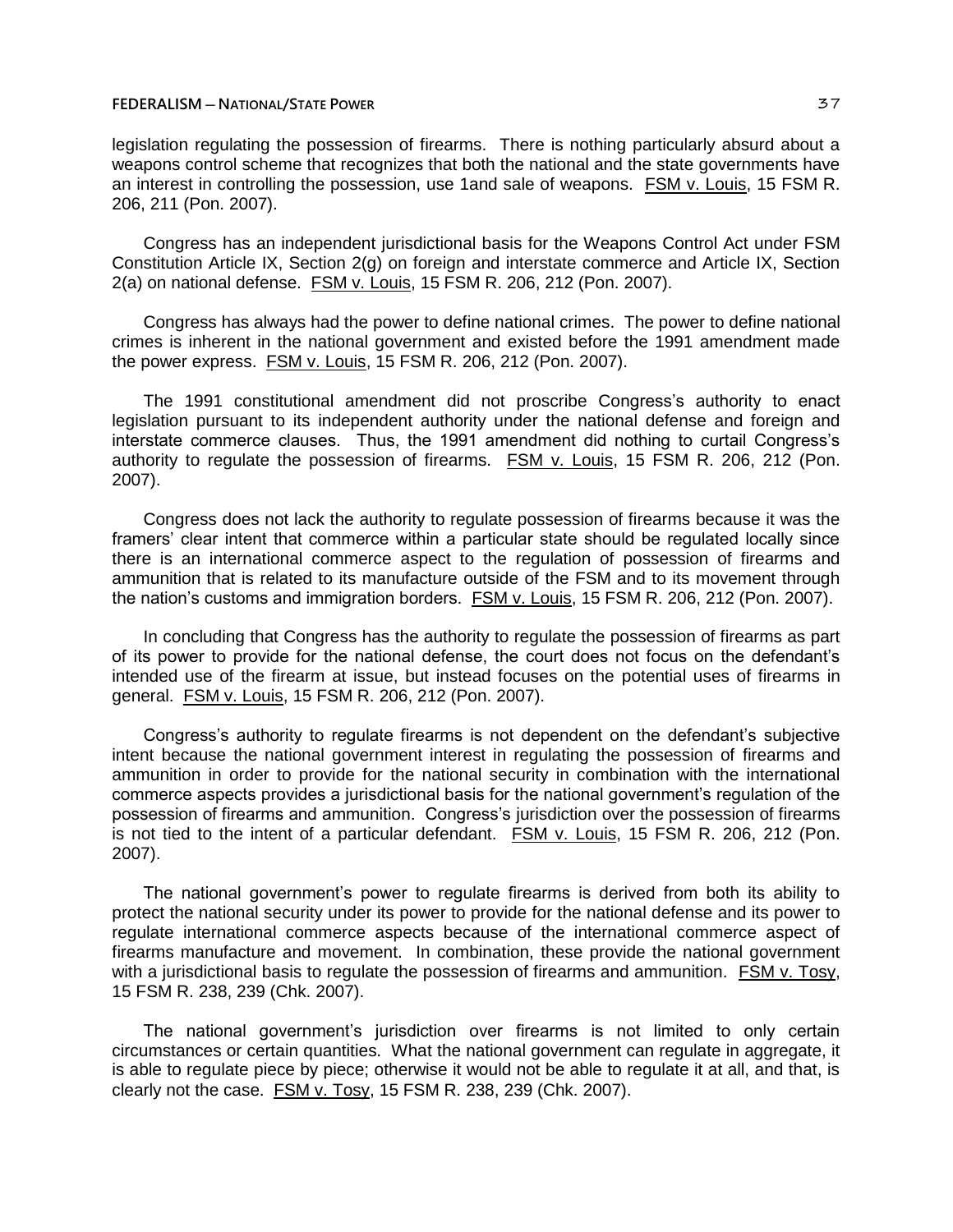legislation regulating the possession of firearms. There is nothing particularly absurd about a weapons control scheme that recognizes that both the national and the state governments have an interest in controlling the possession, use 1and sale of weapons. FSM v. Louis, 15 FSM R. 206, 211 (Pon. 2007).

Congress has an independent jurisdictional basis for the Weapons Control Act under FSM Constitution Article IX, Section 2(g) on foreign and interstate commerce and Article IX, Section 2(a) on national defense. FSM v. Louis, 15 FSM R. 206, 212 (Pon. 2007).

Congress has always had the power to define national crimes. The power to define national crimes is inherent in the national government and existed before the 1991 amendment made the power express. FSM v. Louis, 15 FSM R. 206, 212 (Pon. 2007).

The 1991 constitutional amendment did not proscribe Congress's authority to enact legislation pursuant to its independent authority under the national defense and foreign and interstate commerce clauses. Thus, the 1991 amendment did nothing to curtail Congress's authority to regulate the possession of firearms. FSM v. Louis, 15 FSM R. 206, 212 (Pon. 2007).

Congress does not lack the authority to regulate possession of firearms because it was the framers' clear intent that commerce within a particular state should be regulated locally since there is an international commerce aspect to the regulation of possession of firearms and ammunition that is related to its manufacture outside of the FSM and to its movement through the nation's customs and immigration borders. FSM v. Louis, 15 FSM R. 206, 212 (Pon. 2007).

In concluding that Congress has the authority to regulate the possession of firearms as part of its power to provide for the national defense, the court does not focus on the defendant's intended use of the firearm at issue, but instead focuses on the potential uses of firearms in general. FSM v. Louis, 15 FSM R. 206, 212 (Pon. 2007).

Congress's authority to regulate firearms is not dependent on the defendant's subjective intent because the national government interest in regulating the possession of firearms and ammunition in order to provide for the national security in combination with the international commerce aspects provides a jurisdictional basis for the national government's regulation of the possession of firearms and ammunition. Congress's jurisdiction over the possession of firearms is not tied to the intent of a particular defendant. FSM v. Louis, 15 FSM R. 206, 212 (Pon. 2007).

The national government's power to regulate firearms is derived from both its ability to protect the national security under its power to provide for the national defense and its power to regulate international commerce aspects because of the international commerce aspect of firearms manufacture and movement. In combination, these provide the national government with a jurisdictional basis to regulate the possession of firearms and ammunition. FSM v. Tosy, 15 FSM R. 238, 239 (Chk. 2007).

The national government's jurisdiction over firearms is not limited to only certain circumstances or certain quantities. What the national government can regulate in aggregate, it is able to regulate piece by piece; otherwise it would not be able to regulate it at all, and that, is clearly not the case. FSM v. Tosy, 15 FSM R. 238, 239 (Chk. 2007).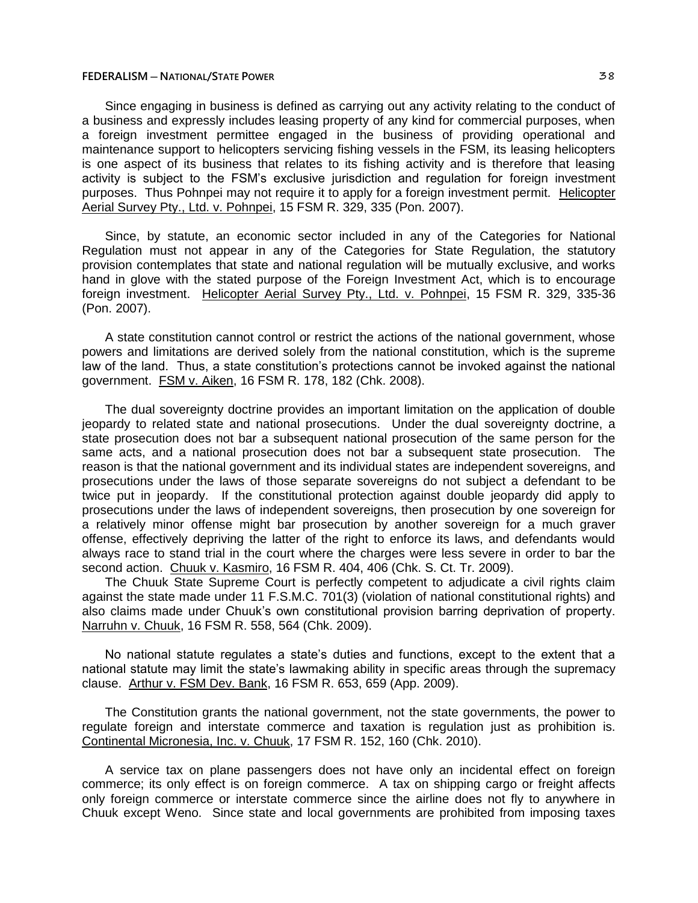Since engaging in business is defined as carrying out any activity relating to the conduct of a business and expressly includes leasing property of any kind for commercial purposes, when a foreign investment permittee engaged in the business of providing operational and maintenance support to helicopters servicing fishing vessels in the FSM, its leasing helicopters is one aspect of its business that relates to its fishing activity and is therefore that leasing activity is subject to the FSM's exclusive jurisdiction and regulation for foreign investment purposes. Thus Pohnpei may not require it to apply for a foreign investment permit. Helicopter Aerial Survey Pty., Ltd. v. Pohnpei, 15 FSM R. 329, 335 (Pon. 2007).

Since, by statute, an economic sector included in any of the Categories for National Regulation must not appear in any of the Categories for State Regulation, the statutory provision contemplates that state and national regulation will be mutually exclusive, and works hand in glove with the stated purpose of the Foreign Investment Act, which is to encourage foreign investment. Helicopter Aerial Survey Pty., Ltd. v. Pohnpei, 15 FSM R. 329, 335-36 (Pon. 2007).

A state constitution cannot control or restrict the actions of the national government, whose powers and limitations are derived solely from the national constitution, which is the supreme law of the land. Thus, a state constitution's protections cannot be invoked against the national government. FSM v. Aiken, 16 FSM R. 178, 182 (Chk. 2008).

The dual sovereignty doctrine provides an important limitation on the application of double jeopardy to related state and national prosecutions. Under the dual sovereignty doctrine, a state prosecution does not bar a subsequent national prosecution of the same person for the same acts, and a national prosecution does not bar a subsequent state prosecution. The reason is that the national government and its individual states are independent sovereigns, and prosecutions under the laws of those separate sovereigns do not subject a defendant to be twice put in jeopardy. If the constitutional protection against double jeopardy did apply to prosecutions under the laws of independent sovereigns, then prosecution by one sovereign for a relatively minor offense might bar prosecution by another sovereign for a much graver offense, effectively depriving the latter of the right to enforce its laws, and defendants would always race to stand trial in the court where the charges were less severe in order to bar the second action. Chuuk v. Kasmiro, 16 FSM R. 404, 406 (Chk. S. Ct. Tr. 2009).

The Chuuk State Supreme Court is perfectly competent to adjudicate a civil rights claim against the state made under 11 F.S.M.C. 701(3) (violation of national constitutional rights) and also claims made under Chuuk's own constitutional provision barring deprivation of property. Narruhn v. Chuuk, 16 FSM R. 558, 564 (Chk. 2009).

No national statute regulates a state's duties and functions, except to the extent that a national statute may limit the state's lawmaking ability in specific areas through the supremacy clause. Arthur v. FSM Dev. Bank, 16 FSM R. 653, 659 (App. 2009).

The Constitution grants the national government, not the state governments, the power to regulate foreign and interstate commerce and taxation is regulation just as prohibition is. Continental Micronesia, Inc. v. Chuuk, 17 FSM R. 152, 160 (Chk. 2010).

A service tax on plane passengers does not have only an incidental effect on foreign commerce; its only effect is on foreign commerce. A tax on shipping cargo or freight affects only foreign commerce or interstate commerce since the airline does not fly to anywhere in Chuuk except Weno. Since state and local governments are prohibited from imposing taxes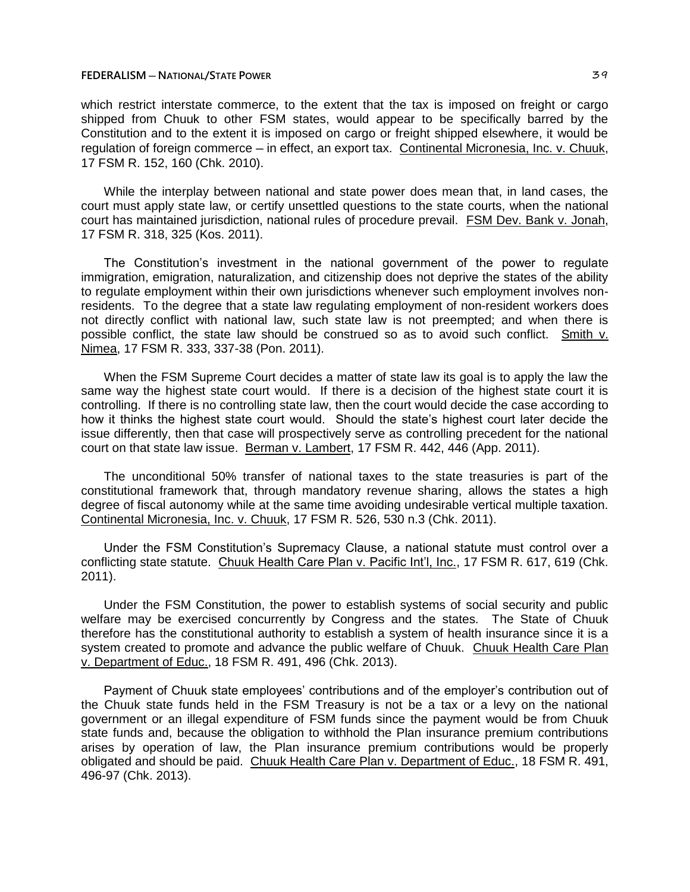which restrict interstate commerce, to the extent that the tax is imposed on freight or cargo shipped from Chuuk to other FSM states, would appear to be specifically barred by the Constitution and to the extent it is imposed on cargo or freight shipped elsewhere, it would be regulation of foreign commerce – in effect, an export tax. Continental Micronesia, Inc. v. Chuuk, 17 FSM R. 152, 160 (Chk. 2010).

While the interplay between national and state power does mean that, in land cases, the court must apply state law, or certify unsettled questions to the state courts, when the national court has maintained jurisdiction, national rules of procedure prevail. FSM Dev. Bank v. Jonah, 17 FSM R. 318, 325 (Kos. 2011).

The Constitution's investment in the national government of the power to regulate immigration, emigration, naturalization, and citizenship does not deprive the states of the ability to regulate employment within their own jurisdictions whenever such employment involves non-residents. To the degree that a state law regulating employment of non-resident workers does not directly conflict with national law, such state law is not preempted; and when there is possible conflict, the state law should be construed so as to avoid such conflict. Smith v. Nimea, 17 FSM R. 333, 337-38 (Pon. 2011).

When the FSM Supreme Court decides a matter of state law its goal is to apply the law the same way the highest state court would. If there is a decision of the highest state court it is controlling. If there is no controlling state law, then the court would decide the case according to how it thinks the highest state court would. Should the state's highest court later decide the issue differently, then that case will prospectively serve as controlling precedent for the national court on that state law issue. Berman v. Lambert, 17 FSM R. 442, 446 (App. 2011).

The unconditional 50% transfer of national taxes to the state treasuries is part of the constitutional framework that, through mandatory revenue sharing, allows the states a high degree of fiscal autonomy while at the same time avoiding undesirable vertical multiple taxation. Continental Micronesia, Inc. v. Chuuk, 17 FSM R. 526, 530 n.3 (Chk. 2011).

Under the FSM Constitution's Supremacy Clause, a national statute must control over a conflicting state statute. Chuuk Health Care Plan v. Pacific Int'l, Inc., 17 FSM R. 617, 619 (Chk. 2011).

Under the FSM Constitution, the power to establish systems of social security and public welfare may be exercised concurrently by Congress and the states. The State of Chuuk therefore has the constitutional authority to establish a system of health insurance since it is a system created to promote and advance the public welfare of Chuuk. Chuuk Health Care Plan v. Department of Educ., 18 FSM R. 491, 496 (Chk. 2013).

Payment of Chuuk state employees' contributions and of the employer's contribution out of the Chuuk state funds held in the FSM Treasury is not be a tax or a levy on the national government or an illegal expenditure of FSM funds since the payment would be from Chuuk state funds and, because the obligation to withhold the Plan insurance premium contributions arises by operation of law, the Plan insurance premium contributions would be properly obligated and should be paid. Chuuk Health Care Plan v. Department of Educ., 18 FSM R. 491, 496-97 (Chk. 2013).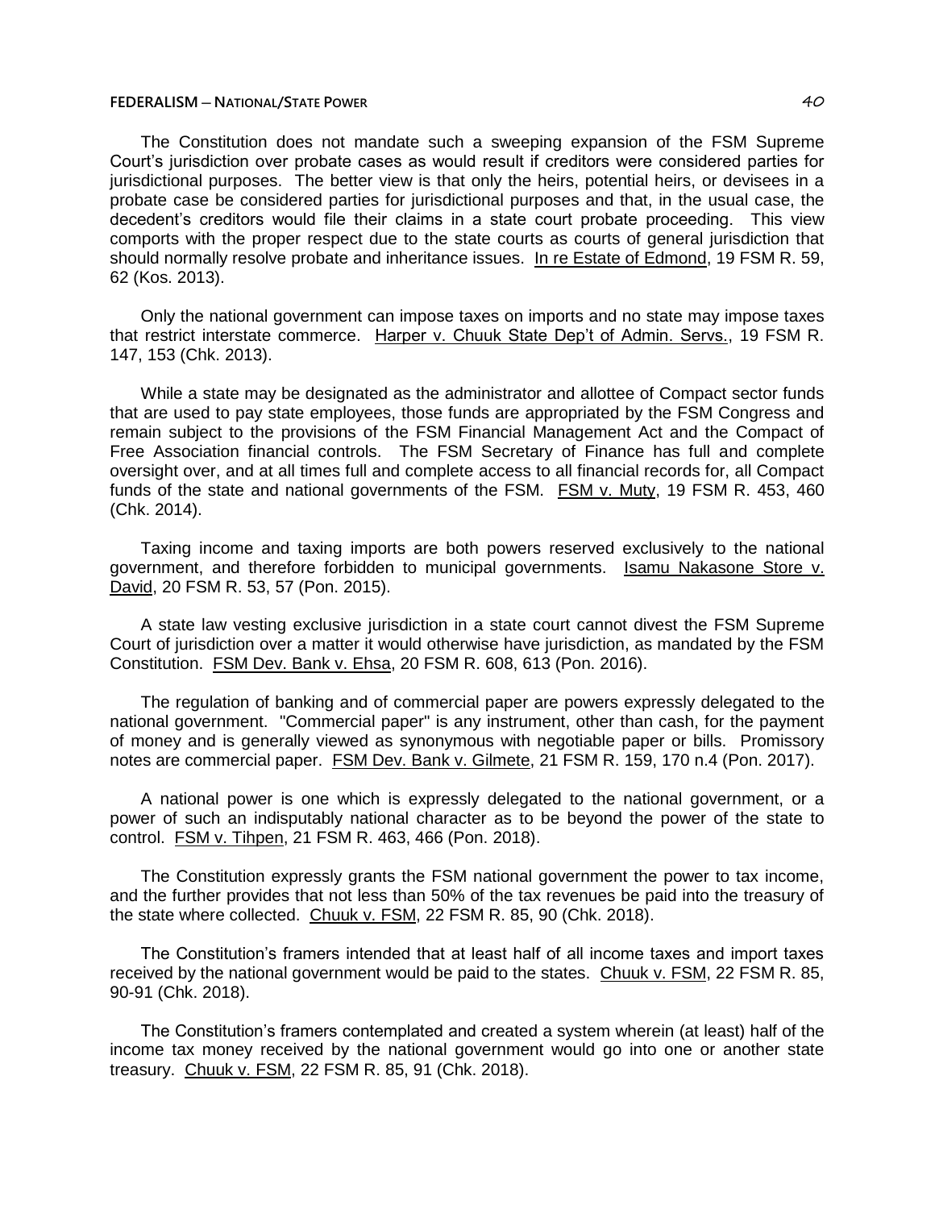The Constitution does not mandate such a sweeping expansion of the FSM Supreme Court's jurisdiction over probate cases as would result if creditors were considered parties for jurisdictional purposes. The better view is that only the heirs, potential heirs, or devisees in a probate case be considered parties for jurisdictional purposes and that, in the usual case, the decedent's creditors would file their claims in a state court probate proceeding. This view comports with the proper respect due to the state courts as courts of general jurisdiction that should normally resolve probate and inheritance issues. In re Estate of Edmond, 19 FSM R. 59, 62 (Kos. 2013).

Only the national government can impose taxes on imports and no state may impose taxes that restrict interstate commerce. Harper v. Chuuk State Dep't of Admin. Servs., 19 FSM R. 147, 153 (Chk. 2013).

While a state may be designated as the administrator and allottee of Compact sector funds that are used to pay state employees, those funds are appropriated by the FSM Congress and remain subject to the provisions of the FSM Financial Management Act and the Compact of Free Association financial controls. The FSM Secretary of Finance has full and complete oversight over, and at all times full and complete access to all financial records for, all Compact funds of the state and national governments of the FSM. FSM v. Muty, 19 FSM R. 453, 460 (Chk. 2014).

Taxing income and taxing imports are both powers reserved exclusively to the national government, and therefore forbidden to municipal governments. Isamu Nakasone Store v. David, 20 FSM R. 53, 57 (Pon. 2015).

A state law vesting exclusive jurisdiction in a state court cannot divest the FSM Supreme Court of jurisdiction over a matter it would otherwise have jurisdiction, as mandated by the FSM Constitution. FSM Dev. Bank v. Ehsa, 20 FSM R. 608, 613 (Pon. 2016).

The regulation of banking and of commercial paper are powers expressly delegated to the national government. "Commercial paper" is any instrument, other than cash, for the payment of money and is generally viewed as synonymous with negotiable paper or bills. Promissory notes are commercial paper. FSM Dev. Bank v. Gilmete, 21 FSM R. 159, 170 n.4 (Pon. 2017).

A national power is one which is expressly delegated to the national government, or a power of such an indisputably national character as to be beyond the power of the state to control. FSM v. Tihpen, 21 FSM R. 463, 466 (Pon. 2018).

The Constitution expressly grants the FSM national government the power to tax income, and the further provides that not less than 50% of the tax revenues be paid into the treasury of the state where collected. Chuuk v. FSM, 22 FSM R. 85, 90 (Chk. 2018).

The Constitution's framers intended that at least half of all income taxes and import taxes received by the national government would be paid to the states. Chuuk v. FSM, 22 FSM R. 85, 90-91 (Chk. 2018).

The Constitution's framers contemplated and created a system wherein (at least) half of the income tax money received by the national government would go into one or another state treasury. Chuuk v. FSM, 22 FSM R. 85, 91 (Chk. 2018).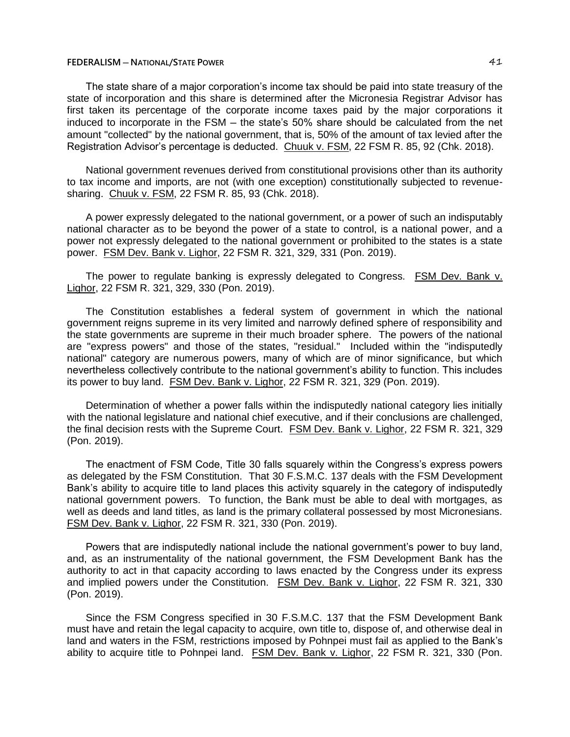The state share of a major corporation's income tax should be paid into state treasury of the state of incorporation and this share is determined after the Micronesia Registrar Advisor has first taken its percentage of the corporate income taxes paid by the major corporations it induced to incorporate in the FSM – the state's 50% share should be calculated from the net amount "collected" by the national government, that is, 50% of the amount of tax levied after the Registration Advisor's percentage is deducted. Chuuk v. FSM, 22 FSM R. 85, 92 (Chk. 2018).

National government revenues derived from constitutional provisions other than its authority to tax income and imports, are not (with one exception) constitutionally subjected to revenue-sharing. Chuuk v. FSM, 22 FSM R. 85, 93 (Chk. 2018).

A power expressly delegated to the national government, or a power of such an indisputably national character as to be beyond the power of a state to control, is a national power, and a power not expressly delegated to the national government or prohibited to the states is a state power. FSM Dev. Bank v. Lighor, 22 FSM R. 321, 329, 331 (Pon. 2019).

The power to regulate banking is expressly delegated to Congress. FSM Dev. Bank v. Lighor, 22 FSM R. 321, 329, 330 (Pon. 2019).

The Constitution establishes a federal system of government in which the national government reigns supreme in its very limited and narrowly defined sphere of responsibility and the state governments are supreme in their much broader sphere. The powers of the national are "express powers" and those of the states, "residual." Included within the "indisputedly national" category are numerous powers, many of which are of minor significance, but which nevertheless collectively contribute to the national government's ability to function. This includes its power to buy land. FSM Dev. Bank v. Lighor, 22 FSM R. 321, 329 (Pon. 2019).

Determination of whether a power falls within the indisputedly national category lies initially with the national legislature and national chief executive, and if their conclusions are challenged, the final decision rests with the Supreme Court. FSM Dev. Bank v. Lighor, 22 FSM R. 321, 329 (Pon. 2019).

The enactment of FSM Code, Title 30 falls squarely within the Congress's express powers as delegated by the FSM Constitution. That 30 F.S.M.C. 137 deals with the FSM Development Bank's ability to acquire title to land places this activity squarely in the category of indisputedly national government powers. To function, the Bank must be able to deal with mortgages, as well as deeds and land titles, as land is the primary collateral possessed by most Micronesians. FSM Dev. Bank v. Lighor, 22 FSM R. 321, 330 (Pon. 2019).

Powers that are indisputedly national include the national government's power to buy land, and, as an instrumentality of the national government, the FSM Development Bank has the authority to act in that capacity according to laws enacted by the Congress under its express and implied powers under the Constitution. FSM Dev. Bank v. Lighor, 22 FSM R. 321, 330 (Pon. 2019).

Since the FSM Congress specified in 30 F.S.M.C. 137 that the FSM Development Bank must have and retain the legal capacity to acquire, own title to, dispose of, and otherwise deal in land and waters in the FSM, restrictions imposed by Pohnpei must fail as applied to the Bank's ability to acquire title to Pohnpei land. FSM Dev. Bank v. Lighor, 22 FSM R. 321, 330 (Pon.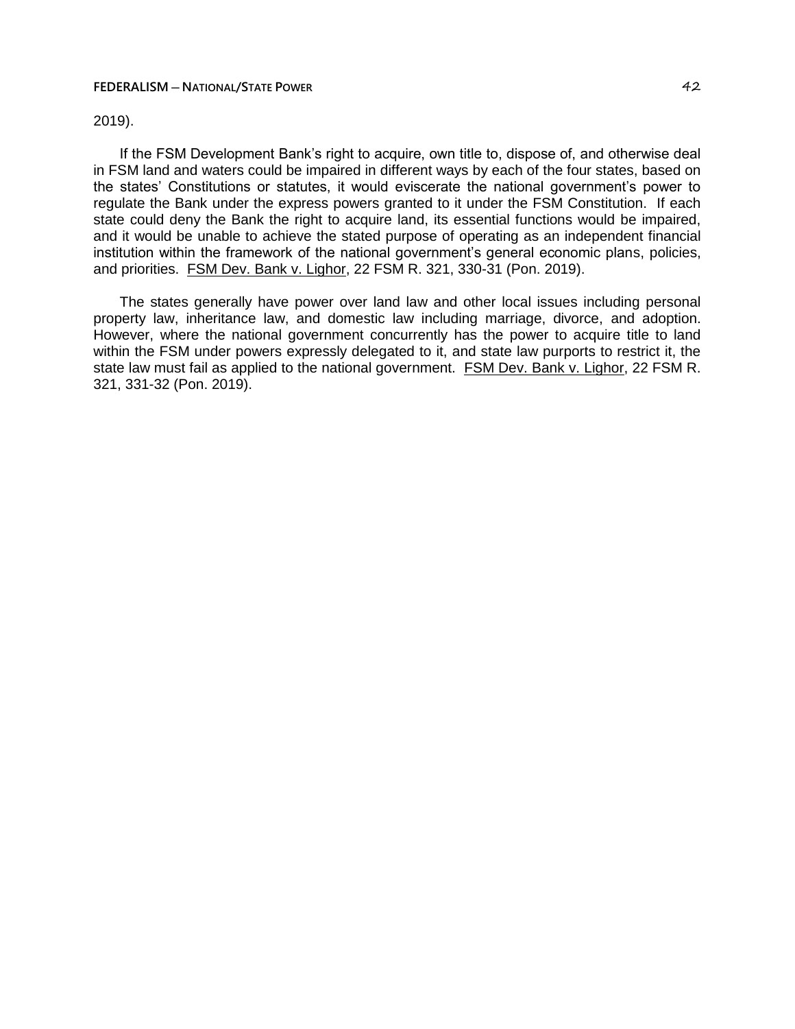2019).

If the FSM Development Bank's right to acquire, own title to, dispose of, and otherwise deal in FSM land and waters could be impaired in different ways by each of the four states, based on the states' Constitutions or statutes, it would eviscerate the national government's power to regulate the Bank under the express powers granted to it under the FSM Constitution. If each state could deny the Bank the right to acquire land, its essential functions would be impaired, and it would be unable to achieve the stated purpose of operating as an independent financial institution within the framework of the national government's general economic plans, policies, and priorities. FSM Dev. Bank v. Lighor, 22 FSM R. 321, 330-31 (Pon. 2019).

The states generally have power over land law and other local issues including personal property law, inheritance law, and domestic law including marriage, divorce, and adoption. However, where the national government concurrently has the power to acquire title to land within the FSM under powers expressly delegated to it, and state law purports to restrict it, the state law must fail as applied to the national government. FSM Dev. Bank v. Lighor, 22 FSM R. 321, 331-32 (Pon. 2019).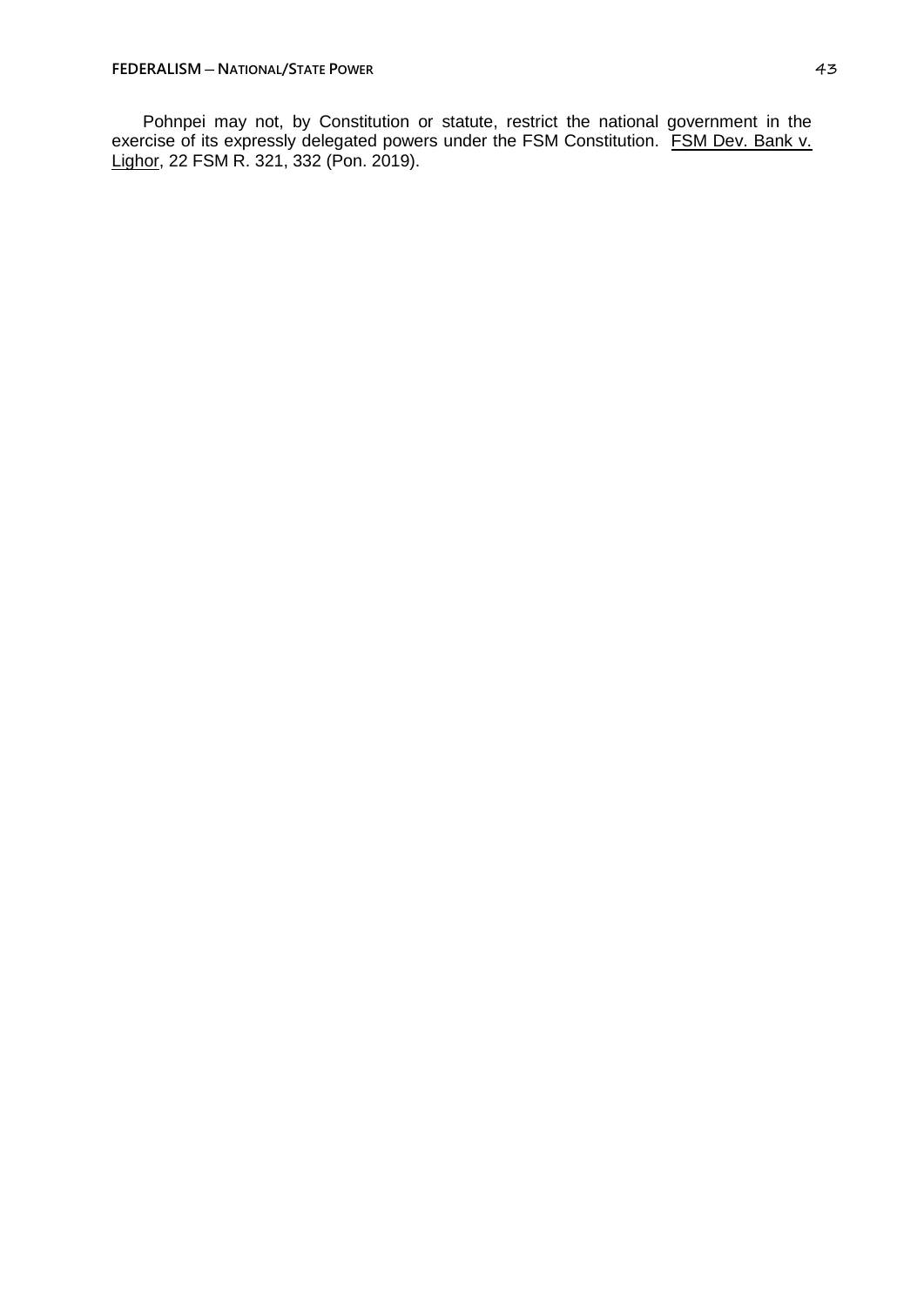Pohnpei may not, by Constitution or statute, restrict the national government in the exercise of its expressly delegated powers under the FSM Constitution. FSM Dev. Bank v. Lighor, 22 FSM R. 321, 332 (Pon. 2019).